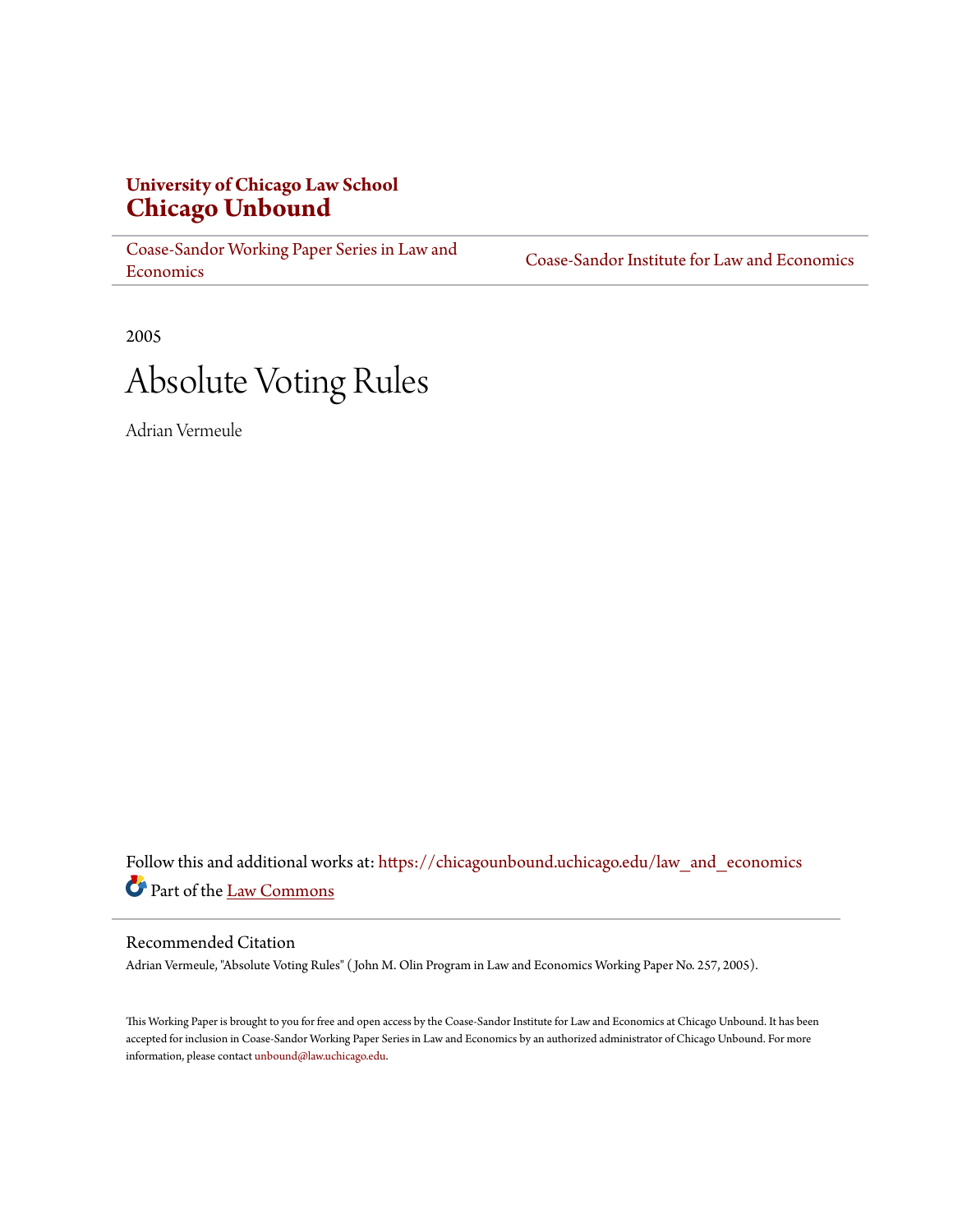**University of Chicago Law School**
**Chicago Unbound**

Coase-Sandor Working Paper Series in Law and Economics | Coase-Sandor Institute for Law and Economics

2005

# Absolute Voting Rules

Adrian Vermeule

Follow this and additional works at: https://chicagounbound.uchicago.edu/law_and_economics

Part of the Law Commons

## Recommended Citation

Adrian Vermeule, "Absolute Voting Rules" ( John M. Olin Program in Law and Economics Working Paper No. 257, 2005).

This Working Paper is brought to you for free and open access by the Coase-Sandor Institute for Law and Economics at Chicago Unbound. It has been accepted for inclusion in Coase-Sandor Working Paper Series in Law and Economics by an authorized administrator of Chicago Unbound. For more information, please contact unbound@law.uchicago.edu.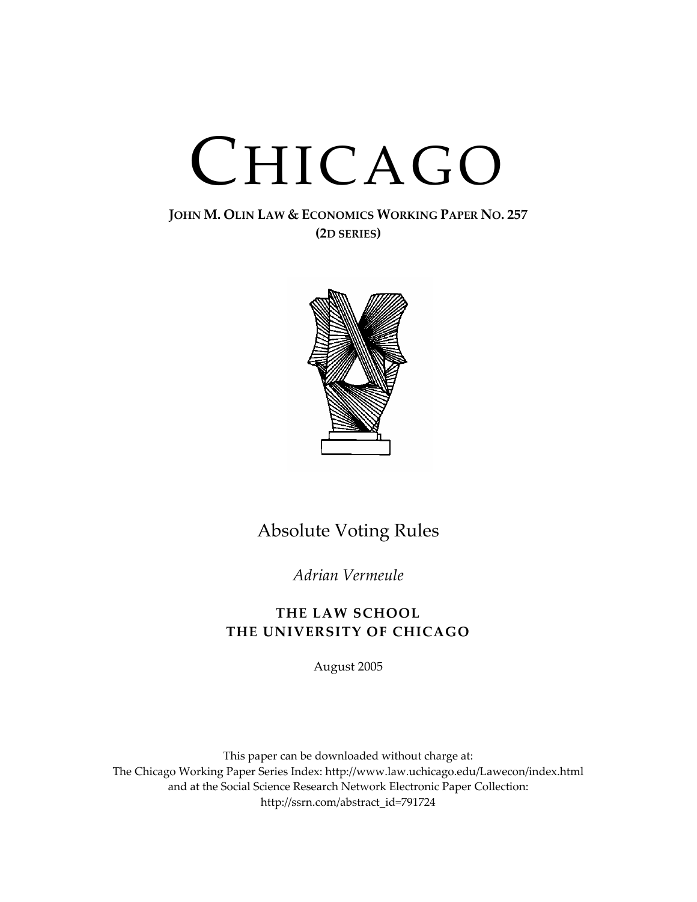# CHICAGO

**JOHN M. OLIN LAW & ECONOMICS WORKING PAPER NO. 257**
**(2D SERIES)**

## Absolute Voting Rules

*Adrian Vermeule*

**THE LAW SCHOOL**
**THE UNIVERSITY OF CHICAGO**

August 2005

This paper can be downloaded without charge at:
The Chicago Working Paper Series Index: http://www.law.uchicago.edu/Lawecon/index.html
and at the Social Science Research Network Electronic Paper Collection:
http://ssrn.com/abstract_id=791724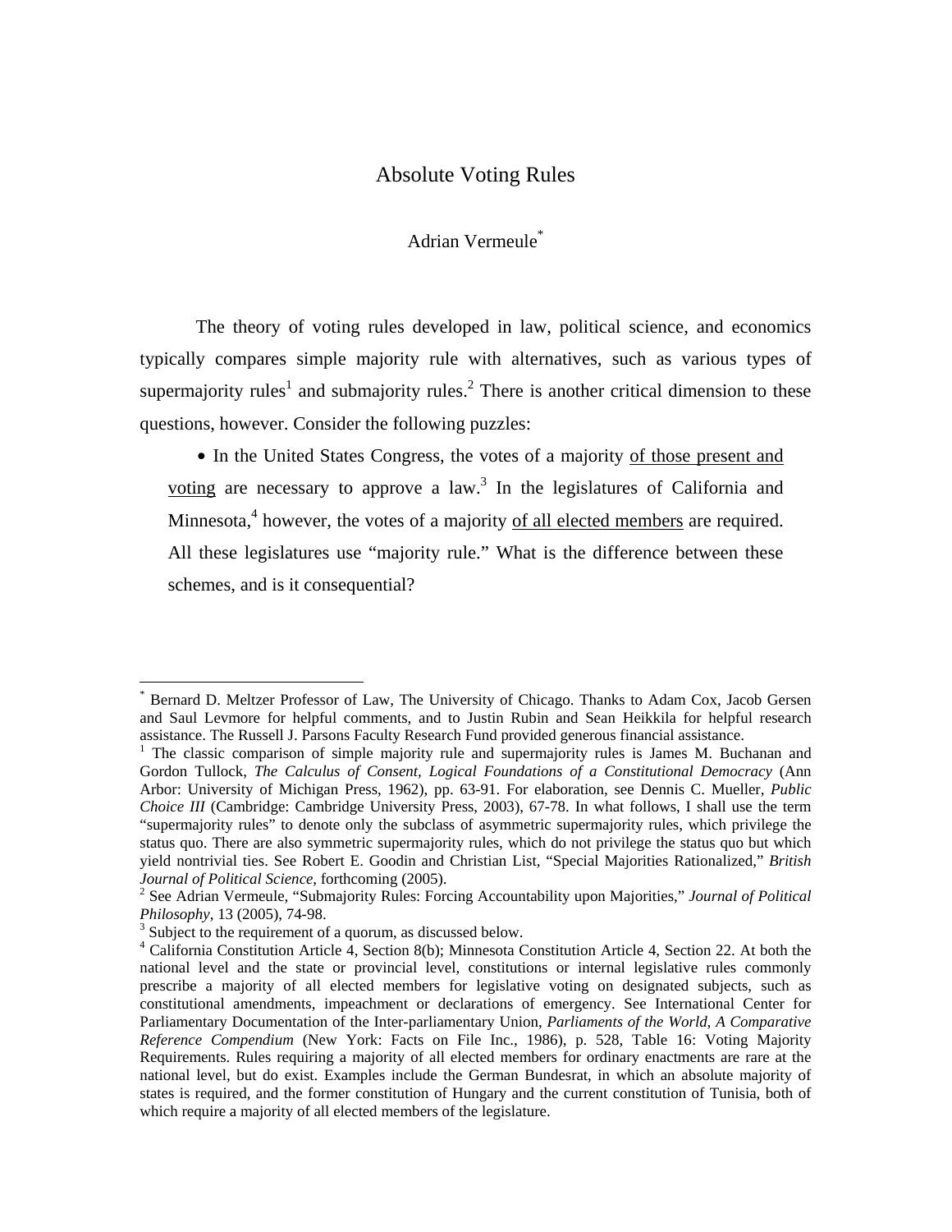# Absolute Voting Rules

Adrian Vermeule[*]

The theory of voting rules developed in law, political science, and economics typically compares simple majority rule with alternatives, such as various types of supermajority rules[1] and submajority rules.[2] There is another critical dimension to these questions, however. Consider the following puzzles:

- In the United States Congress, the votes of a majority <u>of those present and voting</u> are necessary to approve a law.[3] In the legislatures of California and Minnesota,[4] however, the votes of a majority <u>of all elected members</u> are required. All these legislatures use "majority rule." What is the difference between these schemes, and is it consequential?

---

[*] Bernard D. Meltzer Professor of Law, The University of Chicago. Thanks to Adam Cox, Jacob Gersen and Saul Levmore for helpful comments, and to Justin Rubin and Sean Heikkila for helpful research assistance. The Russell J. Parsons Faculty Research Fund provided generous financial assistance.

[1] The classic comparison of simple majority rule and supermajority rules is James M. Buchanan and Gordon Tullock, *The Calculus of Consent, Logical Foundations of a Constitutional Democracy* (Ann Arbor: University of Michigan Press, 1962), pp. 63-91. For elaboration, see Dennis C. Mueller, *Public Choice III* (Cambridge: Cambridge University Press, 2003), 67-78. In what follows, I shall use the term "supermajority rules" to denote only the subclass of asymmetric supermajority rules, which privilege the status quo. There are also symmetric supermajority rules, which do not privilege the status quo but which yield nontrivial ties. See Robert E. Goodin and Christian List, "Special Majorities Rationalized," *British Journal of Political Science*, forthcoming (2005).

[2] See Adrian Vermeule, "Submajority Rules: Forcing Accountability upon Majorities," *Journal of Political Philosophy*, 13 (2005), 74-98.

[3] Subject to the requirement of a quorum, as discussed below.

[4] California Constitution Article 4, Section 8(b); Minnesota Constitution Article 4, Section 22. At both the national level and the state or provincial level, constitutions or internal legislative rules commonly prescribe a majority of all elected members for legislative voting on designated subjects, such as constitutional amendments, impeachment or declarations of emergency. See International Center for Parliamentary Documentation of the Inter-parliamentary Union, *Parliaments of the World, A Comparative Reference Compendium* (New York: Facts on File Inc., 1986), p. 528, Table 16: Voting Majority Requirements. Rules requiring a majority of all elected members for ordinary enactments are rare at the national level, but do exist. Examples include the German Bundesrat, in which an absolute majority of states is required, and the former constitution of Hungary and the current constitution of Tunisia, both of which require a majority of all elected members of the legislature.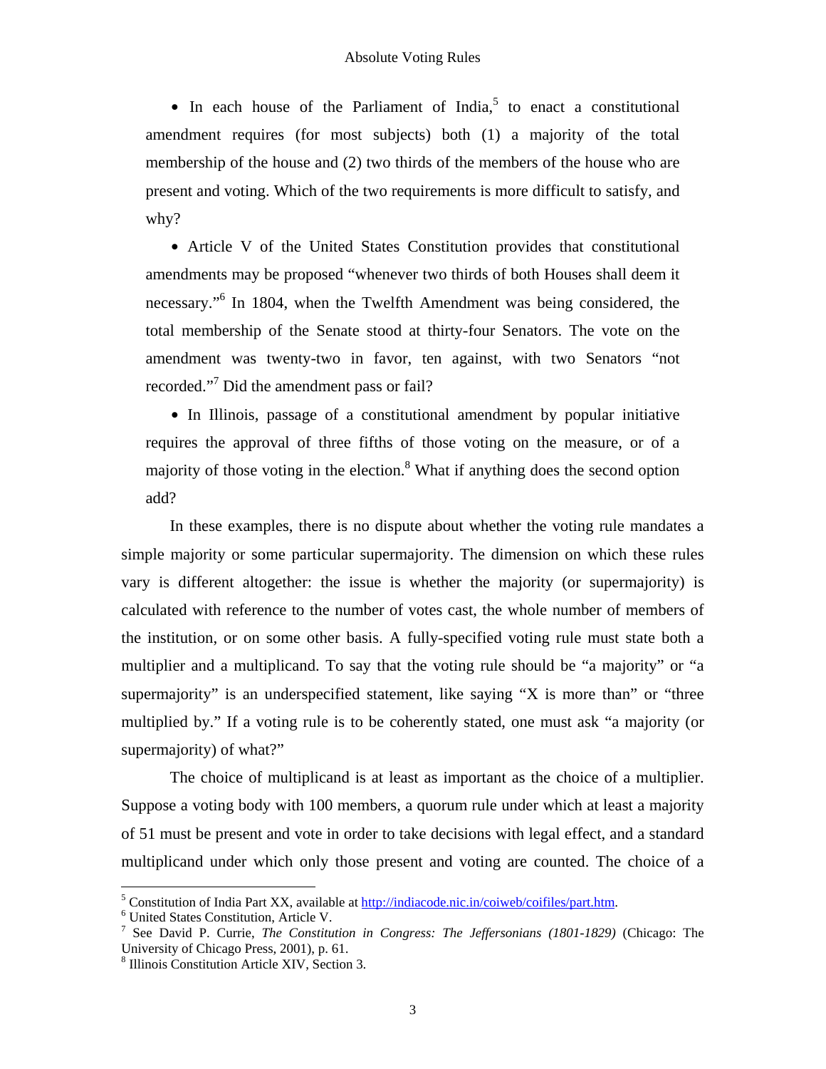- In each house of the Parliament of India,[5] to enact a constitutional amendment requires (for most subjects) both (1) a majority of the total membership of the house and (2) two thirds of the members of the house who are present and voting. Which of the two requirements is more difficult to satisfy, and why?

- Article V of the United States Constitution provides that constitutional amendments may be proposed "whenever two thirds of both Houses shall deem it necessary."[6] In 1804, when the Twelfth Amendment was being considered, the total membership of the Senate stood at thirty-four Senators. The vote on the amendment was twenty-two in favor, ten against, with two Senators "not recorded."[7] Did the amendment pass or fail?

- In Illinois, passage of a constitutional amendment by popular initiative requires the approval of three fifths of those voting on the measure, or of a majority of those voting in the election.[8] What if anything does the second option add?

In these examples, there is no dispute about whether the voting rule mandates a simple majority or some particular supermajority. The dimension on which these rules vary is different altogether: the issue is whether the majority (or supermajority) is calculated with reference to the number of votes cast, the whole number of members of the institution, or on some other basis. A fully-specified voting rule must state both a multiplier and a multiplicand. To say that the voting rule should be "a majority" or "a supermajority" is an underspecified statement, like saying "X is more than" or "three multiplied by." If a voting rule is to be coherently stated, one must ask "a majority (or supermajority) of what?"

The choice of multiplicand is at least as important as the choice of a multiplier. Suppose a voting body with 100 members, a quorum rule under which at least a majority of 51 must be present and vote in order to take decisions with legal effect, and a standard multiplicand under which only those present and voting are counted. The choice of a

---

[5] Constitution of India Part XX, available at http://indiacode.nic.in/coiweb/coifiles/part.htm.

[6] United States Constitution, Article V.

[7] See David P. Currie, *The Constitution in Congress: The Jeffersonians (1801-1829)* (Chicago: The University of Chicago Press, 2001), p. 61.

[8] Illinois Constitution Article XIV, Section 3.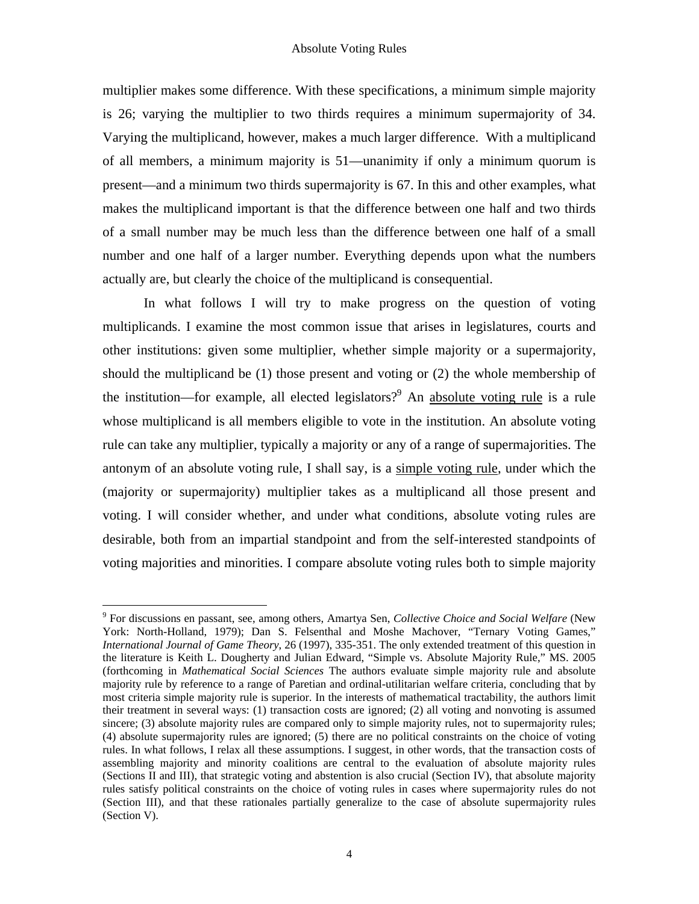multiplier makes some difference. With these specifications, a minimum simple majority is 26; varying the multiplier to two thirds requires a minimum supermajority of 34. Varying the multiplicand, however, makes a much larger difference. With a multiplicand of all members, a minimum majority is 51—unanimity if only a minimum quorum is present—and a minimum two thirds supermajority is 67. In this and other examples, what makes the multiplicand important is that the difference between one half and two thirds of a small number may be much less than the difference between one half of a small number and one half of a larger number. Everything depends upon what the numbers actually are, but clearly the choice of the multiplicand is consequential.

In what follows I will try to make progress on the question of voting multiplicands. I examine the most common issue that arises in legislatures, courts and other institutions: given some multiplier, whether simple majority or a supermajority, should the multiplicand be (1) those present and voting or (2) the whole membership of the institution—for example, all elected legislators?[9] An <u>absolute voting rule</u> is a rule whose multiplicand is all members eligible to vote in the institution. An absolute voting rule can take any multiplier, typically a majority or any of a range of supermajorities. The antonym of an absolute voting rule, I shall say, is a <u>simple voting rule</u>, under which the (majority or supermajority) multiplier takes as a multiplicand all those present and voting. I will consider whether, and under what conditions, absolute voting rules are desirable, both from an impartial standpoint and from the self-interested standpoints of voting majorities and minorities. I compare absolute voting rules both to simple majority

---

[9] For discussions en passant, see, among others, Amartya Sen, *Collective Choice and Social Welfare* (New York: North-Holland, 1979); Dan S. Felsenthal and Moshe Machover, "Ternary Voting Games," *International Journal of Game Theory*, 26 (1997), 335-351. The only extended treatment of this question in the literature is Keith L. Dougherty and Julian Edward, "Simple vs. Absolute Majority Rule," MS. 2005 (forthcoming in *Mathematical Social Sciences* The authors evaluate simple majority rule and absolute majority rule by reference to a range of Paretian and ordinal-utilitarian welfare criteria, concluding that by most criteria simple majority rule is superior. In the interests of mathematical tractability, the authors limit their treatment in several ways: (1) transaction costs are ignored; (2) all voting and nonvoting is assumed sincere; (3) absolute majority rules are compared only to simple majority rules, not to supermajority rules; (4) absolute supermajority rules are ignored; (5) there are no political constraints on the choice of voting rules. In what follows, I relax all these assumptions. I suggest, in other words, that the transaction costs of assembling majority and minority coalitions are central to the evaluation of absolute majority rules (Sections II and III), that strategic voting and abstention is also crucial (Section IV), that absolute majority rules satisfy political constraints on the choice of voting rules in cases where supermajority rules do not (Section III), and that these rationales partially generalize to the case of absolute supermajority rules (Section V).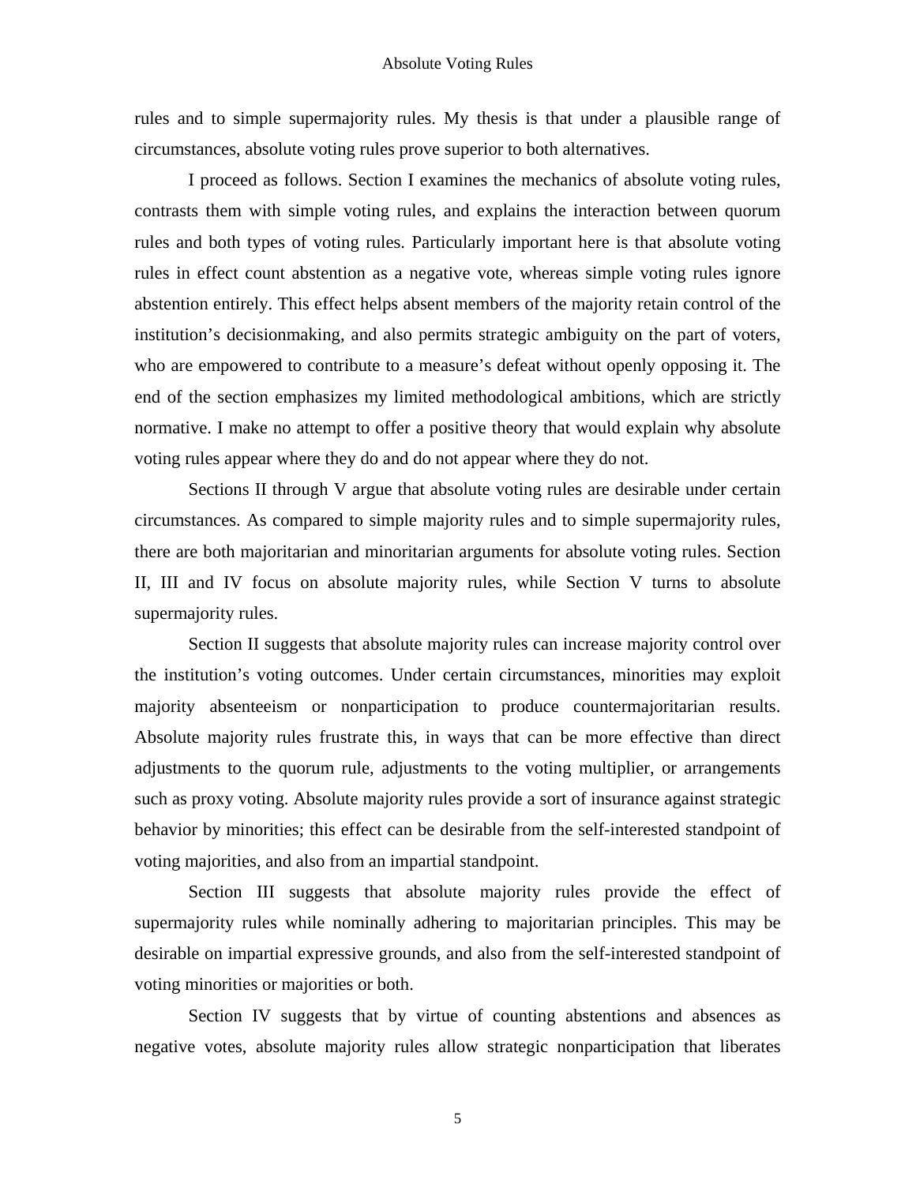rules and to simple supermajority rules. My thesis is that under a plausible range of circumstances, absolute voting rules prove superior to both alternatives.

I proceed as follows. Section I examines the mechanics of absolute voting rules, contrasts them with simple voting rules, and explains the interaction between quorum rules and both types of voting rules. Particularly important here is that absolute voting rules in effect count abstention as a negative vote, whereas simple voting rules ignore abstention entirely. This effect helps absent members of the majority retain control of the institution's decisionmaking, and also permits strategic ambiguity on the part of voters, who are empowered to contribute to a measure's defeat without openly opposing it. The end of the section emphasizes my limited methodological ambitions, which are strictly normative. I make no attempt to offer a positive theory that would explain why absolute voting rules appear where they do and do not appear where they do not.

Sections II through V argue that absolute voting rules are desirable under certain circumstances. As compared to simple majority rules and to simple supermajority rules, there are both majoritarian and minoritarian arguments for absolute voting rules. Section II, III and IV focus on absolute majority rules, while Section V turns to absolute supermajority rules.

Section II suggests that absolute majority rules can increase majority control over the institution's voting outcomes. Under certain circumstances, minorities may exploit majority absenteeism or nonparticipation to produce countermajoritarian results. Absolute majority rules frustrate this, in ways that can be more effective than direct adjustments to the quorum rule, adjustments to the voting multiplier, or arrangements such as proxy voting. Absolute majority rules provide a sort of insurance against strategic behavior by minorities; this effect can be desirable from the self-interested standpoint of voting majorities, and also from an impartial standpoint.

Section III suggests that absolute majority rules provide the effect of supermajority rules while nominally adhering to majoritarian principles. This may be desirable on impartial expressive grounds, and also from the self-interested standpoint of voting minorities or majorities or both.

Section IV suggests that by virtue of counting abstentions and absences as negative votes, absolute majority rules allow strategic nonparticipation that liberates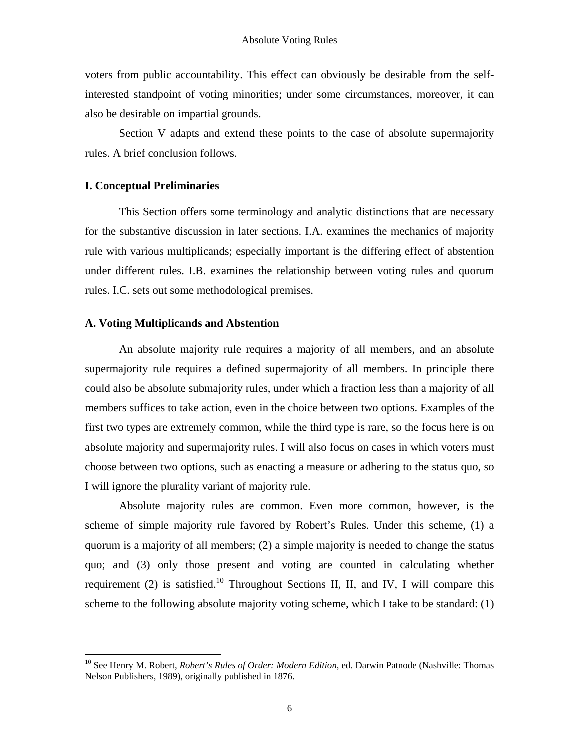voters from public accountability. This effect can obviously be desirable from the self-interested standpoint of voting minorities; under some circumstances, moreover, it can also be desirable on impartial grounds.

Section V adapts and extend these points to the case of absolute supermajority rules. A brief conclusion follows.

## I. Conceptual Preliminaries

This Section offers some terminology and analytic distinctions that are necessary for the substantive discussion in later sections. I.A. examines the mechanics of majority rule with various multiplicands; especially important is the differing effect of abstention under different rules. I.B. examines the relationship between voting rules and quorum rules. I.C. sets out some methodological premises.

### A. Voting Multiplicands and Abstention

An absolute majority rule requires a majority of all members, and an absolute supermajority rule requires a defined supermajority of all members. In principle there could also be absolute submajority rules, under which a fraction less than a majority of all members suffices to take action, even in the choice between two options. Examples of the first two types are extremely common, while the third type is rare, so the focus here is on absolute majority and supermajority rules. I will also focus on cases in which voters must choose between two options, such as enacting a measure or adhering to the status quo, so I will ignore the plurality variant of majority rule.

Absolute majority rules are common. Even more common, however, is the scheme of simple majority rule favored by Robert's Rules. Under this scheme, (1) a quorum is a majority of all members; (2) a simple majority is needed to change the status quo; and (3) only those present and voting are counted in calculating whether requirement (2) is satisfied.[10] Throughout Sections II, II, and IV, I will compare this scheme to the following absolute majority voting scheme, which I take to be standard: (1)

[10] See Henry M. Robert, *Robert's Rules of Order: Modern Edition*, ed. Darwin Patnode (Nashville: Thomas Nelson Publishers, 1989), originally published in 1876.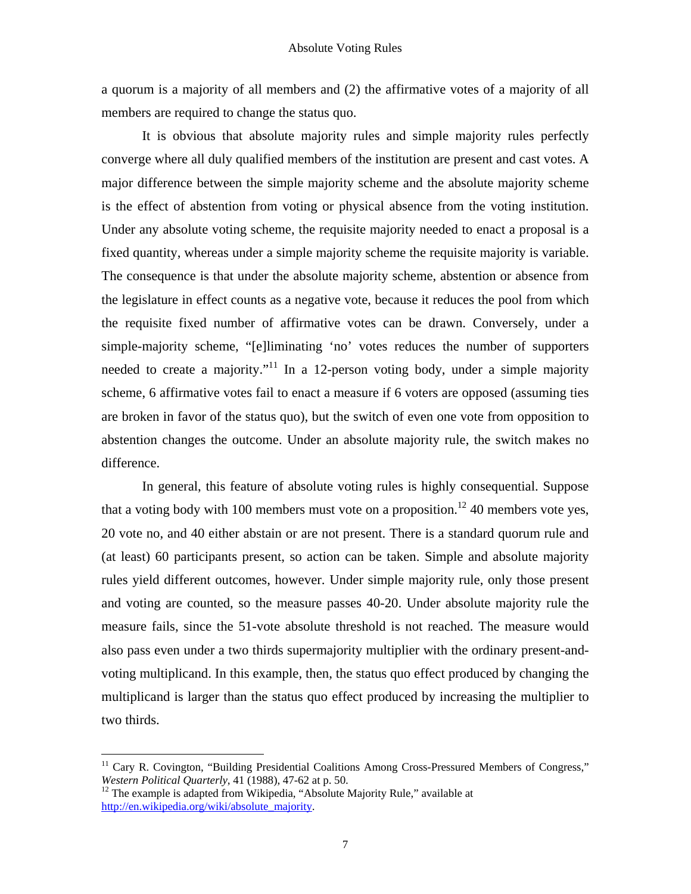a quorum is a majority of all members and (2) the affirmative votes of a majority of all members are required to change the status quo.

It is obvious that absolute majority rules and simple majority rules perfectly converge where all duly qualified members of the institution are present and cast votes. A major difference between the simple majority scheme and the absolute majority scheme is the effect of abstention from voting or physical absence from the voting institution. Under any absolute voting scheme, the requisite majority needed to enact a proposal is a fixed quantity, whereas under a simple majority scheme the requisite majority is variable. The consequence is that under the absolute majority scheme, abstention or absence from the legislature in effect counts as a negative vote, because it reduces the pool from which the requisite fixed number of affirmative votes can be drawn. Conversely, under a simple-majority scheme, "[e]liminating 'no' votes reduces the number of supporters needed to create a majority."[11] In a 12-person voting body, under a simple majority scheme, 6 affirmative votes fail to enact a measure if 6 voters are opposed (assuming ties are broken in favor of the status quo), but the switch of even one vote from opposition to abstention changes the outcome. Under an absolute majority rule, the switch makes no difference.

In general, this feature of absolute voting rules is highly consequential. Suppose that a voting body with 100 members must vote on a proposition.[12] 40 members vote yes, 20 vote no, and 40 either abstain or are not present. There is a standard quorum rule and (at least) 60 participants present, so action can be taken. Simple and absolute majority rules yield different outcomes, however. Under simple majority rule, only those present and voting are counted, so the measure passes 40-20. Under absolute majority rule the measure fails, since the 51-vote absolute threshold is not reached. The measure would also pass even under a two thirds supermajority multiplier with the ordinary present-and-voting multiplicand. In this example, then, the status quo effect produced by changing the multiplicand is larger than the status quo effect produced by increasing the multiplier to two thirds.

---

[11] Cary R. Covington, "Building Presidential Coalitions Among Cross-Pressured Members of Congress," *Western Political Quarterly*, 41 (1988), 47-62 at p. 50.

[12] The example is adapted from Wikipedia, "Absolute Majority Rule," available at http://en.wikipedia.org/wiki/absolute_majority.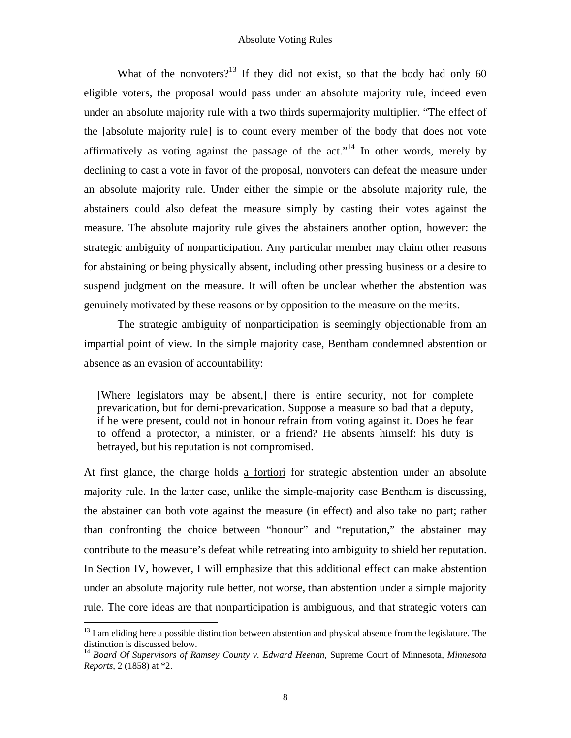What of the nonvoters?[13] If they did not exist, so that the body had only 60 eligible voters, the proposal would pass under an absolute majority rule, indeed even under an absolute majority rule with a two thirds supermajority multiplier. "The effect of the [absolute majority rule] is to count every member of the body that does not vote affirmatively as voting against the passage of the act."[14] In other words, merely by declining to cast a vote in favor of the proposal, nonvoters can defeat the measure under an absolute majority rule. Under either the simple or the absolute majority rule, the abstainers could also defeat the measure simply by casting their votes against the measure. The absolute majority rule gives the abstainers another option, however: the strategic ambiguity of nonparticipation. Any particular member may claim other reasons for abstaining or being physically absent, including other pressing business or a desire to suspend judgment on the measure. It will often be unclear whether the abstention was genuinely motivated by these reasons or by opposition to the measure on the merits.

The strategic ambiguity of nonparticipation is seemingly objectionable from an impartial point of view. In the simple majority case, Bentham condemned abstention or absence as an evasion of accountability:

> [Where legislators may be absent,] there is entire security, not for complete prevarication, but for demi-prevarication. Suppose a measure so bad that a deputy, if he were present, could not in honour refrain from voting against it. Does he fear to offend a protector, a minister, or a friend? He absents himself: his duty is betrayed, but his reputation is not compromised.

At first glance, the charge holds a fortiori for strategic abstention under an absolute majority rule. In the latter case, unlike the simple-majority case Bentham is discussing, the abstainer can both vote against the measure (in effect) and also take no part; rather than confronting the choice between "honour" and "reputation," the abstainer may contribute to the measure's defeat while retreating into ambiguity to shield her reputation. In Section IV, however, I will emphasize that this additional effect can make abstention under an absolute majority rule better, not worse, than abstention under a simple majority rule. The core ideas are that nonparticipation is ambiguous, and that strategic voters can

---

[13] I am eliding here a possible distinction between abstention and physical absence from the legislature. The distinction is discussed below.

[14] *Board Of Supervisors of Ramsey County v. Edward Heenan*, Supreme Court of Minnesota, *Minnesota Reports*, 2 (1858) at *2.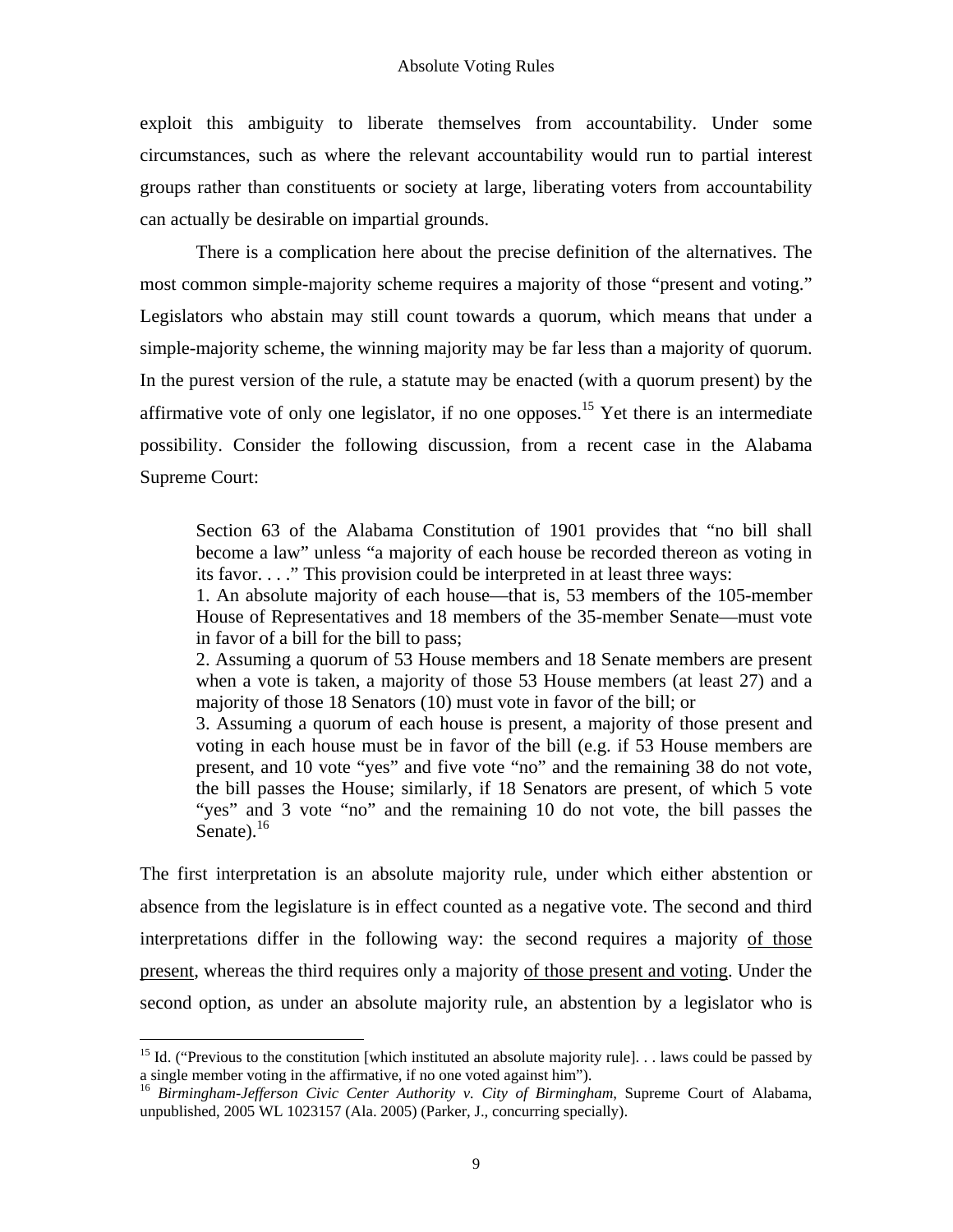exploit this ambiguity to liberate themselves from accountability. Under some circumstances, such as where the relevant accountability would run to partial interest groups rather than constituents or society at large, liberating voters from accountability can actually be desirable on impartial grounds.

There is a complication here about the precise definition of the alternatives. The most common simple-majority scheme requires a majority of those "present and voting." Legislators who abstain may still count towards a quorum, which means that under a simple-majority scheme, the winning majority may be far less than a majority of quorum. In the purest version of the rule, a statute may be enacted (with a quorum present) by the affirmative vote of only one legislator, if no one opposes.[15] Yet there is an intermediate possibility. Consider the following discussion, from a recent case in the Alabama Supreme Court:

> Section 63 of the Alabama Constitution of 1901 provides that "no bill shall become a law" unless "a majority of each house be recorded thereon as voting in its favor. . . ." This provision could be interpreted in at least three ways:
> 1. An absolute majority of each house—that is, 53 members of the 105-member House of Representatives and 18 members of the 35-member Senate—must vote in favor of a bill for the bill to pass;
> 2. Assuming a quorum of 53 House members and 18 Senate members are present when a vote is taken, a majority of those 53 House members (at least 27) and a majority of those 18 Senators (10) must vote in favor of the bill; or
> 3. Assuming a quorum of each house is present, a majority of those present and voting in each house must be in favor of the bill (e.g. if 53 House members are present, and 10 vote "yes" and five vote "no" and the remaining 38 do not vote, the bill passes the House; similarly, if 18 Senators are present, of which 5 vote "yes" and 3 vote "no" and the remaining 10 do not vote, the bill passes the Senate).[16]

The first interpretation is an absolute majority rule, under which either abstention or absence from the legislature is in effect counted as a negative vote. The second and third interpretations differ in the following way: the second requires a majority <u>of those present</u>, whereas the third requires only a majority <u>of those present and voting</u>. Under the second option, as under an absolute majority rule, an abstention by a legislator who is

[15] Id. ("Previous to the constitution [which instituted an absolute majority rule]. . . laws could be passed by a single member voting in the affirmative, if no one voted against him").

[16] *Birmingham-Jefferson Civic Center Authority v. City of Birmingham*, Supreme Court of Alabama, unpublished, 2005 WL 1023157 (Ala. 2005) (Parker, J., concurring specially).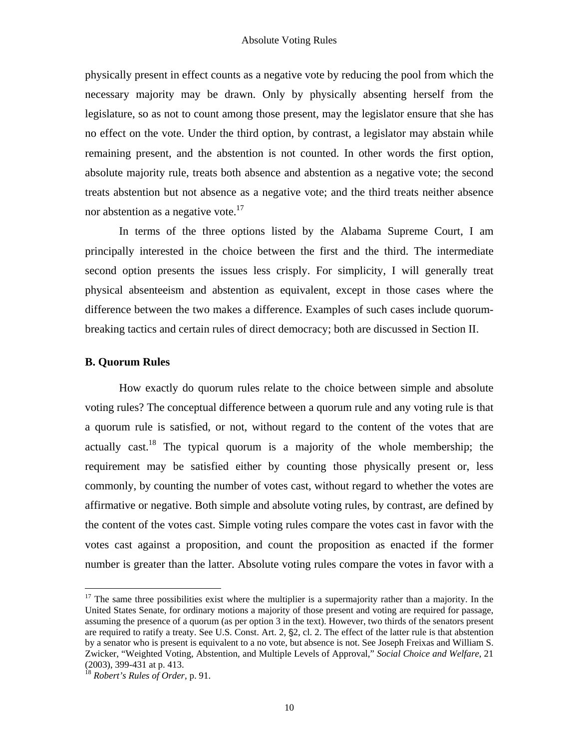physically present in effect counts as a negative vote by reducing the pool from which the necessary majority may be drawn. Only by physically absenting herself from the legislature, so as not to count among those present, may the legislator ensure that she has no effect on the vote. Under the third option, by contrast, a legislator may abstain while remaining present, and the abstention is not counted. In other words the first option, absolute majority rule, treats both absence and abstention as a negative vote; the second treats abstention but not absence as a negative vote; and the third treats neither absence nor abstention as a negative vote.[17]

In terms of the three options listed by the Alabama Supreme Court, I am principally interested in the choice between the first and the third. The intermediate second option presents the issues less crisply. For simplicity, I will generally treat physical absenteeism and abstention as equivalent, except in those cases where the difference between the two makes a difference. Examples of such cases include quorum-breaking tactics and certain rules of direct democracy; both are discussed in Section II.

### B. Quorum Rules

How exactly do quorum rules relate to the choice between simple and absolute voting rules? The conceptual difference between a quorum rule and any voting rule is that a quorum rule is satisfied, or not, without regard to the content of the votes that are actually cast.[18] The typical quorum is a majority of the whole membership; the requirement may be satisfied either by counting those physically present or, less commonly, by counting the number of votes cast, without regard to whether the votes are affirmative or negative. Both simple and absolute voting rules, by contrast, are defined by the content of the votes cast. Simple voting rules compare the votes cast in favor with the votes cast against a proposition, and count the proposition as enacted if the former number is greater than the latter. Absolute voting rules compare the votes in favor with a

---

[17] The same three possibilities exist where the multiplier is a supermajority rather than a majority. In the United States Senate, for ordinary motions a majority of those present and voting are required for passage, assuming the presence of a quorum (as per option 3 in the text). However, two thirds of the senators present are required to ratify a treaty. See U.S. Const. Art. 2, §2, cl. 2. The effect of the latter rule is that abstention by a senator who is present is equivalent to a no vote, but absence is not. See Joseph Freixas and William S. Zwicker, "Weighted Voting, Abstention, and Multiple Levels of Approval," *Social Choice and Welfare*, 21 (2003), 399-431 at p. 413.

[18] *Robert's Rules of Order*, p. 91.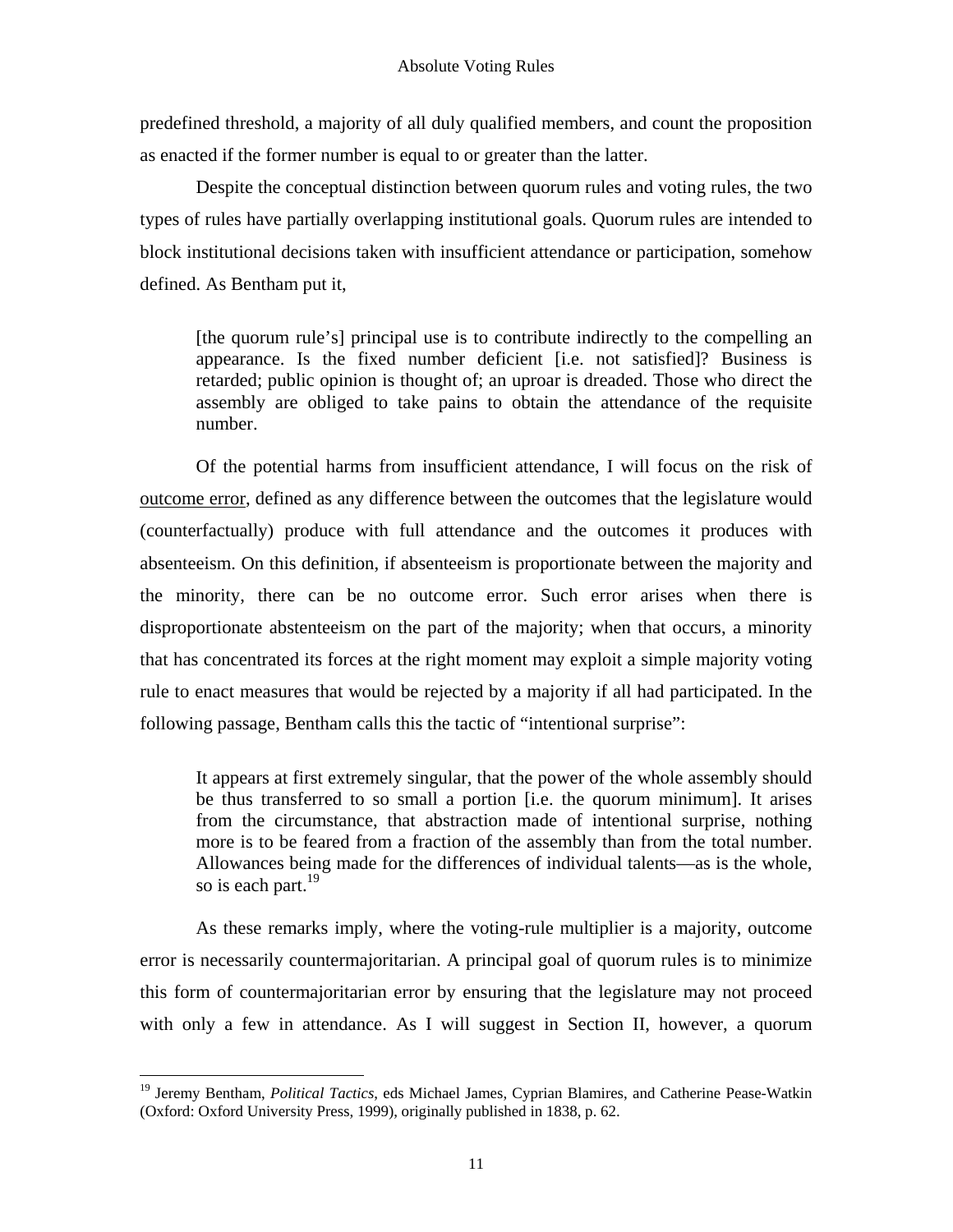predefined threshold, a majority of all duly qualified members, and count the proposition as enacted if the former number is equal to or greater than the latter.

Despite the conceptual distinction between quorum rules and voting rules, the two types of rules have partially overlapping institutional goals. Quorum rules are intended to block institutional decisions taken with insufficient attendance or participation, somehow defined. As Bentham put it,

> [the quorum rule's] principal use is to contribute indirectly to the compelling an appearance. Is the fixed number deficient [i.e. not satisfied]? Business is retarded; public opinion is thought of; an uproar is dreaded. Those who direct the assembly are obliged to take pains to obtain the attendance of the requisite number.

Of the potential harms from insufficient attendance, I will focus on the risk of <u>outcome error</u>, defined as any difference between the outcomes that the legislature would (counterfactually) produce with full attendance and the outcomes it produces with absenteeism. On this definition, if absenteeism is proportionate between the majority and the minority, there can be no outcome error. Such error arises when there is disproportionate abstenteeism on the part of the majority; when that occurs, a minority that has concentrated its forces at the right moment may exploit a simple majority voting rule to enact measures that would be rejected by a majority if all had participated. In the following passage, Bentham calls this the tactic of "intentional surprise":

> It appears at first extremely singular, that the power of the whole assembly should be thus transferred to so small a portion [i.e. the quorum minimum]. It arises from the circumstance, that abstraction made of intentional surprise, nothing more is to be feared from a fraction of the assembly than from the total number. Allowances being made for the differences of individual talents—as is the whole, so is each part.[19]

As these remarks imply, where the voting-rule multiplier is a majority, outcome error is necessarily countermajoritarian. A principal goal of quorum rules is to minimize this form of countermajoritarian error by ensuring that the legislature may not proceed with only a few in attendance. As I will suggest in Section II, however, a quorum

---

[19] Jeremy Bentham, *Political Tactics*, eds Michael James, Cyprian Blamires, and Catherine Pease-Watkin (Oxford: Oxford University Press, 1999), originally published in 1838, p. 62.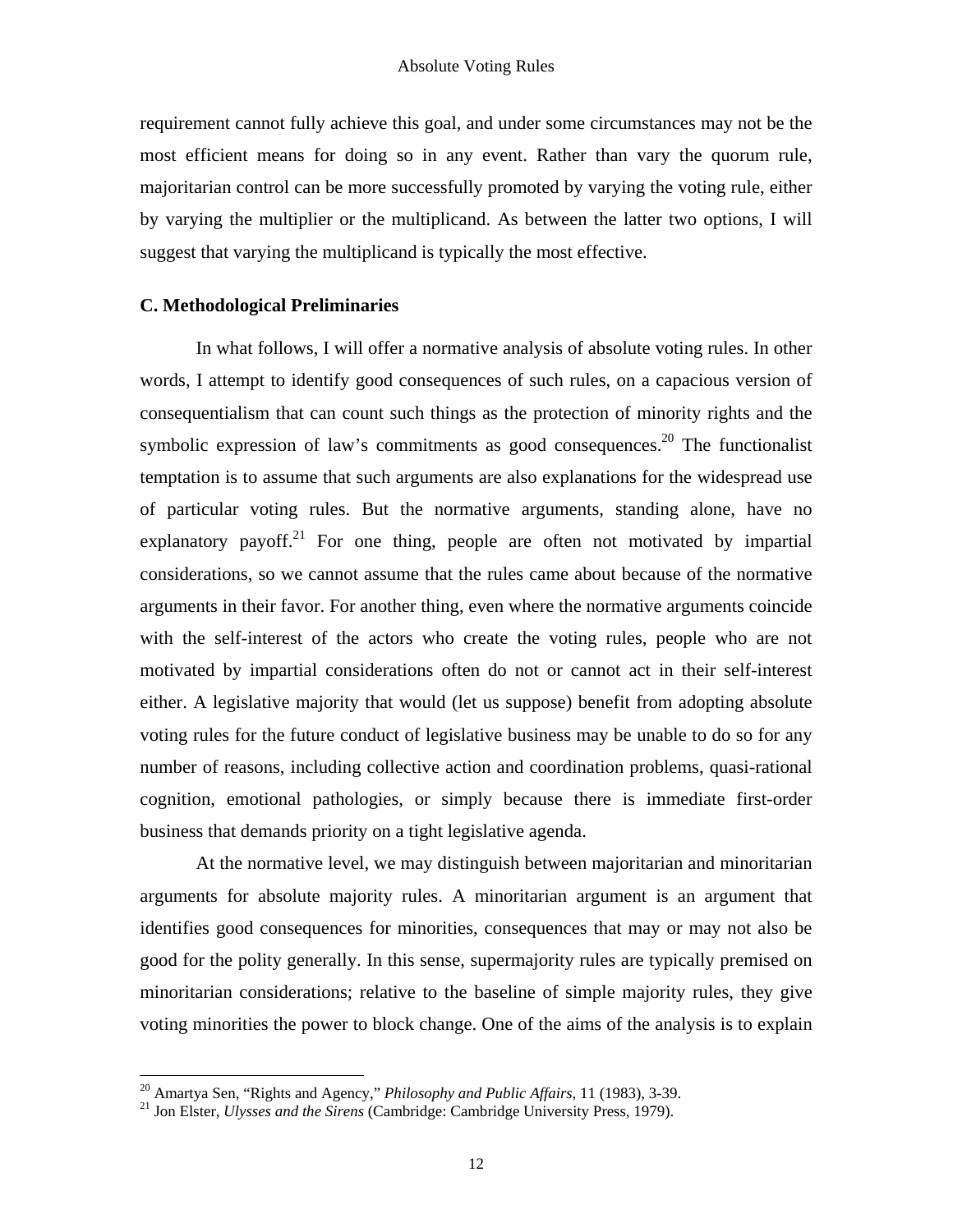requirement cannot fully achieve this goal, and under some circumstances may not be the most efficient means for doing so in any event. Rather than vary the quorum rule, majoritarian control can be more successfully promoted by varying the voting rule, either by varying the multiplier or the multiplicand. As between the latter two options, I will suggest that varying the multiplicand is typically the most effective.

### C. Methodological Preliminaries

In what follows, I will offer a normative analysis of absolute voting rules. In other words, I attempt to identify good consequences of such rules, on a capacious version of consequentialism that can count such things as the protection of minority rights and the symbolic expression of law's commitments as good consequences.[20] The functionalist temptation is to assume that such arguments are also explanations for the widespread use of particular voting rules. But the normative arguments, standing alone, have no explanatory payoff.[21] For one thing, people are often not motivated by impartial considerations, so we cannot assume that the rules came about because of the normative arguments in their favor. For another thing, even where the normative arguments coincide with the self-interest of the actors who create the voting rules, people who are not motivated by impartial considerations often do not or cannot act in their self-interest either. A legislative majority that would (let us suppose) benefit from adopting absolute voting rules for the future conduct of legislative business may be unable to do so for any number of reasons, including collective action and coordination problems, quasi-rational cognition, emotional pathologies, or simply because there is immediate first-order business that demands priority on a tight legislative agenda.

At the normative level, we may distinguish between majoritarian and minoritarian arguments for absolute majority rules. A minoritarian argument is an argument that identifies good consequences for minorities, consequences that may or may not also be good for the polity generally. In this sense, supermajority rules are typically premised on minoritarian considerations; relative to the baseline of simple majority rules, they give voting minorities the power to block change. One of the aims of the analysis is to explain

---

[20] Amartya Sen, "Rights and Agency," *Philosophy and Public Affairs*, 11 (1983), 3-39.

[21] Jon Elster, *Ulysses and the Sirens* (Cambridge: Cambridge University Press, 1979).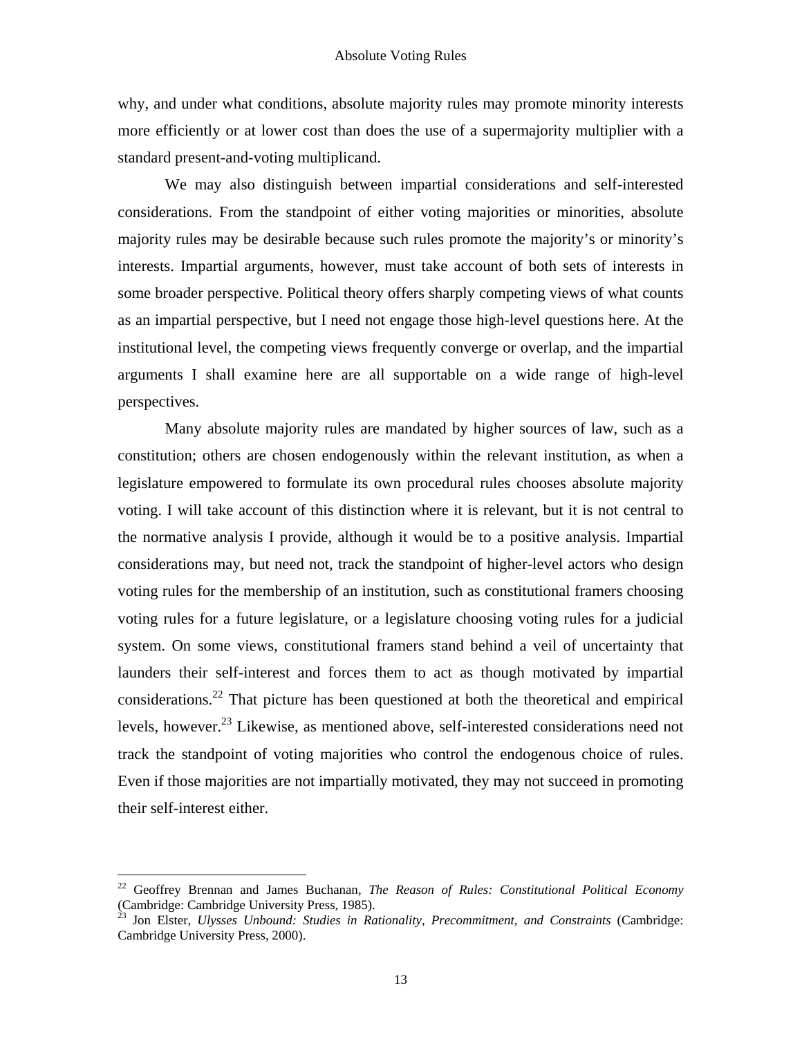why, and under what conditions, absolute majority rules may promote minority interests more efficiently or at lower cost than does the use of a supermajority multiplier with a standard present-and-voting multiplicand.

We may also distinguish between impartial considerations and self-interested considerations. From the standpoint of either voting majorities or minorities, absolute majority rules may be desirable because such rules promote the majority's or minority's interests. Impartial arguments, however, must take account of both sets of interests in some broader perspective. Political theory offers sharply competing views of what counts as an impartial perspective, but I need not engage those high-level questions here. At the institutional level, the competing views frequently converge or overlap, and the impartial arguments I shall examine here are all supportable on a wide range of high-level perspectives.

Many absolute majority rules are mandated by higher sources of law, such as a constitution; others are chosen endogenously within the relevant institution, as when a legislature empowered to formulate its own procedural rules chooses absolute majority voting. I will take account of this distinction where it is relevant, but it is not central to the normative analysis I provide, although it would be to a positive analysis. Impartial considerations may, but need not, track the standpoint of higher-level actors who design voting rules for the membership of an institution, such as constitutional framers choosing voting rules for a future legislature, or a legislature choosing voting rules for a judicial system. On some views, constitutional framers stand behind a veil of uncertainty that launders their self-interest and forces them to act as though motivated by impartial considerations.[22] That picture has been questioned at both the theoretical and empirical levels, however.[23] Likewise, as mentioned above, self-interested considerations need not track the standpoint of voting majorities who control the endogenous choice of rules. Even if those majorities are not impartially motivated, they may not succeed in promoting their self-interest either.

---

[22] Geoffrey Brennan and James Buchanan, *The Reason of Rules: Constitutional Political Economy* (Cambridge: Cambridge University Press, 1985).

[23] Jon Elster, *Ulysses Unbound: Studies in Rationality, Precommitment, and Constraints* (Cambridge: Cambridge University Press, 2000).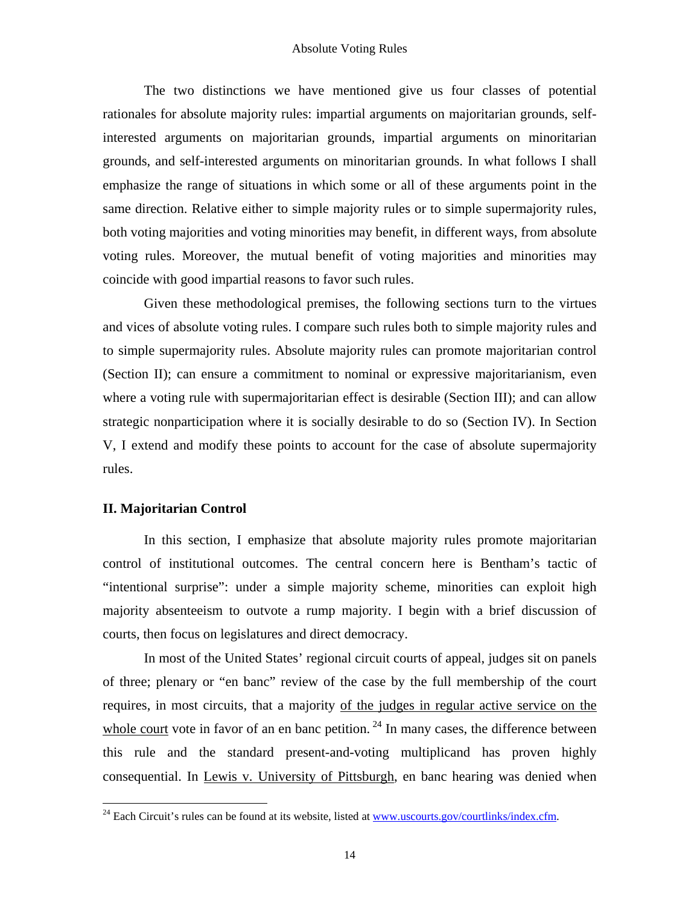The two distinctions we have mentioned give us four classes of potential rationales for absolute majority rules: impartial arguments on majoritarian grounds, self-interested arguments on majoritarian grounds, impartial arguments on minoritarian grounds, and self-interested arguments on minoritarian grounds. In what follows I shall emphasize the range of situations in which some or all of these arguments point in the same direction. Relative either to simple majority rules or to simple supermajority rules, both voting majorities and voting minorities may benefit, in different ways, from absolute voting rules. Moreover, the mutual benefit of voting majorities and minorities may coincide with good impartial reasons to favor such rules.

Given these methodological premises, the following sections turn to the virtues and vices of absolute voting rules. I compare such rules both to simple majority rules and to simple supermajority rules. Absolute majority rules can promote majoritarian control (Section II); can ensure a commitment to nominal or expressive majoritarianism, even where a voting rule with supermajoritarian effect is desirable (Section III); and can allow strategic nonparticipation where it is socially desirable to do so (Section IV). In Section V, I extend and modify these points to account for the case of absolute supermajority rules.

## II. Majoritarian Control

In this section, I emphasize that absolute majority rules promote majoritarian control of institutional outcomes. The central concern here is Bentham's tactic of "intentional surprise": under a simple majority scheme, minorities can exploit high majority absenteeism to outvote a rump majority. I begin with a brief discussion of courts, then focus on legislatures and direct democracy.

In most of the United States' regional circuit courts of appeal, judges sit on panels of three; plenary or "en banc" review of the case by the full membership of the court requires, in most circuits, that a majority <u>of the judges in regular active service on the whole court</u> vote in favor of an en banc petition.[24] In many cases, the difference between this rule and the standard present-and-voting multiplicand has proven highly consequential. In <u>Lewis v. University of Pittsburgh</u>, en banc hearing was denied when

[24] Each Circuit's rules can be found at its website, listed at www.uscourts.gov/courtlinks/index.cfm.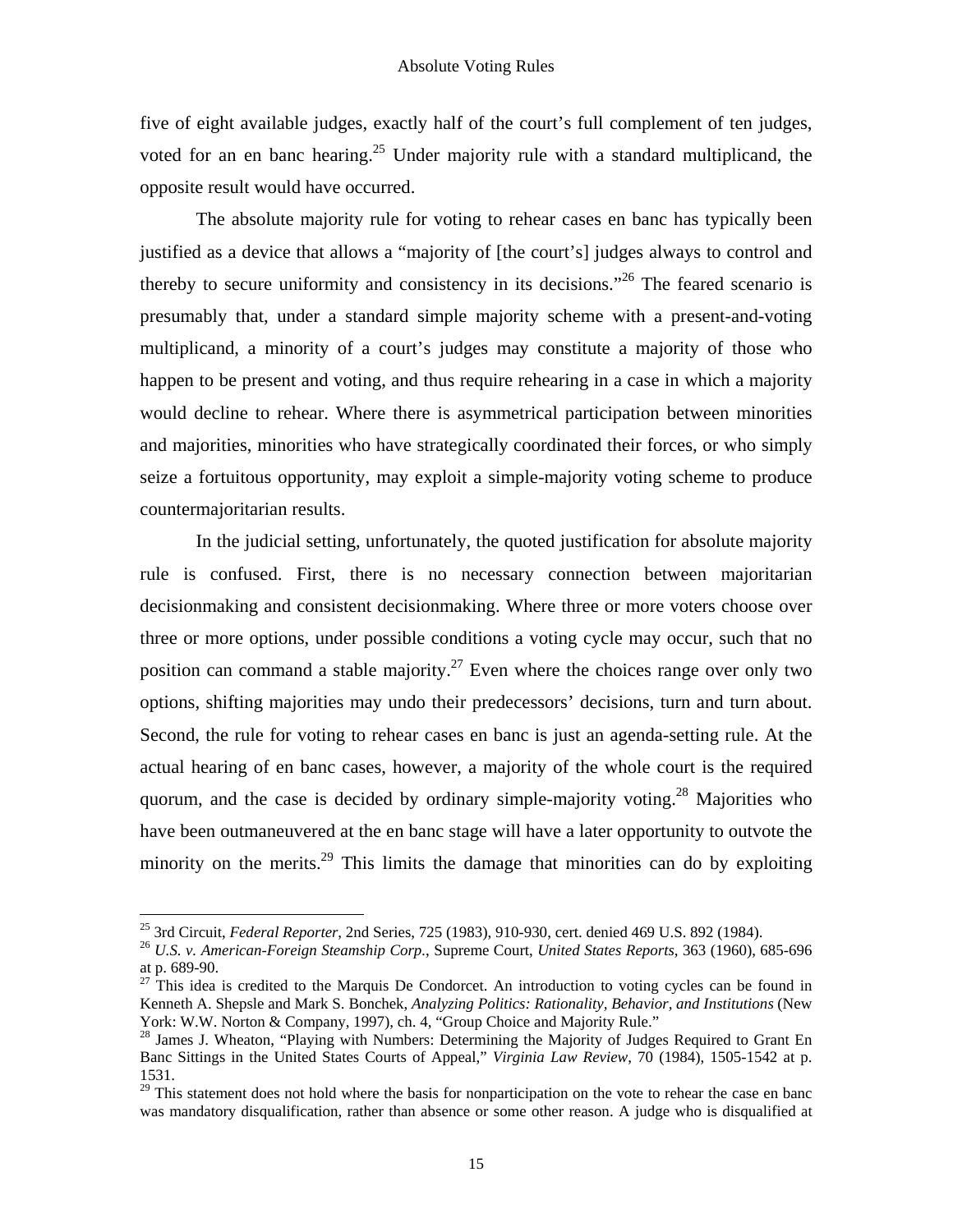five of eight available judges, exactly half of the court's full complement of ten judges, voted for an en banc hearing.[25] Under majority rule with a standard multiplicand, the opposite result would have occurred.

The absolute majority rule for voting to rehear cases en banc has typically been justified as a device that allows a "majority of [the court's] judges always to control and thereby to secure uniformity and consistency in its decisions."[26] The feared scenario is presumably that, under a standard simple majority scheme with a present-and-voting multiplicand, a minority of a court's judges may constitute a majority of those who happen to be present and voting, and thus require rehearing in a case in which a majority would decline to rehear. Where there is asymmetrical participation between minorities and majorities, minorities who have strategically coordinated their forces, or who simply seize a fortuitous opportunity, may exploit a simple-majority voting scheme to produce countermajoritarian results.

In the judicial setting, unfortunately, the quoted justification for absolute majority rule is confused. First, there is no necessary connection between majoritarian decisionmaking and consistent decisionmaking. Where three or more voters choose over three or more options, under possible conditions a voting cycle may occur, such that no position can command a stable majority.[27] Even where the choices range over only two options, shifting majorities may undo their predecessors' decisions, turn and turn about. Second, the rule for voting to rehear cases en banc is just an agenda-setting rule. At the actual hearing of en banc cases, however, a majority of the whole court is the required quorum, and the case is decided by ordinary simple-majority voting.[28] Majorities who have been outmaneuvered at the en banc stage will have a later opportunity to outvote the minority on the merits.[29] This limits the damage that minorities can do by exploiting

---

[25] 3rd Circuit, *Federal Reporter*, 2nd Series, 725 (1983), 910-930, cert. denied 469 U.S. 892 (1984).

[26] *U.S. v. American-Foreign Steamship Corp.*, Supreme Court, *United States Reports*, 363 (1960), 685-696 at p. 689-90.

[27] This idea is credited to the Marquis De Condorcet. An introduction to voting cycles can be found in Kenneth A. Shepsle and Mark S. Bonchek, *Analyzing Politics: Rationality, Behavior, and Institutions* (New York: W.W. Norton & Company, 1997), ch. 4, "Group Choice and Majority Rule."

[28] James J. Wheaton, "Playing with Numbers: Determining the Majority of Judges Required to Grant En Banc Sittings in the United States Courts of Appeal," *Virginia Law Review*, 70 (1984), 1505-1542 at p. 1531.

[29] This statement does not hold where the basis for nonparticipation on the vote to rehear the case en banc was mandatory disqualification, rather than absence or some other reason. A judge who is disqualified at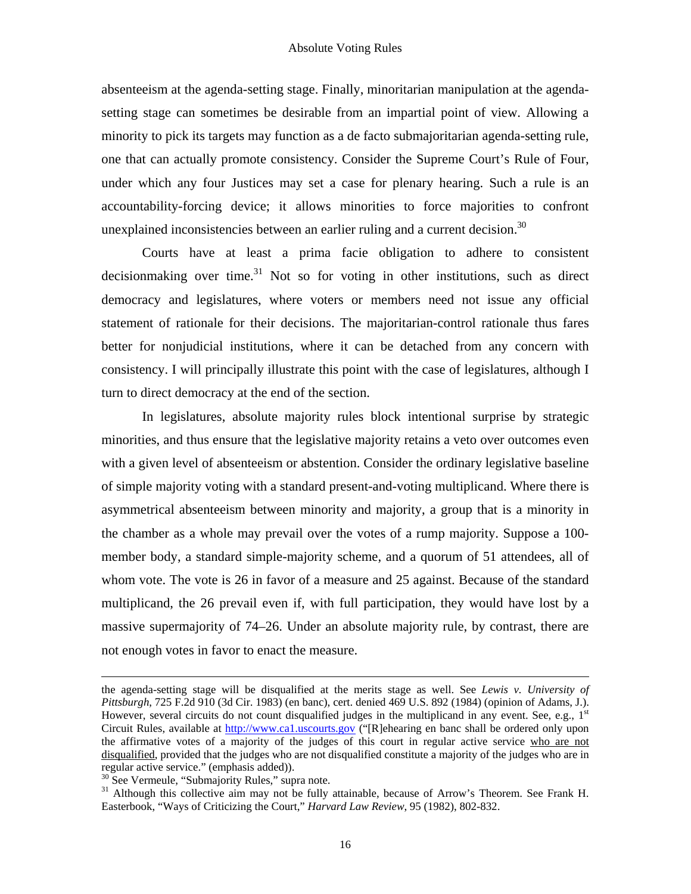absenteeism at the agenda-setting stage. Finally, minoritarian manipulation at the agenda-setting stage can sometimes be desirable from an impartial point of view. Allowing a minority to pick its targets may function as a de facto submajoritarian agenda-setting rule, one that can actually promote consistency. Consider the Supreme Court's Rule of Four, under which any four Justices may set a case for plenary hearing. Such a rule is an accountability-forcing device; it allows minorities to force majorities to confront unexplained inconsistencies between an earlier ruling and a current decision.[30]

Courts have at least a prima facie obligation to adhere to consistent decisionmaking over time.[31] Not so for voting in other institutions, such as direct democracy and legislatures, where voters or members need not issue any official statement of rationale for their decisions. The majoritarian-control rationale thus fares better for nonjudicial institutions, where it can be detached from any concern with consistency. I will principally illustrate this point with the case of legislatures, although I turn to direct democracy at the end of the section.

In legislatures, absolute majority rules block intentional surprise by strategic minorities, and thus ensure that the legislative majority retains a veto over outcomes even with a given level of absenteeism or abstention. Consider the ordinary legislative baseline of simple majority voting with a standard present-and-voting multiplicand. Where there is asymmetrical absenteeism between minority and majority, a group that is a minority in the chamber as a whole may prevail over the votes of a rump majority. Suppose a 100-member body, a standard simple-majority scheme, and a quorum of 51 attendees, all of whom vote. The vote is 26 in favor of a measure and 25 against. Because of the standard multiplicand, the 26 prevail even if, with full participation, they would have lost by a massive supermajority of 74–26. Under an absolute majority rule, by contrast, there are not enough votes in favor to enact the measure.

---

the agenda-setting stage will be disqualified at the merits stage as well. See *Lewis v. University of Pittsburgh*, 725 F.2d 910 (3d Cir. 1983) (en banc), cert. denied 469 U.S. 892 (1984) (opinion of Adams, J.). However, several circuits do not count disqualified judges in the multiplicand in any event. See, e.g., 1st Circuit Rules, available at http://www.ca1.uscourts.gov ("[R]ehearing en banc shall be ordered only upon the affirmative votes of a majority of the judges of this court in regular active service <u>who are not disqualified</u>, provided that the judges who are not disqualified constitute a majority of the judges who are in regular active service." (emphasis added)).

[30] See Vermeule, "Submajority Rules," supra note.

[31] Although this collective aim may not be fully attainable, because of Arrow's Theorem. See Frank H. Easterbook, "Ways of Criticizing the Court," *Harvard Law Review*, 95 (1982), 802-832.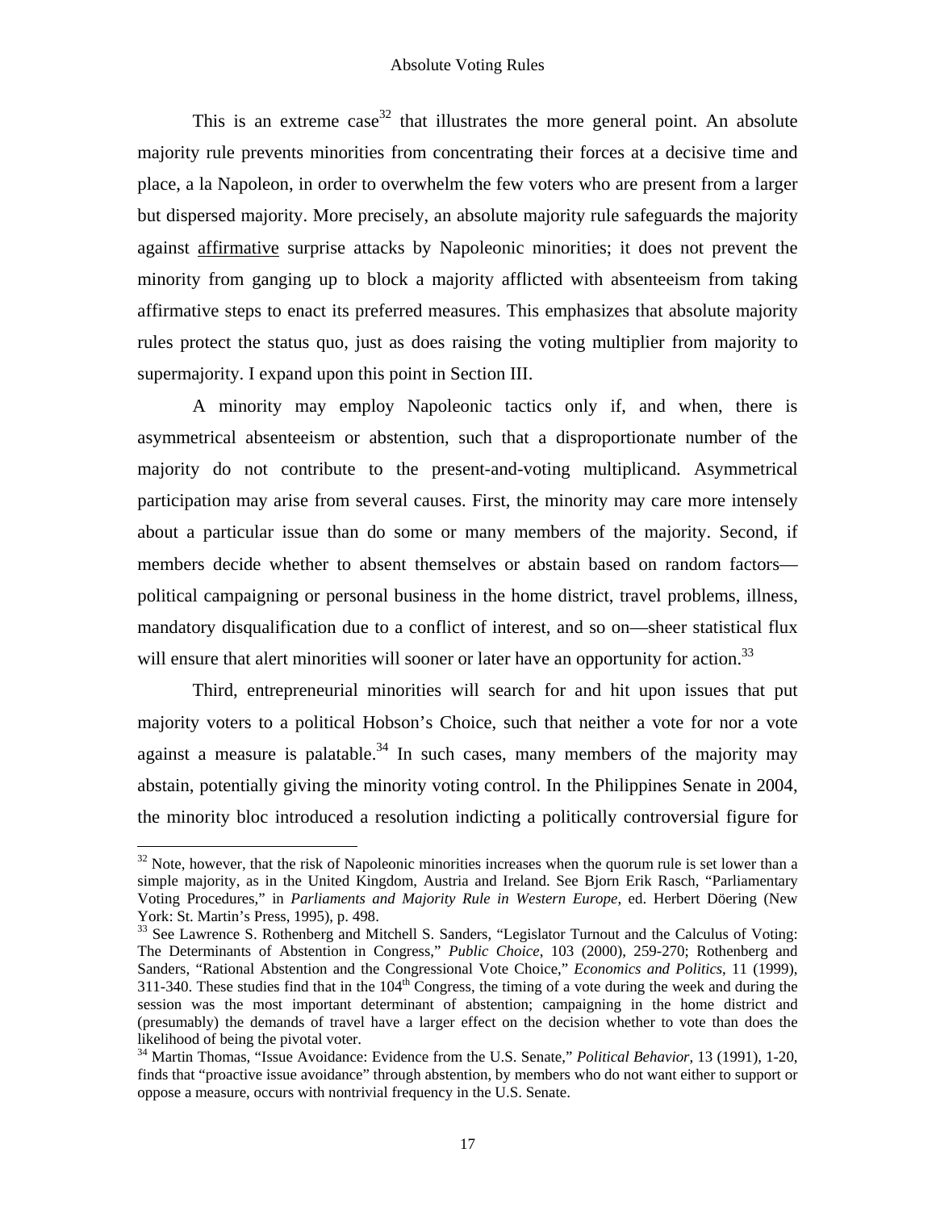This is an extreme case[32] that illustrates the more general point. An absolute majority rule prevents minorities from concentrating their forces at a decisive time and place, a la Napoleon, in order to overwhelm the few voters who are present from a larger but dispersed majority. More precisely, an absolute majority rule safeguards the majority against <u>affirmative</u> surprise attacks by Napoleonic minorities; it does not prevent the minority from ganging up to block a majority afflicted with absenteeism from taking affirmative steps to enact its preferred measures. This emphasizes that absolute majority rules protect the status quo, just as does raising the voting multiplier from majority to supermajority. I expand upon this point in Section III.

A minority may employ Napoleonic tactics only if, and when, there is asymmetrical absenteeism or abstention, such that a disproportionate number of the majority do not contribute to the present-and-voting multiplicand. Asymmetrical participation may arise from several causes. First, the minority may care more intensely about a particular issue than do some or many members of the majority. Second, if members decide whether to absent themselves or abstain based on random factors—political campaigning or personal business in the home district, travel problems, illness, mandatory disqualification due to a conflict of interest, and so on—sheer statistical flux will ensure that alert minorities will sooner or later have an opportunity for action.[33]

Third, entrepreneurial minorities will search for and hit upon issues that put majority voters to a political Hobson's Choice, such that neither a vote for nor a vote against a measure is palatable.[34] In such cases, many members of the majority may abstain, potentially giving the minority voting control. In the Philippines Senate in 2004, the minority bloc introduced a resolution indicting a politically controversial figure for

---

[32] Note, however, that the risk of Napoleonic minorities increases when the quorum rule is set lower than a simple majority, as in the United Kingdom, Austria and Ireland. See Bjorn Erik Rasch, "Parliamentary Voting Procedures," in *Parliaments and Majority Rule in Western Europe*, ed. Herbert Döering (New York: St. Martin's Press, 1995), p. 498.

[33] See Lawrence S. Rothenberg and Mitchell S. Sanders, "Legislator Turnout and the Calculus of Voting: The Determinants of Abstention in Congress," *Public Choice*, 103 (2000), 259-270; Rothenberg and Sanders, "Rational Abstention and the Congressional Vote Choice," *Economics and Politics*, 11 (1999), 311-340. These studies find that in the 104th Congress, the timing of a vote during the week and during the session was the most important determinant of abstention; campaigning in the home district and (presumably) the demands of travel have a larger effect on the decision whether to vote than does the likelihood of being the pivotal voter.

[34] Martin Thomas, "Issue Avoidance: Evidence from the U.S. Senate," *Political Behavior*, 13 (1991), 1-20, finds that "proactive issue avoidance" through abstention, by members who do not want either to support or oppose a measure, occurs with nontrivial frequency in the U.S. Senate.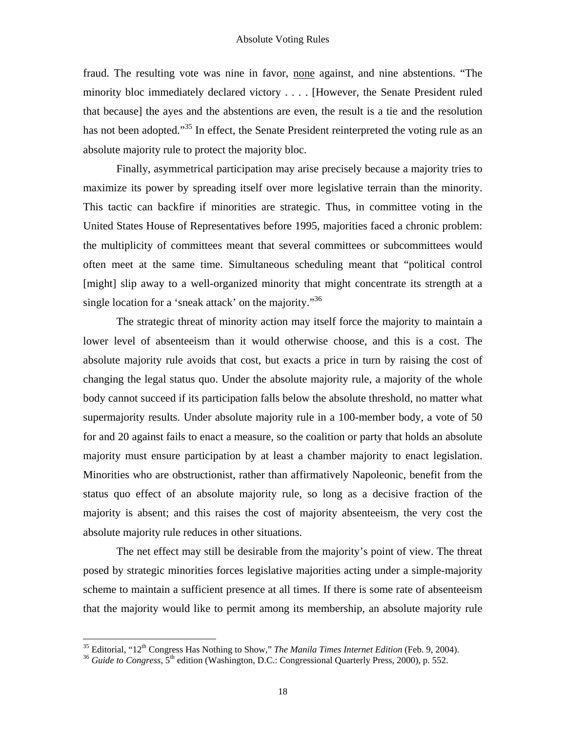fraud. The resulting vote was nine in favor, none against, and nine abstentions. "The minority bloc immediately declared victory . . . . [However, the Senate President ruled that because] the ayes and the abstentions are even, the result is a tie and the resolution has not been adopted."[35] In effect, the Senate President reinterpreted the voting rule as an absolute majority rule to protect the majority bloc.

Finally, asymmetrical participation may arise precisely because a majority tries to maximize its power by spreading itself over more legislative terrain than the minority. This tactic can backfire if minorities are strategic. Thus, in committee voting in the United States House of Representatives before 1995, majorities faced a chronic problem: the multiplicity of committees meant that several committees or subcommittees would often meet at the same time. Simultaneous scheduling meant that "political control [might] slip away to a well-organized minority that might concentrate its strength at a single location for a 'sneak attack' on the majority."[36]

The strategic threat of minority action may itself force the majority to maintain a lower level of absenteeism than it would otherwise choose, and this is a cost. The absolute majority rule avoids that cost, but exacts a price in turn by raising the cost of changing the legal status quo. Under the absolute majority rule, a majority of the whole body cannot succeed if its participation falls below the absolute threshold, no matter what supermajority results. Under absolute majority rule in a 100-member body, a vote of 50 for and 20 against fails to enact a measure, so the coalition or party that holds an absolute majority must ensure participation by at least a chamber majority to enact legislation. Minorities who are obstructionist, rather than affirmatively Napoleonic, benefit from the status quo effect of an absolute majority rule, so long as a decisive fraction of the majority is absent; and this raises the cost of majority absenteeism, the very cost the absolute majority rule reduces in other situations.

The net effect may still be desirable from the majority's point of view. The threat posed by strategic minorities forces legislative majorities acting under a simple-majority scheme to maintain a sufficient presence at all times. If there is some rate of absenteeism that the majority would like to permit among its membership, an absolute majority rule

[35] Editorial, "12th Congress Has Nothing to Show," *The Manila Times Internet Edition* (Feb. 9, 2004).

[36] *Guide to Congress*, 5th edition (Washington, D.C.: Congressional Quarterly Press, 2000), p. 552.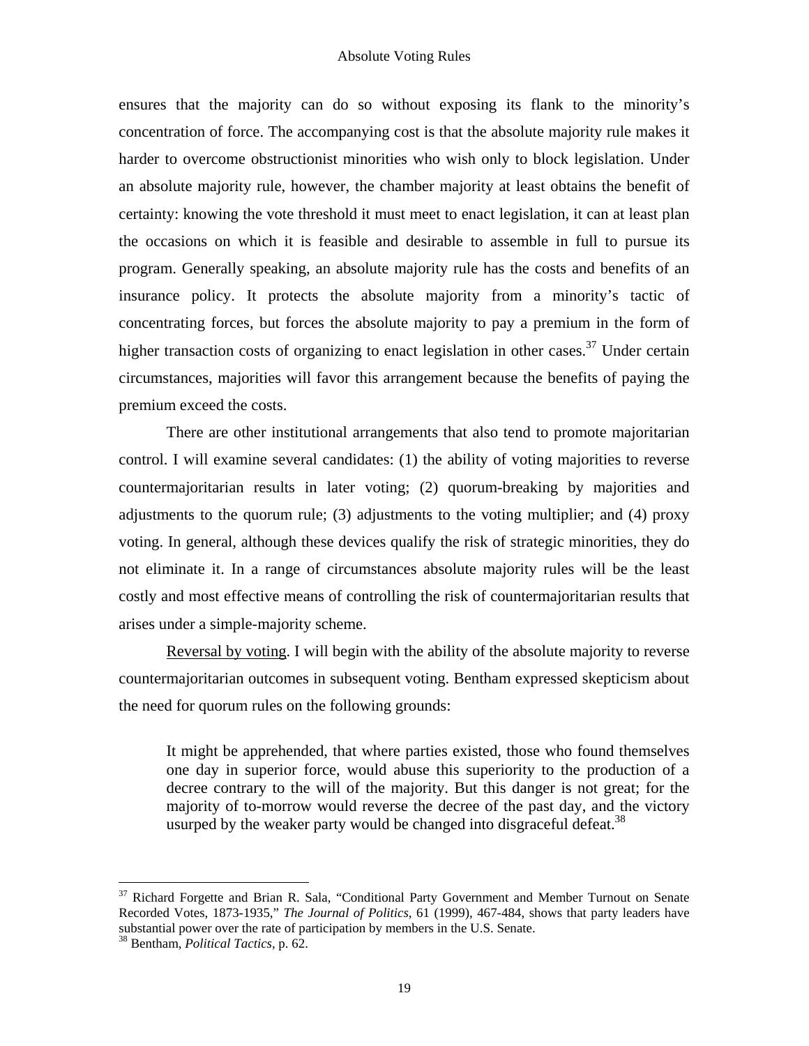ensures that the majority can do so without exposing its flank to the minority's concentration of force. The accompanying cost is that the absolute majority rule makes it harder to overcome obstructionist minorities who wish only to block legislation. Under an absolute majority rule, however, the chamber majority at least obtains the benefit of certainty: knowing the vote threshold it must meet to enact legislation, it can at least plan the occasions on which it is feasible and desirable to assemble in full to pursue its program. Generally speaking, an absolute majority rule has the costs and benefits of an insurance policy. It protects the absolute majority from a minority's tactic of concentrating forces, but forces the absolute majority to pay a premium in the form of higher transaction costs of organizing to enact legislation in other cases.[37] Under certain circumstances, majorities will favor this arrangement because the benefits of paying the premium exceed the costs.

There are other institutional arrangements that also tend to promote majoritarian control. I will examine several candidates: (1) the ability of voting majorities to reverse countermajoritarian results in later voting; (2) quorum-breaking by majorities and adjustments to the quorum rule; (3) adjustments to the voting multiplier; and (4) proxy voting. In general, although these devices qualify the risk of strategic minorities, they do not eliminate it. In a range of circumstances absolute majority rules will be the least costly and most effective means of controlling the risk of countermajoritarian results that arises under a simple-majority scheme.

<u>Reversal by voting</u>. I will begin with the ability of the absolute majority to reverse countermajoritarian outcomes in subsequent voting. Bentham expressed skepticism about the need for quorum rules on the following grounds:

> It might be apprehended, that where parties existed, those who found themselves one day in superior force, would abuse this superiority to the production of a decree contrary to the will of the majority. But this danger is not great; for the majority of to-morrow would reverse the decree of the past day, and the victory usurped by the weaker party would be changed into disgraceful defeat.[38]

---

[37] Richard Forgette and Brian R. Sala, "Conditional Party Government and Member Turnout on Senate Recorded Votes, 1873-1935," *The Journal of Politics*, 61 (1999), 467-484, shows that party leaders have substantial power over the rate of participation by members in the U.S. Senate.

[38] Bentham, *Political Tactics*, p. 62.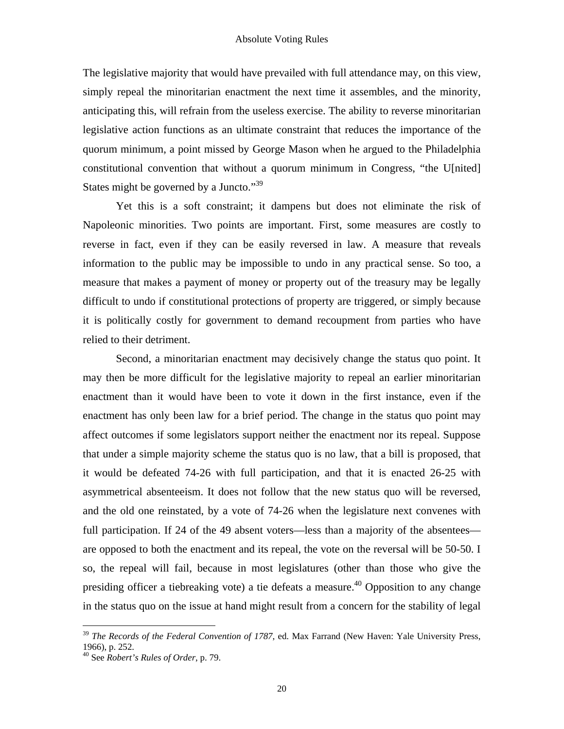The legislative majority that would have prevailed with full attendance may, on this view, simply repeal the minoritarian enactment the next time it assembles, and the minority, anticipating this, will refrain from the useless exercise. The ability to reverse minoritarian legislative action functions as an ultimate constraint that reduces the importance of the quorum minimum, a point missed by George Mason when he argued to the Philadelphia constitutional convention that without a quorum minimum in Congress, "the U[nited] States might be governed by a Juncto."[39]

Yet this is a soft constraint; it dampens but does not eliminate the risk of Napoleonic minorities. Two points are important. First, some measures are costly to reverse in fact, even if they can be easily reversed in law. A measure that reveals information to the public may be impossible to undo in any practical sense. So too, a measure that makes a payment of money or property out of the treasury may be legally difficult to undo if constitutional protections of property are triggered, or simply because it is politically costly for government to demand recoupment from parties who have relied to their detriment.

Second, a minoritarian enactment may decisively change the status quo point. It may then be more difficult for the legislative majority to repeal an earlier minoritarian enactment than it would have been to vote it down in the first instance, even if the enactment has only been law for a brief period. The change in the status quo point may affect outcomes if some legislators support neither the enactment nor its repeal. Suppose that under a simple majority scheme the status quo is no law, that a bill is proposed, that it would be defeated 74-26 with full participation, and that it is enacted 26-25 with asymmetrical absenteeism. It does not follow that the new status quo will be reversed, and the old one reinstated, by a vote of 74-26 when the legislature next convenes with full participation. If 24 of the 49 absent voters—less than a majority of the absentees—are opposed to both the enactment and its repeal, the vote on the reversal will be 50-50. I so, the repeal will fail, because in most legislatures (other than those who give the presiding officer a tiebreaking vote) a tie defeats a measure.[40] Opposition to any change in the status quo on the issue at hand might result from a concern for the stability of legal

[39] *The Records of the Federal Convention of 1787*, ed. Max Farrand (New Haven: Yale University Press, 1966), p. 252.

[40] See *Robert's Rules of Order*, p. 79.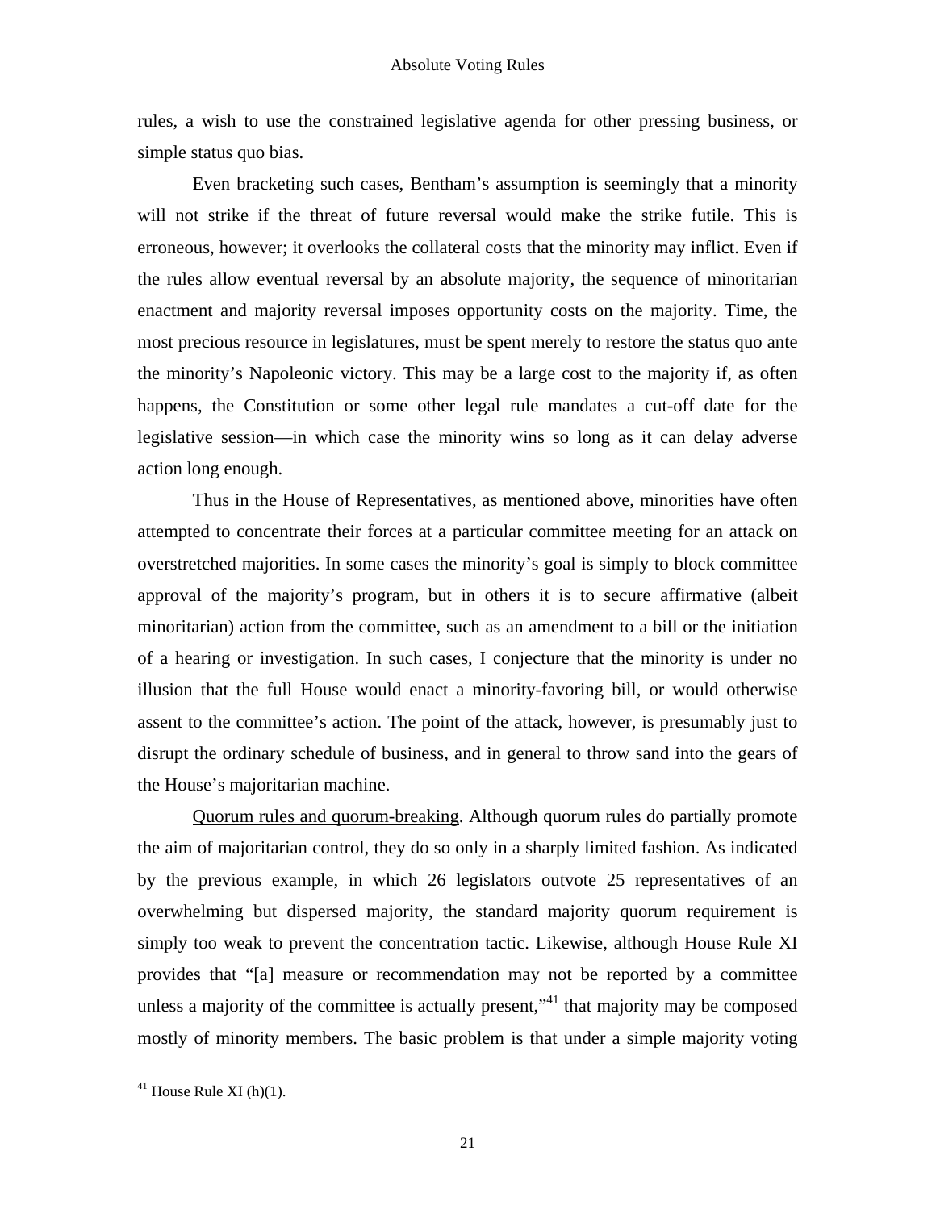rules, a wish to use the constrained legislative agenda for other pressing business, or simple status quo bias.

Even bracketing such cases, Bentham's assumption is seemingly that a minority will not strike if the threat of future reversal would make the strike futile. This is erroneous, however; it overlooks the collateral costs that the minority may inflict. Even if the rules allow eventual reversal by an absolute majority, the sequence of minoritarian enactment and majority reversal imposes opportunity costs on the majority. Time, the most precious resource in legislatures, must be spent merely to restore the status quo ante the minority's Napoleonic victory. This may be a large cost to the majority if, as often happens, the Constitution or some other legal rule mandates a cut-off date for the legislative session—in which case the minority wins so long as it can delay adverse action long enough.

Thus in the House of Representatives, as mentioned above, minorities have often attempted to concentrate their forces at a particular committee meeting for an attack on overstretched majorities. In some cases the minority's goal is simply to block committee approval of the majority's program, but in others it is to secure affirmative (albeit minoritarian) action from the committee, such as an amendment to a bill or the initiation of a hearing or investigation. In such cases, I conjecture that the minority is under no illusion that the full House would enact a minority-favoring bill, or would otherwise assent to the committee's action. The point of the attack, however, is presumably just to disrupt the ordinary schedule of business, and in general to throw sand into the gears of the House's majoritarian machine.

<u>Quorum rules and quorum-breaking</u>. Although quorum rules do partially promote the aim of majoritarian control, they do so only in a sharply limited fashion. As indicated by the previous example, in which 26 legislators outvote 25 representatives of an overwhelming but dispersed majority, the standard majority quorum requirement is simply too weak to prevent the concentration tactic. Likewise, although House Rule XI provides that "[a] measure or recommendation may not be reported by a committee unless a majority of the committee is actually present,"[41] that majority may be composed mostly of minority members. The basic problem is that under a simple majority voting

[41] House Rule XI (h)(1).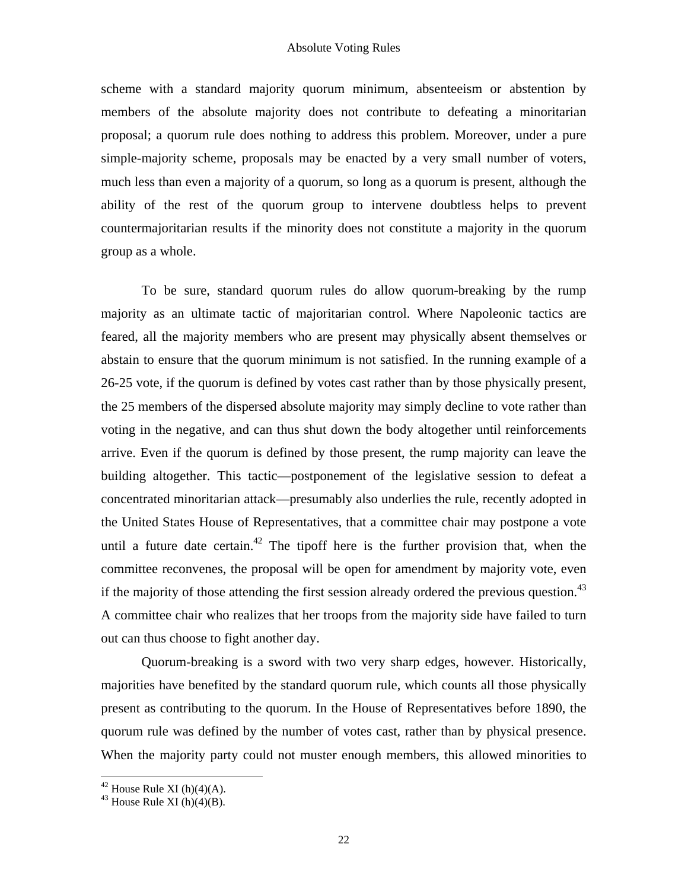scheme with a standard majority quorum minimum, absenteeism or abstention by members of the absolute majority does not contribute to defeating a minoritarian proposal; a quorum rule does nothing to address this problem. Moreover, under a pure simple-majority scheme, proposals may be enacted by a very small number of voters, much less than even a majority of a quorum, so long as a quorum is present, although the ability of the rest of the quorum group to intervene doubtless helps to prevent countermajoritarian results if the minority does not constitute a majority in the quorum group as a whole.

To be sure, standard quorum rules do allow quorum-breaking by the rump majority as an ultimate tactic of majoritarian control. Where Napoleonic tactics are feared, all the majority members who are present may physically absent themselves or abstain to ensure that the quorum minimum is not satisfied. In the running example of a 26-25 vote, if the quorum is defined by votes cast rather than by those physically present, the 25 members of the dispersed absolute majority may simply decline to vote rather than voting in the negative, and can thus shut down the body altogether until reinforcements arrive. Even if the quorum is defined by those present, the rump majority can leave the building altogether. This tactic—postponement of the legislative session to defeat a concentrated minoritarian attack—presumably also underlies the rule, recently adopted in the United States House of Representatives, that a committee chair may postpone a vote until a future date certain.[42] The tipoff here is the further provision that, when the committee reconvenes, the proposal will be open for amendment by majority vote, even if the majority of those attending the first session already ordered the previous question.[43] A committee chair who realizes that her troops from the majority side have failed to turn out can thus choose to fight another day.

Quorum-breaking is a sword with two very sharp edges, however. Historically, majorities have benefited by the standard quorum rule, which counts all those physically present as contributing to the quorum. In the House of Representatives before 1890, the quorum rule was defined by the number of votes cast, rather than by physical presence. When the majority party could not muster enough members, this allowed minorities to

[42] House Rule XI (h)(4)(A).

[43] House Rule XI (h)(4)(B).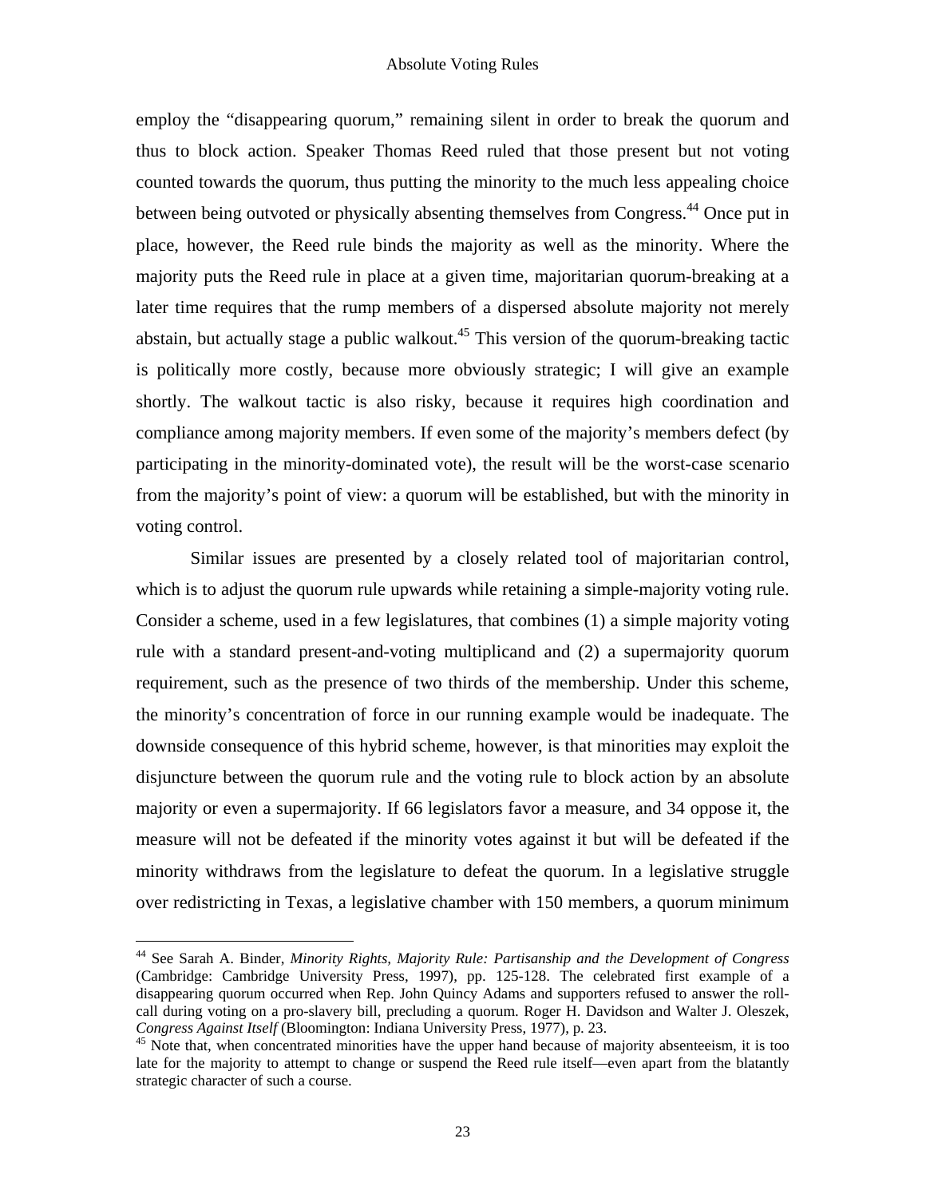employ the "disappearing quorum," remaining silent in order to break the quorum and thus to block action. Speaker Thomas Reed ruled that those present but not voting counted towards the quorum, thus putting the minority to the much less appealing choice between being outvoted or physically absenting themselves from Congress.[44] Once put in place, however, the Reed rule binds the majority as well as the minority. Where the majority puts the Reed rule in place at a given time, majoritarian quorum-breaking at a later time requires that the rump members of a dispersed absolute majority not merely abstain, but actually stage a public walkout.[45] This version of the quorum-breaking tactic is politically more costly, because more obviously strategic; I will give an example shortly. The walkout tactic is also risky, because it requires high coordination and compliance among majority members. If even some of the majority's members defect (by participating in the minority-dominated vote), the result will be the worst-case scenario from the majority's point of view: a quorum will be established, but with the minority in voting control.

Similar issues are presented by a closely related tool of majoritarian control, which is to adjust the quorum rule upwards while retaining a simple-majority voting rule. Consider a scheme, used in a few legislatures, that combines (1) a simple majority voting rule with a standard present-and-voting multiplicand and (2) a supermajority quorum requirement, such as the presence of two thirds of the membership. Under this scheme, the minority's concentration of force in our running example would be inadequate. The downside consequence of this hybrid scheme, however, is that minorities may exploit the disjuncture between the quorum rule and the voting rule to block action by an absolute majority or even a supermajority. If 66 legislators favor a measure, and 34 oppose it, the measure will not be defeated if the minority votes against it but will be defeated if the minority withdraws from the legislature to defeat the quorum. In a legislative struggle over redistricting in Texas, a legislative chamber with 150 members, a quorum minimum

---

[44] See Sarah A. Binder, *Minority Rights, Majority Rule: Partisanship and the Development of Congress* (Cambridge: Cambridge University Press, 1997), pp. 125-128. The celebrated first example of a disappearing quorum occurred when Rep. John Quincy Adams and supporters refused to answer the roll-call during voting on a pro-slavery bill, precluding a quorum. Roger H. Davidson and Walter J. Oleszek, *Congress Against Itself* (Bloomington: Indiana University Press, 1977), p. 23.

[45] Note that, when concentrated minorities have the upper hand because of majority absenteeism, it is too late for the majority to attempt to change or suspend the Reed rule itself—even apart from the blatantly strategic character of such a course.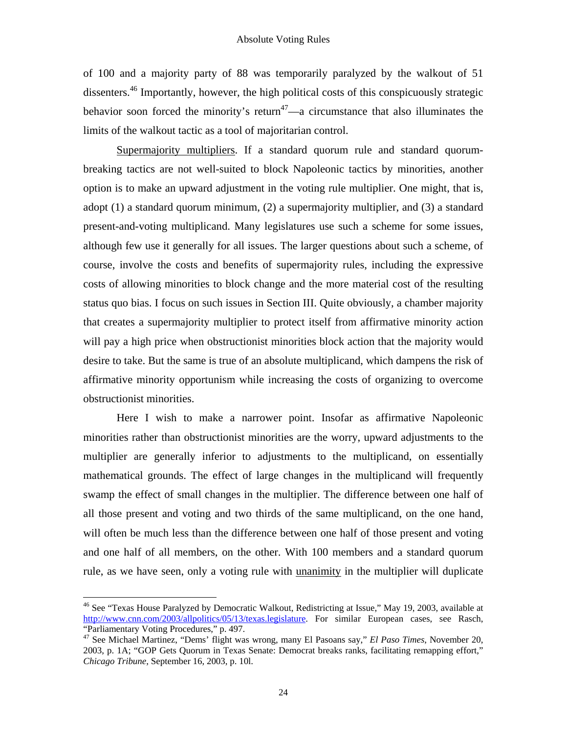of 100 and a majority party of 88 was temporarily paralyzed by the walkout of 51 dissenters.[46] Importantly, however, the high political costs of this conspicuously strategic behavior soon forced the minority's return[47]—a circumstance that also illuminates the limits of the walkout tactic as a tool of majoritarian control.

<u>Supermajority multipliers</u>. If a standard quorum rule and standard quorum-breaking tactics are not well-suited to block Napoleonic tactics by minorities, another option is to make an upward adjustment in the voting rule multiplier. One might, that is, adopt (1) a standard quorum minimum, (2) a supermajority multiplier, and (3) a standard present-and-voting multiplicand. Many legislatures use such a scheme for some issues, although few use it generally for all issues. The larger questions about such a scheme, of course, involve the costs and benefits of supermajority rules, including the expressive costs of allowing minorities to block change and the more material cost of the resulting status quo bias. I focus on such issues in Section III. Quite obviously, a chamber majority that creates a supermajority multiplier to protect itself from affirmative minority action will pay a high price when obstructionist minorities block action that the majority would desire to take. But the same is true of an absolute multiplicand, which dampens the risk of affirmative minority opportunism while increasing the costs of organizing to overcome obstructionist minorities.

Here I wish to make a narrower point. Insofar as affirmative Napoleonic minorities rather than obstructionist minorities are the worry, upward adjustments to the multiplier are generally inferior to adjustments to the multiplicand, on essentially mathematical grounds. The effect of large changes in the multiplicand will frequently swamp the effect of small changes in the multiplier. The difference between one half of all those present and voting and two thirds of the same multiplicand, on the one hand, will often be much less than the difference between one half of those present and voting and one half of all members, on the other. With 100 members and a standard quorum rule, as we have seen, only a voting rule with <u>unanimity</u> in the multiplier will duplicate

---

[46] See "Texas House Paralyzed by Democratic Walkout, Redistricting at Issue," May 19, 2003, available at http://www.cnn.com/2003/allpolitics/05/13/texas.legislature. For similar European cases, see Rasch, "Parliamentary Voting Procedures," p. 497.

[47] See Michael Martinez, "Dems' flight was wrong, many El Pasoans say," *El Paso Times*, November 20, 2003, p. 1A; "GOP Gets Quorum in Texas Senate: Democrat breaks ranks, facilitating remapping effort," *Chicago Tribune*, September 16, 2003, p. 10l.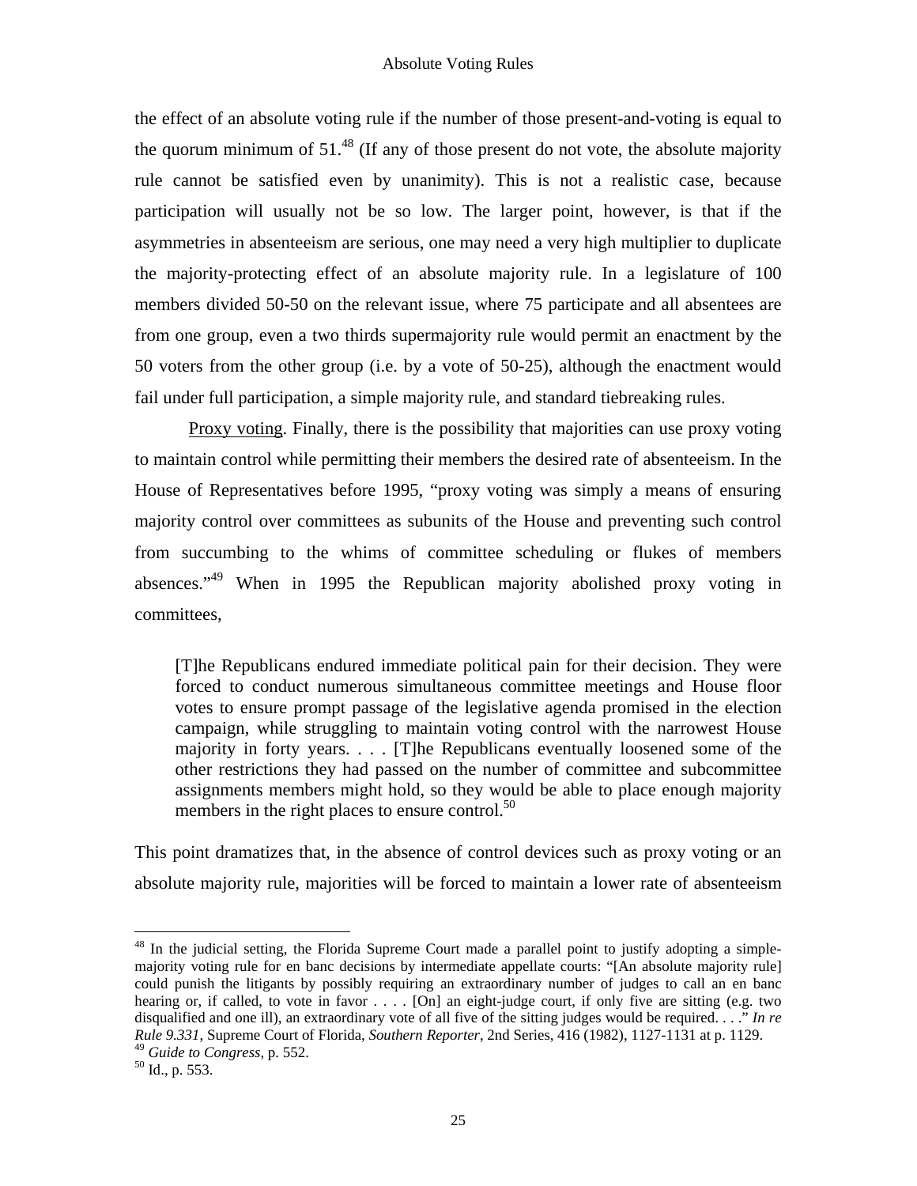the effect of an absolute voting rule if the number of those present-and-voting is equal to the quorum minimum of 51.[48] (If any of those present do not vote, the absolute majority rule cannot be satisfied even by unanimity). This is not a realistic case, because participation will usually not be so low. The larger point, however, is that if the asymmetries in absenteeism are serious, one may need a very high multiplier to duplicate the majority-protecting effect of an absolute majority rule. In a legislature of 100 members divided 50-50 on the relevant issue, where 75 participate and all absentees are from one group, even a two thirds supermajority rule would permit an enactment by the 50 voters from the other group (i.e. by a vote of 50-25), although the enactment would fail under full participation, a simple majority rule, and standard tiebreaking rules.

Proxy voting. Finally, there is the possibility that majorities can use proxy voting to maintain control while permitting their members the desired rate of absenteeism. In the House of Representatives before 1995, "proxy voting was simply a means of ensuring majority control over committees as subunits of the House and preventing such control from succumbing to the whims of committee scheduling or flukes of members absences."[49] When in 1995 the Republican majority abolished proxy voting in committees,

> [T]he Republicans endured immediate political pain for their decision. They were forced to conduct numerous simultaneous committee meetings and House floor votes to ensure prompt passage of the legislative agenda promised in the election campaign, while struggling to maintain voting control with the narrowest House majority in forty years. . . . [T]he Republicans eventually loosened some of the other restrictions they had passed on the number of committee and subcommittee assignments members might hold, so they would be able to place enough majority members in the right places to ensure control.[50]

This point dramatizes that, in the absence of control devices such as proxy voting or an absolute majority rule, majorities will be forced to maintain a lower rate of absenteeism

---

[48] In the judicial setting, the Florida Supreme Court made a parallel point to justify adopting a simple-majority voting rule for en banc decisions by intermediate appellate courts: "[An absolute majority rule] could punish the litigants by possibly requiring an extraordinary number of judges to call an en banc hearing or, if called, to vote in favor . . . . [On] an eight-judge court, if only five are sitting (e.g. two disqualified and one ill), an extraordinary vote of all five of the sitting judges would be required. . . ." *In re Rule 9.331*, Supreme Court of Florida, *Southern Reporter*, 2nd Series, 416 (1982), 1127-1131 at p. 1129.

[49] *Guide to Congress*, p. 552.

[50] Id., p. 553.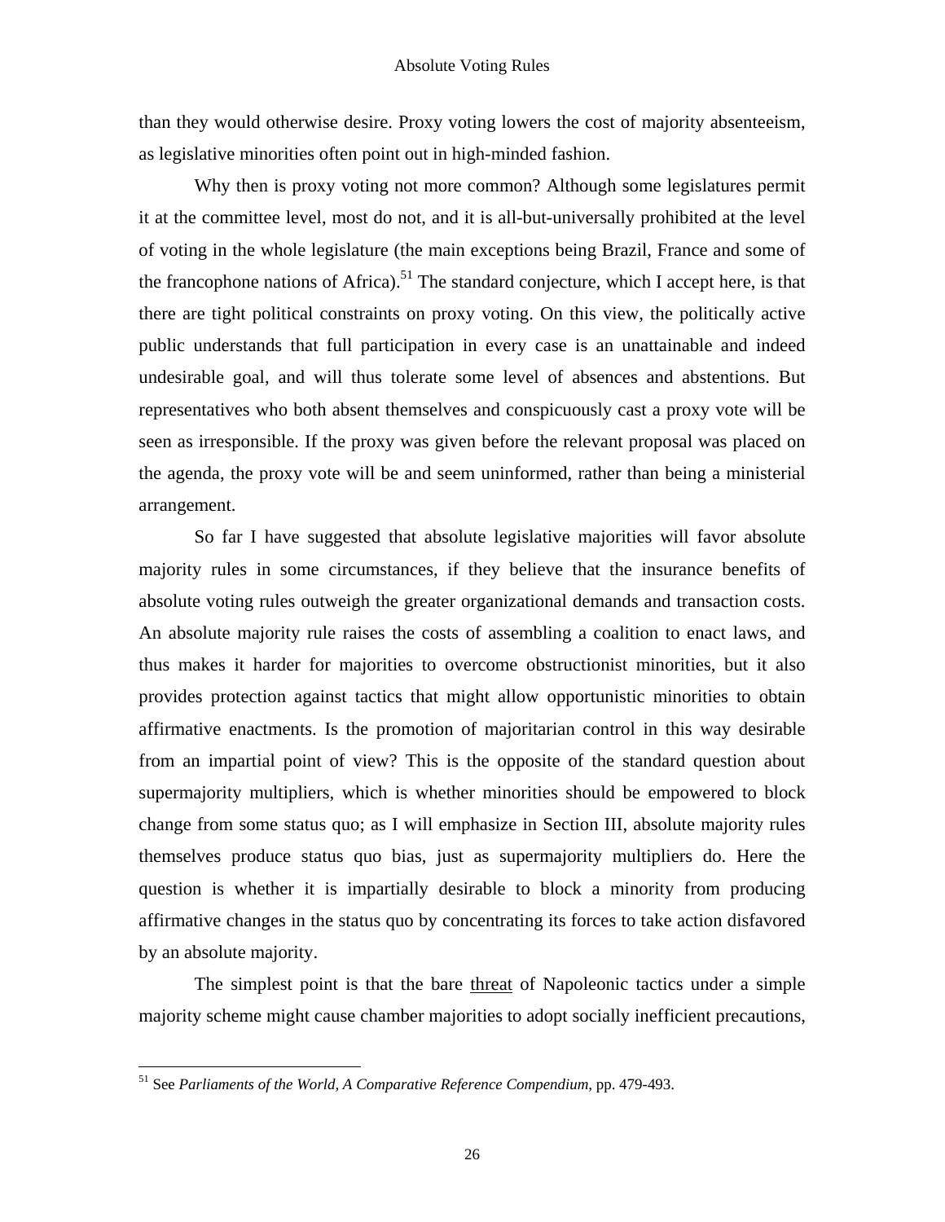than they would otherwise desire. Proxy voting lowers the cost of majority absenteeism, as legislative minorities often point out in high-minded fashion.

Why then is proxy voting not more common? Although some legislatures permit it at the committee level, most do not, and it is all-but-universally prohibited at the level of voting in the whole legislature (the main exceptions being Brazil, France and some of the francophone nations of Africa).[51] The standard conjecture, which I accept here, is that there are tight political constraints on proxy voting. On this view, the politically active public understands that full participation in every case is an unattainable and indeed undesirable goal, and will thus tolerate some level of absences and abstentions. But representatives who both absent themselves and conspicuously cast a proxy vote will be seen as irresponsible. If the proxy was given before the relevant proposal was placed on the agenda, the proxy vote will be and seem uninformed, rather than being a ministerial arrangement.

So far I have suggested that absolute legislative majorities will favor absolute majority rules in some circumstances, if they believe that the insurance benefits of absolute voting rules outweigh the greater organizational demands and transaction costs. An absolute majority rule raises the costs of assembling a coalition to enact laws, and thus makes it harder for majorities to overcome obstructionist minorities, but it also provides protection against tactics that might allow opportunistic minorities to obtain affirmative enactments. Is the promotion of majoritarian control in this way desirable from an impartial point of view? This is the opposite of the standard question about supermajority multipliers, which is whether minorities should be empowered to block change from some status quo; as I will emphasize in Section III, absolute majority rules themselves produce status quo bias, just as supermajority multipliers do. Here the question is whether it is impartially desirable to block a minority from producing affirmative changes in the status quo by concentrating its forces to take action disfavored by an absolute majority.

The simplest point is that the bare <u>threat</u> of Napoleonic tactics under a simple majority scheme might cause chamber majorities to adopt socially inefficient precautions,

[51] See *Parliaments of the World, A Comparative Reference Compendium*, pp. 479-493.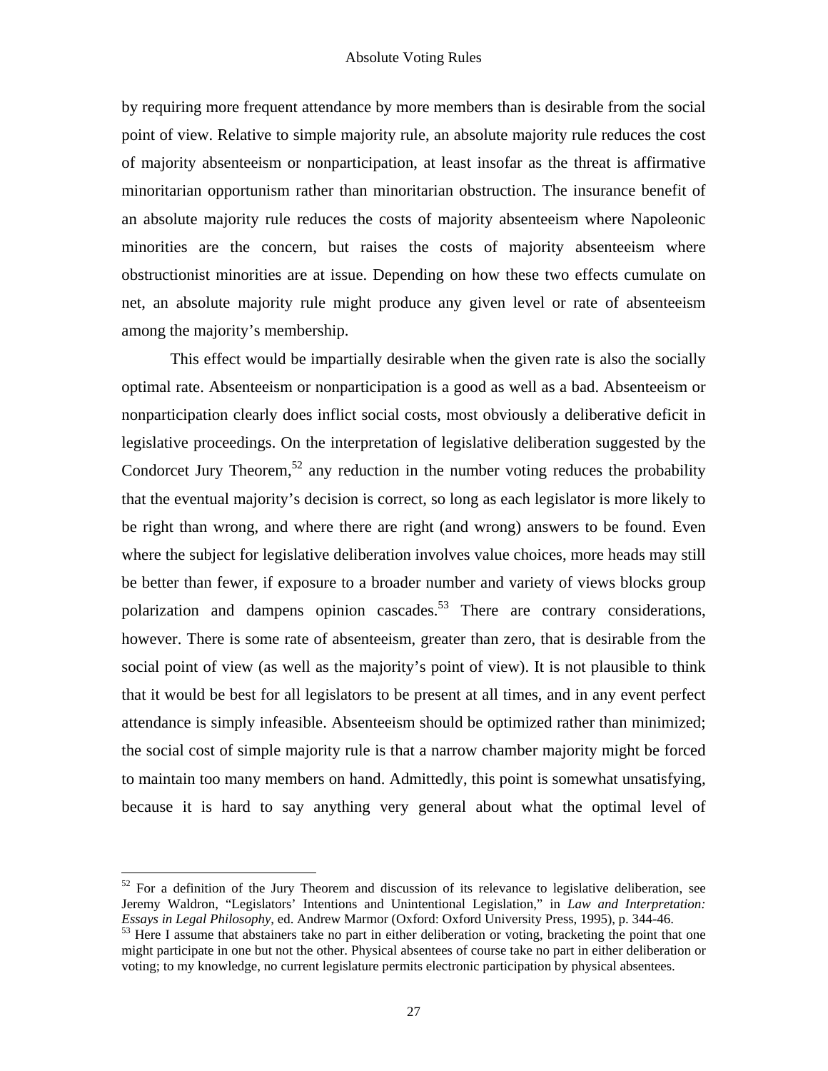by requiring more frequent attendance by more members than is desirable from the social point of view. Relative to simple majority rule, an absolute majority rule reduces the cost of majority absenteeism or nonparticipation, at least insofar as the threat is affirmative minoritarian opportunism rather than minoritarian obstruction. The insurance benefit of an absolute majority rule reduces the costs of majority absenteeism where Napoleonic minorities are the concern, but raises the costs of majority absenteeism where obstructionist minorities are at issue. Depending on how these two effects cumulate on net, an absolute majority rule might produce any given level or rate of absenteeism among the majority's membership.

This effect would be impartially desirable when the given rate is also the socially optimal rate. Absenteeism or nonparticipation is a good as well as a bad. Absenteeism or nonparticipation clearly does inflict social costs, most obviously a deliberative deficit in legislative proceedings. On the interpretation of legislative deliberation suggested by the Condorcet Jury Theorem,[52] any reduction in the number voting reduces the probability that the eventual majority's decision is correct, so long as each legislator is more likely to be right than wrong, and where there are right (and wrong) answers to be found. Even where the subject for legislative deliberation involves value choices, more heads may still be better than fewer, if exposure to a broader number and variety of views blocks group polarization and dampens opinion cascades.[53] There are contrary considerations, however. There is some rate of absenteeism, greater than zero, that is desirable from the social point of view (as well as the majority's point of view). It is not plausible to think that it would be best for all legislators to be present at all times, and in any event perfect attendance is simply infeasible. Absenteeism should be optimized rather than minimized; the social cost of simple majority rule is that a narrow chamber majority might be forced to maintain too many members on hand. Admittedly, this point is somewhat unsatisfying, because it is hard to say anything very general about what the optimal level of

---

[52] For a definition of the Jury Theorem and discussion of its relevance to legislative deliberation, see Jeremy Waldron, "Legislators' Intentions and Unintentional Legislation," in *Law and Interpretation: Essays in Legal Philosophy*, ed. Andrew Marmor (Oxford: Oxford University Press, 1995), p. 344-46.

[53] Here I assume that abstainers take no part in either deliberation or voting, bracketing the point that one might participate in one but not the other. Physical absentees of course take no part in either deliberation or voting; to my knowledge, no current legislature permits electronic participation by physical absentees.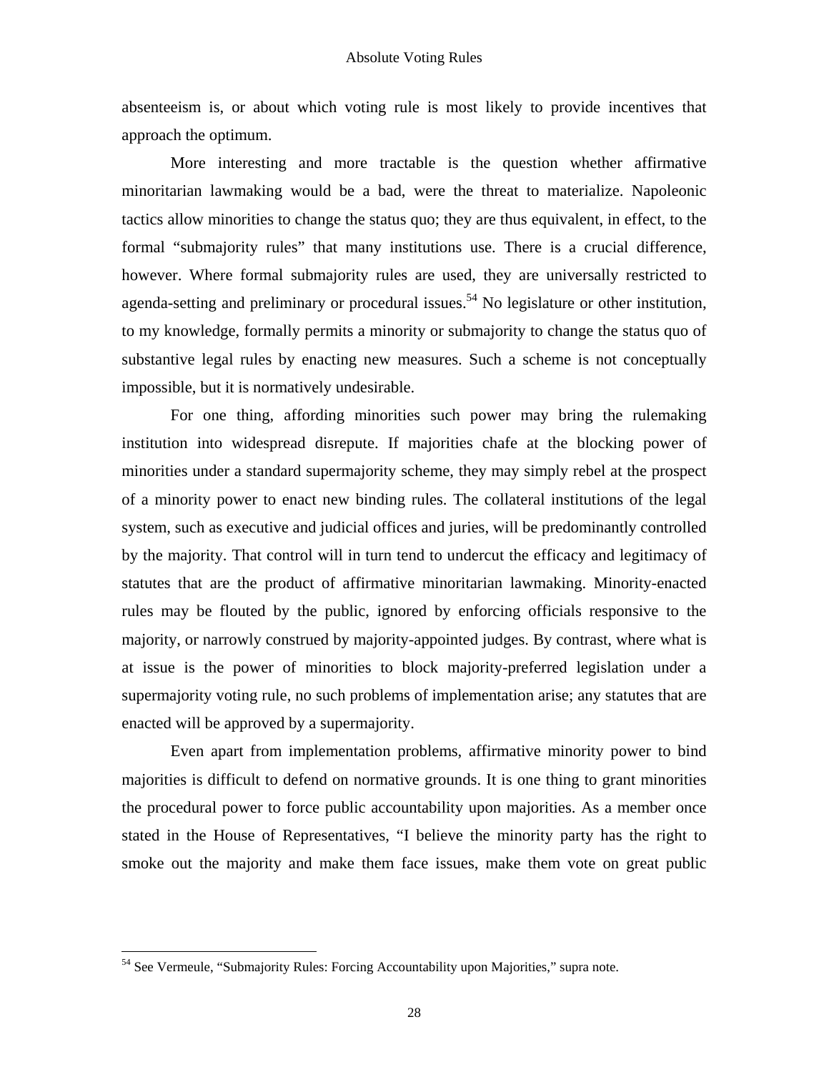absenteeism is, or about which voting rule is most likely to provide incentives that approach the optimum.

More interesting and more tractable is the question whether affirmative minoritarian lawmaking would be a bad, were the threat to materialize. Napoleonic tactics allow minorities to change the status quo; they are thus equivalent, in effect, to the formal "submajority rules" that many institutions use. There is a crucial difference, however. Where formal submajority rules are used, they are universally restricted to agenda-setting and preliminary or procedural issues.[54] No legislature or other institution, to my knowledge, formally permits a minority or submajority to change the status quo of substantive legal rules by enacting new measures. Such a scheme is not conceptually impossible, but it is normatively undesirable.

For one thing, affording minorities such power may bring the rulemaking institution into widespread disrepute. If majorities chafe at the blocking power of minorities under a standard supermajority scheme, they may simply rebel at the prospect of a minority power to enact new binding rules. The collateral institutions of the legal system, such as executive and judicial offices and juries, will be predominantly controlled by the majority. That control will in turn tend to undercut the efficacy and legitimacy of statutes that are the product of affirmative minoritarian lawmaking. Minority-enacted rules may be flouted by the public, ignored by enforcing officials responsive to the majority, or narrowly construed by majority-appointed judges. By contrast, where what is at issue is the power of minorities to block majority-preferred legislation under a supermajority voting rule, no such problems of implementation arise; any statutes that are enacted will be approved by a supermajority.

Even apart from implementation problems, affirmative minority power to bind majorities is difficult to defend on normative grounds. It is one thing to grant minorities the procedural power to force public accountability upon majorities. As a member once stated in the House of Representatives, "I believe the minority party has the right to smoke out the majority and make them face issues, make them vote on great public

[54] See Vermeule, "Submajority Rules: Forcing Accountability upon Majorities," supra note.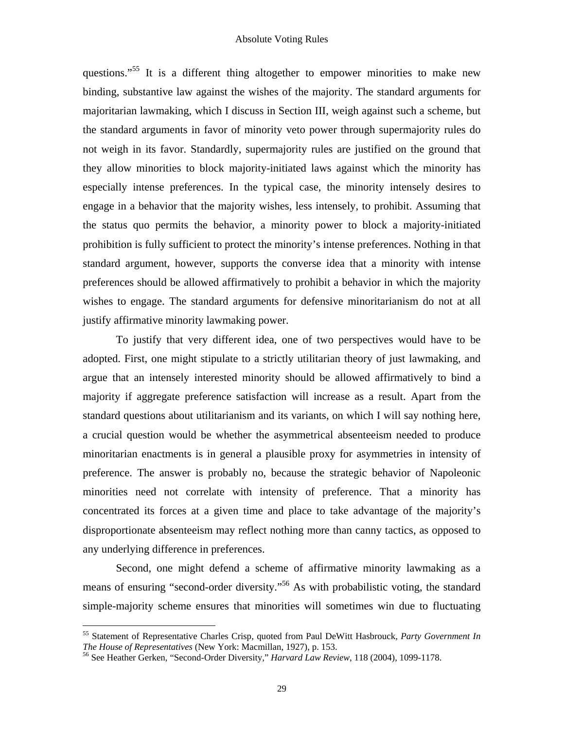questions."[55] It is a different thing altogether to empower minorities to make new binding, substantive law against the wishes of the majority. The standard arguments for majoritarian lawmaking, which I discuss in Section III, weigh against such a scheme, but the standard arguments in favor of minority veto power through supermajority rules do not weigh in its favor. Standardly, supermajority rules are justified on the ground that they allow minorities to block majority-initiated laws against which the minority has especially intense preferences. In the typical case, the minority intensely desires to engage in a behavior that the majority wishes, less intensely, to prohibit. Assuming that the status quo permits the behavior, a minority power to block a majority-initiated prohibition is fully sufficient to protect the minority's intense preferences. Nothing in that standard argument, however, supports the converse idea that a minority with intense preferences should be allowed affirmatively to prohibit a behavior in which the majority wishes to engage. The standard arguments for defensive minoritarianism do not at all justify affirmative minority lawmaking power.

To justify that very different idea, one of two perspectives would have to be adopted. First, one might stipulate to a strictly utilitarian theory of just lawmaking, and argue that an intensely interested minority should be allowed affirmatively to bind a majority if aggregate preference satisfaction will increase as a result. Apart from the standard questions about utilitarianism and its variants, on which I will say nothing here, a crucial question would be whether the asymmetrical absenteeism needed to produce minoritarian enactments is in general a plausible proxy for asymmetries in intensity of preference. The answer is probably no, because the strategic behavior of Napoleonic minorities need not correlate with intensity of preference. That a minority has concentrated its forces at a given time and place to take advantage of the majority's disproportionate absenteeism may reflect nothing more than canny tactics, as opposed to any underlying difference in preferences.

Second, one might defend a scheme of affirmative minority lawmaking as a means of ensuring "second-order diversity."[56] As with probabilistic voting, the standard simple-majority scheme ensures that minorities will sometimes win due to fluctuating

---

[55] Statement of Representative Charles Crisp, quoted from Paul DeWitt Hasbrouck, *Party Government In The House of Representatives* (New York: Macmillan, 1927), p. 153.

[56] See Heather Gerken, "Second-Order Diversity," *Harvard Law Review*, 118 (2004), 1099-1178.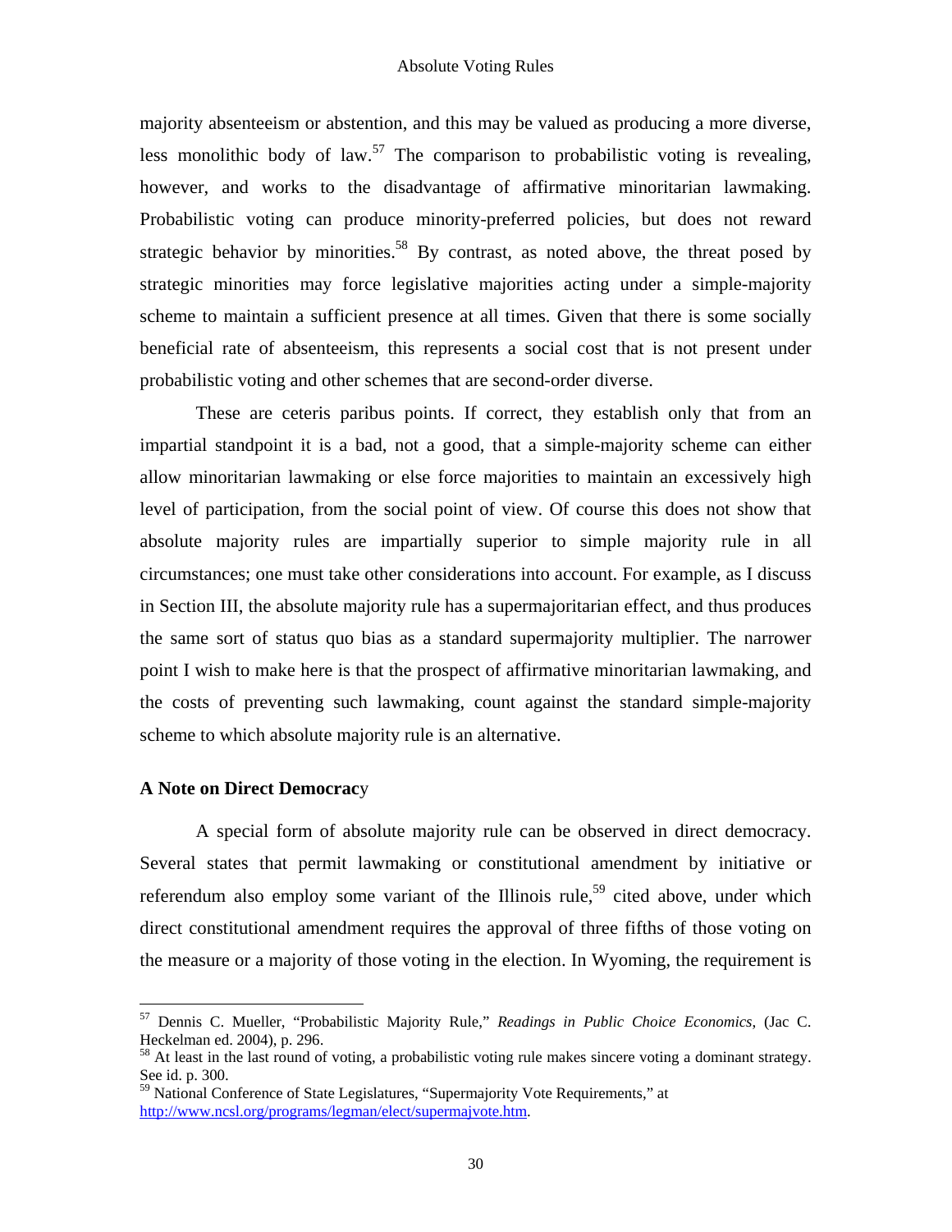majority absenteeism or abstention, and this may be valued as producing a more diverse, less monolithic body of law.[57] The comparison to probabilistic voting is revealing, however, and works to the disadvantage of affirmative minoritarian lawmaking. Probabilistic voting can produce minority-preferred policies, but does not reward strategic behavior by minorities.[58] By contrast, as noted above, the threat posed by strategic minorities may force legislative majorities acting under a simple-majority scheme to maintain a sufficient presence at all times. Given that there is some socially beneficial rate of absenteeism, this represents a social cost that is not present under probabilistic voting and other schemes that are second-order diverse.

These are ceteris paribus points. If correct, they establish only that from an impartial standpoint it is a bad, not a good, that a simple-majority scheme can either allow minoritarian lawmaking or else force majorities to maintain an excessively high level of participation, from the social point of view. Of course this does not show that absolute majority rules are impartially superior to simple majority rule in all circumstances; one must take other considerations into account. For example, as I discuss in Section III, the absolute majority rule has a supermajoritarian effect, and thus produces the same sort of status quo bias as a standard supermajority multiplier. The narrower point I wish to make here is that the prospect of affirmative minoritarian lawmaking, and the costs of preventing such lawmaking, count against the standard simple-majority scheme to which absolute majority rule is an alternative.

**A Note on Direct Democracy**

A special form of absolute majority rule can be observed in direct democracy. Several states that permit lawmaking or constitutional amendment by initiative or referendum also employ some variant of the Illinois rule,[59] cited above, under which direct constitutional amendment requires the approval of three fifths of those voting on the measure or a majority of those voting in the election. In Wyoming, the requirement is

---

[57] Dennis C. Mueller, "Probabilistic Majority Rule," *Readings in Public Choice Economics*, (Jac C. Heckelman ed. 2004), p. 296.

[58] At least in the last round of voting, a probabilistic voting rule makes sincere voting a dominant strategy. See id. p. 300.

[59] National Conference of State Legislatures, "Supermajority Vote Requirements," at http://www.ncsl.org/programs/legman/elect/supermajvote.htm.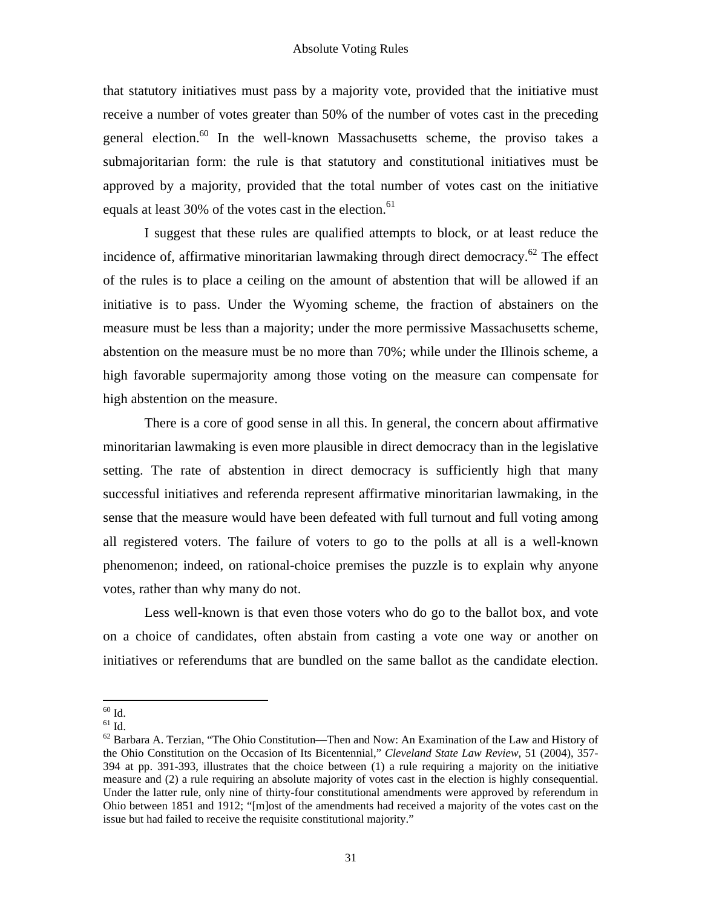that statutory initiatives must pass by a majority vote, provided that the initiative must receive a number of votes greater than 50% of the number of votes cast in the preceding general election.[60] In the well-known Massachusetts scheme, the proviso takes a submajoritarian form: the rule is that statutory and constitutional initiatives must be approved by a majority, provided that the total number of votes cast on the initiative equals at least 30% of the votes cast in the election.[61]

I suggest that these rules are qualified attempts to block, or at least reduce the incidence of, affirmative minoritarian lawmaking through direct democracy.[62] The effect of the rules is to place a ceiling on the amount of abstention that will be allowed if an initiative is to pass. Under the Wyoming scheme, the fraction of abstainers on the measure must be less than a majority; under the more permissive Massachusetts scheme, abstention on the measure must be no more than 70%; while under the Illinois scheme, a high favorable supermajority among those voting on the measure can compensate for high abstention on the measure.

There is a core of good sense in all this. In general, the concern about affirmative minoritarian lawmaking is even more plausible in direct democracy than in the legislative setting. The rate of abstention in direct democracy is sufficiently high that many successful initiatives and referenda represent affirmative minoritarian lawmaking, in the sense that the measure would have been defeated with full turnout and full voting among all registered voters. The failure of voters to go to the polls at all is a well-known phenomenon; indeed, on rational-choice premises the puzzle is to explain why anyone votes, rather than why many do not.

Less well-known is that even those voters who do go to the ballot box, and vote on a choice of candidates, often abstain from casting a vote one way or another on initiatives or referendums that are bundled on the same ballot as the candidate election.

---

[60] Id.

[61] Id.

[62] Barbara A. Terzian, "The Ohio Constitution—Then and Now: An Examination of the Law and History of the Ohio Constitution on the Occasion of Its Bicentennial," *Cleveland State Law Review*, 51 (2004), 357-394 at pp. 391-393, illustrates that the choice between (1) a rule requiring a majority on the initiative measure and (2) a rule requiring an absolute majority of votes cast in the election is highly consequential. Under the latter rule, only nine of thirty-four constitutional amendments were approved by referendum in Ohio between 1851 and 1912; "[m]ost of the amendments had received a majority of the votes cast on the issue but had failed to receive the requisite constitutional majority."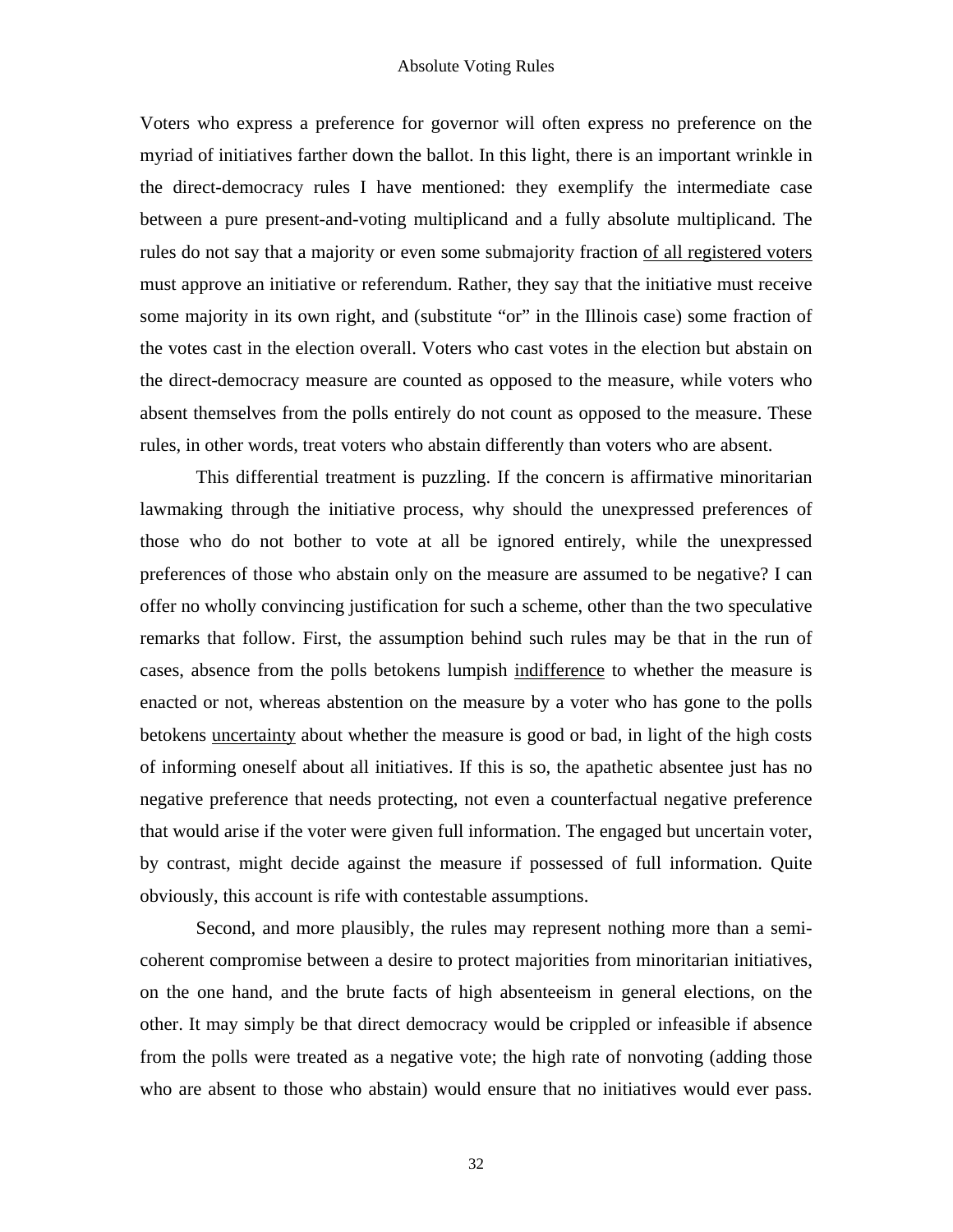Voters who express a preference for governor will often express no preference on the myriad of initiatives farther down the ballot. In this light, there is an important wrinkle in the direct-democracy rules I have mentioned: they exemplify the intermediate case between a pure present-and-voting multiplicand and a fully absolute multiplicand. The rules do not say that a majority or even some submajority fraction <u>of all registered voters</u> must approve an initiative or referendum. Rather, they say that the initiative must receive some majority in its own right, and (substitute "or" in the Illinois case) some fraction of the votes cast in the election overall. Voters who cast votes in the election but abstain on the direct-democracy measure are counted as opposed to the measure, while voters who absent themselves from the polls entirely do not count as opposed to the measure. These rules, in other words, treat voters who abstain differently than voters who are absent.

This differential treatment is puzzling. If the concern is affirmative minoritarian lawmaking through the initiative process, why should the unexpressed preferences of those who do not bother to vote at all be ignored entirely, while the unexpressed preferences of those who abstain only on the measure are assumed to be negative? I can offer no wholly convincing justification for such a scheme, other than the two speculative remarks that follow. First, the assumption behind such rules may be that in the run of cases, absence from the polls betokens lumpish <u>indifference</u> to whether the measure is enacted or not, whereas abstention on the measure by a voter who has gone to the polls betokens <u>uncertainty</u> about whether the measure is good or bad, in light of the high costs of informing oneself about all initiatives. If this is so, the apathetic absentee just has no negative preference that needs protecting, not even a counterfactual negative preference that would arise if the voter were given full information. The engaged but uncertain voter, by contrast, might decide against the measure if possessed of full information. Quite obviously, this account is rife with contestable assumptions.

Second, and more plausibly, the rules may represent nothing more than a semi-coherent compromise between a desire to protect majorities from minoritarian initiatives, on the one hand, and the brute facts of high absenteeism in general elections, on the other. It may simply be that direct democracy would be crippled or infeasible if absence from the polls were treated as a negative vote; the high rate of nonvoting (adding those who are absent to those who abstain) would ensure that no initiatives would ever pass.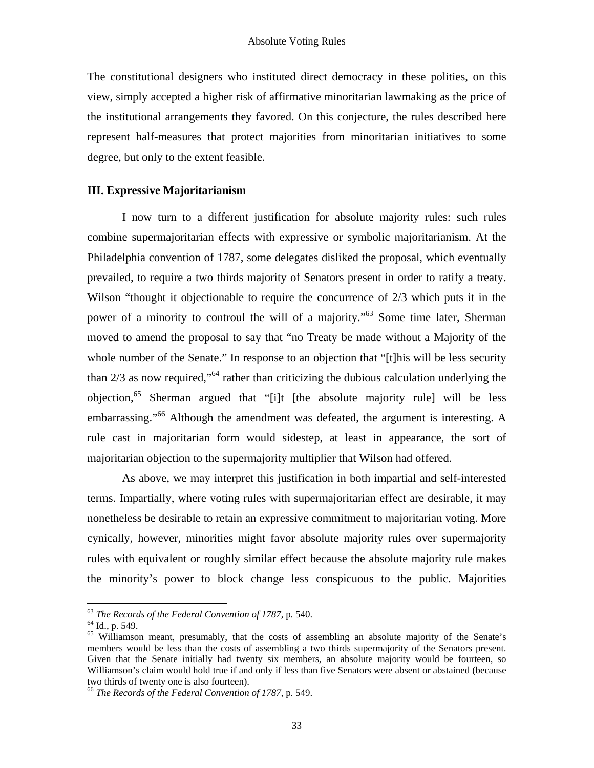The constitutional designers who instituted direct democracy in these polities, on this view, simply accepted a higher risk of affirmative minoritarian lawmaking as the price of the institutional arrangements they favored. On this conjecture, the rules described here represent half-measures that protect majorities from minoritarian initiatives to some degree, but only to the extent feasible.

### III. Expressive Majoritarianism

I now turn to a different justification for absolute majority rules: such rules combine supermajoritarian effects with expressive or symbolic majoritarianism. At the Philadelphia convention of 1787, some delegates disliked the proposal, which eventually prevailed, to require a two thirds majority of Senators present in order to ratify a treaty. Wilson "thought it objectionable to require the concurrence of 2/3 which puts it in the power of a minority to controul the will of a majority."[63] Some time later, Sherman moved to amend the proposal to say that "no Treaty be made without a Majority of the whole number of the Senate." In response to an objection that "[t]his will be less security than 2/3 as now required,"[64] rather than criticizing the dubious calculation underlying the objection,[65] Sherman argued that "[i]t [the absolute majority rule] <u>will be less embarrassing</u>."[66] Although the amendment was defeated, the argument is interesting. A rule cast in majoritarian form would sidestep, at least in appearance, the sort of majoritarian objection to the supermajority multiplier that Wilson had offered.

As above, we may interpret this justification in both impartial and self-interested terms. Impartially, where voting rules with supermajoritarian effect are desirable, it may nonetheless be desirable to retain an expressive commitment to majoritarian voting. More cynically, however, minorities might favor absolute majority rules over supermajority rules with equivalent or roughly similar effect because the absolute majority rule makes the minority's power to block change less conspicuous to the public. Majorities

---

[63] *The Records of the Federal Convention of 1787*, p. 540.

[64] Id., p. 549.

[65] Williamson meant, presumably, that the costs of assembling an absolute majority of the Senate's members would be less than the costs of assembling a two thirds supermajority of the Senators present. Given that the Senate initially had twenty six members, an absolute majority would be fourteen, so Williamson's claim would hold true if and only if less than five Senators were absent or abstained (because two thirds of twenty one is also fourteen).

[66] *The Records of the Federal Convention of 1787*, p. 549.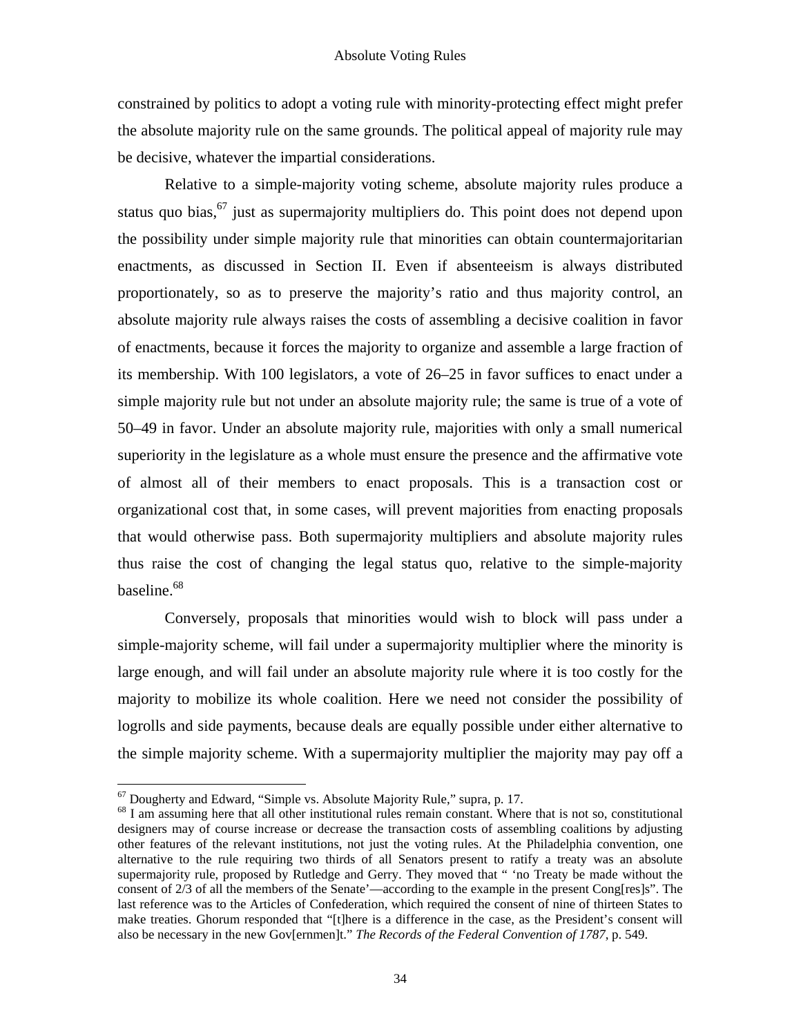constrained by politics to adopt a voting rule with minority-protecting effect might prefer the absolute majority rule on the same grounds. The political appeal of majority rule may be decisive, whatever the impartial considerations.

Relative to a simple-majority voting scheme, absolute majority rules produce a status quo bias,[67] just as supermajority multipliers do. This point does not depend upon the possibility under simple majority rule that minorities can obtain countermajoritarian enactments, as discussed in Section II. Even if absenteeism is always distributed proportionately, so as to preserve the majority's ratio and thus majority control, an absolute majority rule always raises the costs of assembling a decisive coalition in favor of enactments, because it forces the majority to organize and assemble a large fraction of its membership. With 100 legislators, a vote of 26–25 in favor suffices to enact under a simple majority rule but not under an absolute majority rule; the same is true of a vote of 50–49 in favor. Under an absolute majority rule, majorities with only a small numerical superiority in the legislature as a whole must ensure the presence and the affirmative vote of almost all of their members to enact proposals. This is a transaction cost or organizational cost that, in some cases, will prevent majorities from enacting proposals that would otherwise pass. Both supermajority multipliers and absolute majority rules thus raise the cost of changing the legal status quo, relative to the simple-majority baseline.[68]

Conversely, proposals that minorities would wish to block will pass under a simple-majority scheme, will fail under a supermajority multiplier where the minority is large enough, and will fail under an absolute majority rule where it is too costly for the majority to mobilize its whole coalition. Here we need not consider the possibility of logrolls and side payments, because deals are equally possible under either alternative to the simple majority scheme. With a supermajority multiplier the majority may pay off a

[67] Dougherty and Edward, "Simple vs. Absolute Majority Rule," supra, p. 17.

[68] I am assuming here that all other institutional rules remain constant. Where that is not so, constitutional designers may of course increase or decrease the transaction costs of assembling coalitions by adjusting other features of the relevant institutions, not just the voting rules. At the Philadelphia convention, one alternative to the rule requiring two thirds of all Senators present to ratify a treaty was an absolute supermajority rule, proposed by Rutledge and Gerry. They moved that " 'no Treaty be made without the consent of 2/3 of all the members of the Senate'—according to the example in the present Cong[res]s". The last reference was to the Articles of Confederation, which required the consent of nine of thirteen States to make treaties. Ghorum responded that "[t]here is a difference in the case, as the President's consent will also be necessary in the new Gov[ernmen]t." *The Records of the Federal Convention of 1787*, p. 549.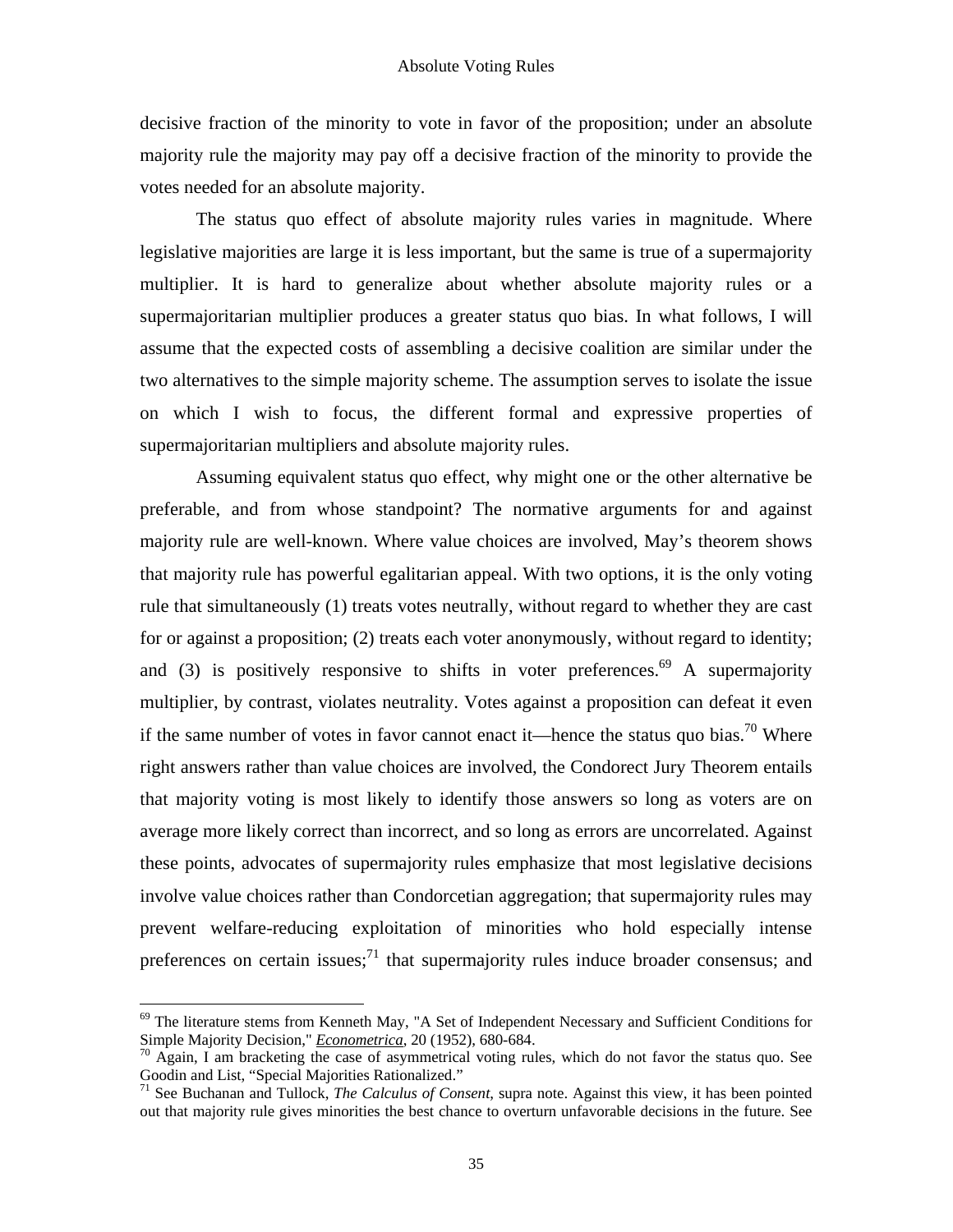decisive fraction of the minority to vote in favor of the proposition; under an absolute majority rule the majority may pay off a decisive fraction of the minority to provide the votes needed for an absolute majority.

The status quo effect of absolute majority rules varies in magnitude. Where legislative majorities are large it is less important, but the same is true of a supermajority multiplier. It is hard to generalize about whether absolute majority rules or a supermajoritarian multiplier produces a greater status quo bias. In what follows, I will assume that the expected costs of assembling a decisive coalition are similar under the two alternatives to the simple majority scheme. The assumption serves to isolate the issue on which I wish to focus, the different formal and expressive properties of supermajoritarian multipliers and absolute majority rules.

Assuming equivalent status quo effect, why might one or the other alternative be preferable, and from whose standpoint? The normative arguments for and against majority rule are well-known. Where value choices are involved, May's theorem shows that majority rule has powerful egalitarian appeal. With two options, it is the only voting rule that simultaneously (1) treats votes neutrally, without regard to whether they are cast for or against a proposition; (2) treats each voter anonymously, without regard to identity; and (3) is positively responsive to shifts in voter preferences.[69] A supermajority multiplier, by contrast, violates neutrality. Votes against a proposition can defeat it even if the same number of votes in favor cannot enact it—hence the status quo bias.[70] Where right answers rather than value choices are involved, the Condorect Jury Theorem entails that majority voting is most likely to identify those answers so long as voters are on average more likely correct than incorrect, and so long as errors are uncorrelated. Against these points, advocates of supermajority rules emphasize that most legislative decisions involve value choices rather than Condorcetian aggregation; that supermajority rules may prevent welfare-reducing exploitation of minorities who hold especially intense preferences on certain issues;[71] that supermajority rules induce broader consensus; and

---

[69] The literature stems from Kenneth May, "A Set of Independent Necessary and Sufficient Conditions for Simple Majority Decision," *Econometrica*, 20 (1952), 680-684.

[70] Again, I am bracketing the case of asymmetrical voting rules, which do not favor the status quo. See Goodin and List, "Special Majorities Rationalized."

[71] See Buchanan and Tullock, *The Calculus of Consent*, supra note. Against this view, it has been pointed out that majority rule gives minorities the best chance to overturn unfavorable decisions in the future. See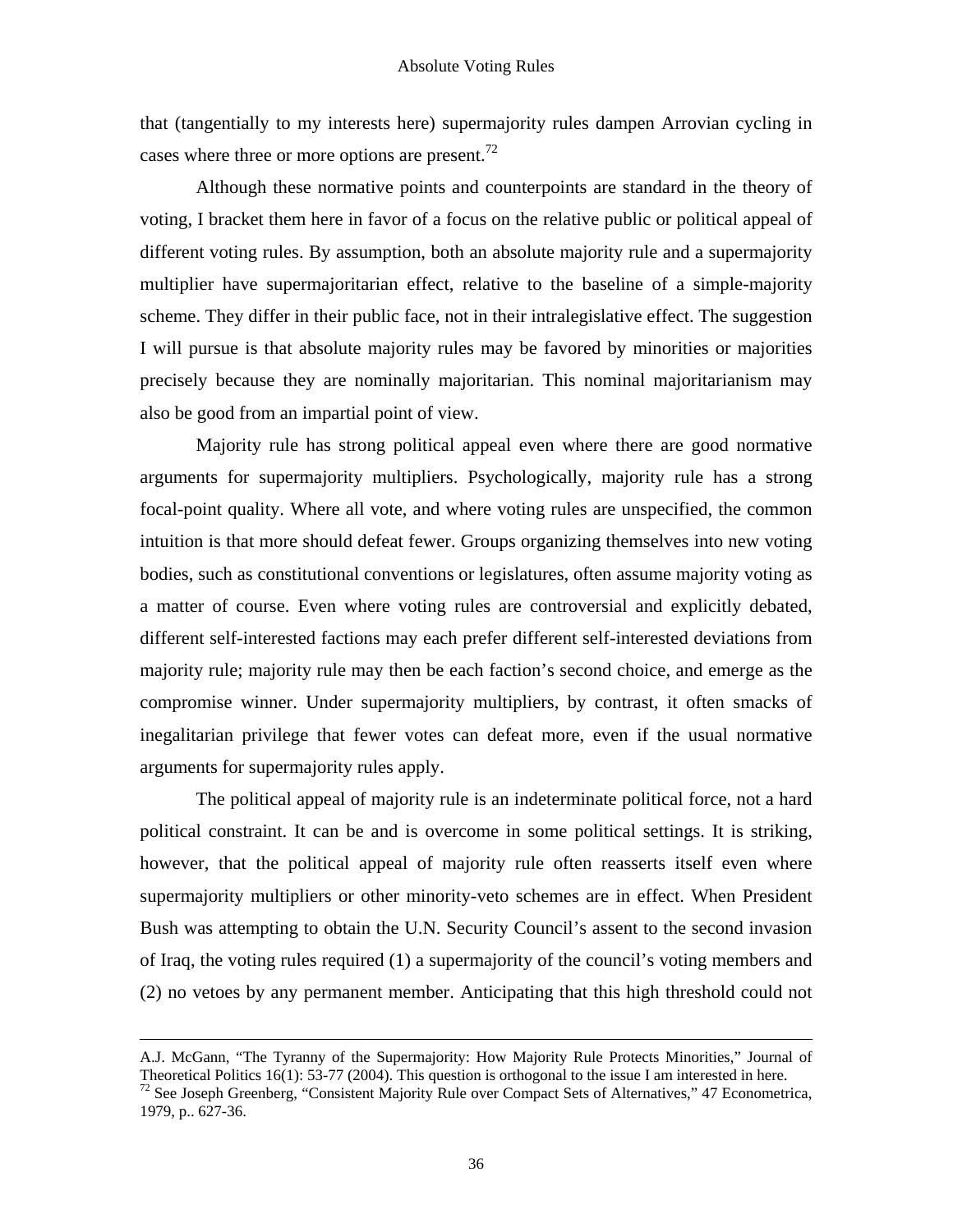that (tangentially to my interests here) supermajority rules dampen Arrovian cycling in cases where three or more options are present.[72]

Although these normative points and counterpoints are standard in the theory of voting, I bracket them here in favor of a focus on the relative public or political appeal of different voting rules. By assumption, both an absolute majority rule and a supermajority multiplier have supermajoritarian effect, relative to the baseline of a simple-majority scheme. They differ in their public face, not in their intralegislative effect. The suggestion I will pursue is that absolute majority rules may be favored by minorities or majorities precisely because they are nominally majoritarian. This nominal majoritarianism may also be good from an impartial point of view.

Majority rule has strong political appeal even where there are good normative arguments for supermajority multipliers. Psychologically, majority rule has a strong focal-point quality. Where all vote, and where voting rules are unspecified, the common intuition is that more should defeat fewer. Groups organizing themselves into new voting bodies, such as constitutional conventions or legislatures, often assume majority voting as a matter of course. Even where voting rules are controversial and explicitly debated, different self-interested factions may each prefer different self-interested deviations from majority rule; majority rule may then be each faction's second choice, and emerge as the compromise winner. Under supermajority multipliers, by contrast, it often smacks of inegalitarian privilege that fewer votes can defeat more, even if the usual normative arguments for supermajority rules apply.

The political appeal of majority rule is an indeterminate political force, not a hard political constraint. It can be and is overcome in some political settings. It is striking, however, that the political appeal of majority rule often reasserts itself even where supermajority multipliers or other minority-veto schemes are in effect. When President Bush was attempting to obtain the U.N. Security Council's assent to the second invasion of Iraq, the voting rules required (1) a supermajority of the council's voting members and (2) no vetoes by any permanent member. Anticipating that this high threshold could not

---

A.J. McGann, "The Tyranny of the Supermajority: How Majority Rule Protects Minorities," Journal of Theoretical Politics 16(1): 53-77 (2004). This question is orthogonal to the issue I am interested in here.

[72] See Joseph Greenberg, "Consistent Majority Rule over Compact Sets of Alternatives," 47 Econometrica, 1979, p.. 627-36.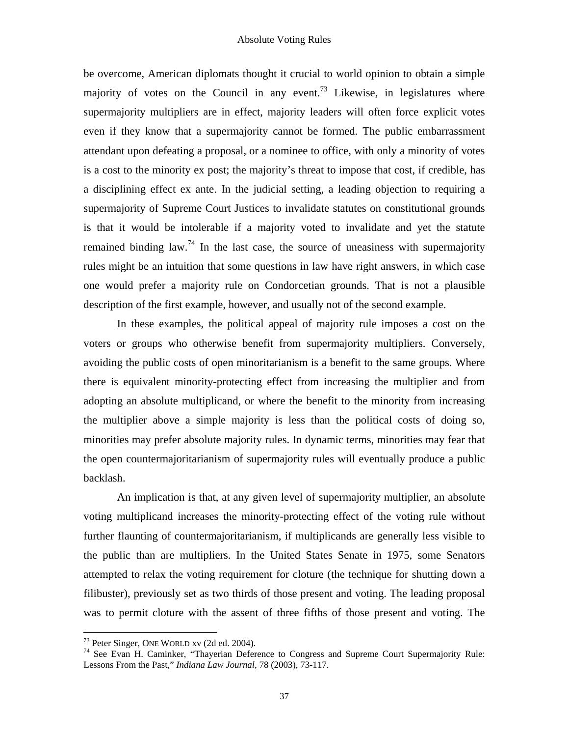be overcome, American diplomats thought it crucial to world opinion to obtain a simple majority of votes on the Council in any event.[73] Likewise, in legislatures where supermajority multipliers are in effect, majority leaders will often force explicit votes even if they know that a supermajority cannot be formed. The public embarrassment attendant upon defeating a proposal, or a nominee to office, with only a minority of votes is a cost to the minority ex post; the majority's threat to impose that cost, if credible, has a disciplining effect ex ante. In the judicial setting, a leading objection to requiring a supermajority of Supreme Court Justices to invalidate statutes on constitutional grounds is that it would be intolerable if a majority voted to invalidate and yet the statute remained binding law.[74] In the last case, the source of uneasiness with supermajority rules might be an intuition that some questions in law have right answers, in which case one would prefer a majority rule on Condorcetian grounds. That is not a plausible description of the first example, however, and usually not of the second example.

In these examples, the political appeal of majority rule imposes a cost on the voters or groups who otherwise benefit from supermajority multipliers. Conversely, avoiding the public costs of open minoritarianism is a benefit to the same groups. Where there is equivalent minority-protecting effect from increasing the multiplier and from adopting an absolute multiplicand, or where the benefit to the minority from increasing the multiplier above a simple majority is less than the political costs of doing so, minorities may prefer absolute majority rules. In dynamic terms, minorities may fear that the open countermajoritarianism of supermajority rules will eventually produce a public backlash.

An implication is that, at any given level of supermajority multiplier, an absolute voting multiplicand increases the minority-protecting effect of the voting rule without further flaunting of countermajoritarianism, if multiplicands are generally less visible to the public than are multipliers. In the United States Senate in 1975, some Senators attempted to relax the voting requirement for cloture (the technique for shutting down a filibuster), previously set as two thirds of those present and voting. The leading proposal was to permit cloture with the assent of three fifths of those present and voting. The

---

[73] Peter Singer, ONE WORLD xv (2d ed. 2004).

[74] See Evan H. Caminker, "Thayerian Deference to Congress and Supreme Court Supermajority Rule: Lessons From the Past," *Indiana Law Journal*, 78 (2003), 73-117.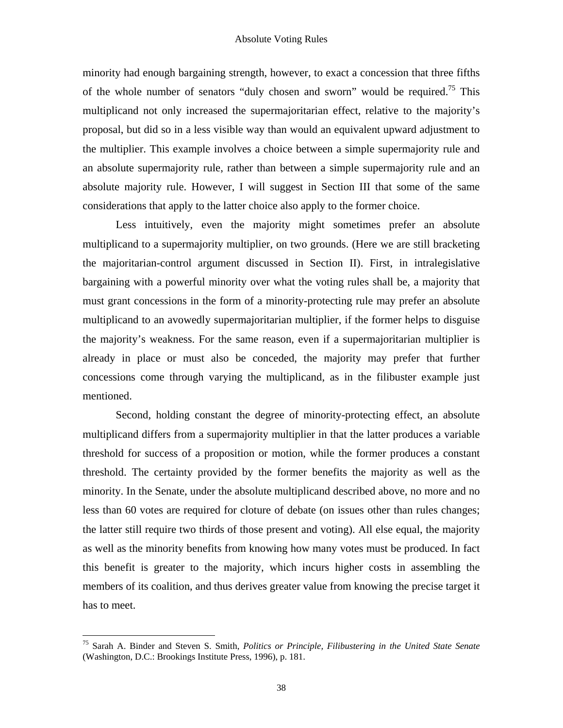minority had enough bargaining strength, however, to exact a concession that three fifths of the whole number of senators "duly chosen and sworn" would be required.[75] This multiplicand not only increased the supermajoritarian effect, relative to the majority's proposal, but did so in a less visible way than would an equivalent upward adjustment to the multiplier. This example involves a choice between a simple supermajority rule and an absolute supermajority rule, rather than between a simple supermajority rule and an absolute majority rule. However, I will suggest in Section III that some of the same considerations that apply to the latter choice also apply to the former choice.

Less intuitively, even the majority might sometimes prefer an absolute multiplicand to a supermajority multiplier, on two grounds. (Here we are still bracketing the majoritarian-control argument discussed in Section II). First, in intralegislative bargaining with a powerful minority over what the voting rules shall be, a majority that must grant concessions in the form of a minority-protecting rule may prefer an absolute multiplicand to an avowedly supermajoritarian multiplier, if the former helps to disguise the majority's weakness. For the same reason, even if a supermajoritarian multiplier is already in place or must also be conceded, the majority may prefer that further concessions come through varying the multiplicand, as in the filibuster example just mentioned.

Second, holding constant the degree of minority-protecting effect, an absolute multiplicand differs from a supermajority multiplier in that the latter produces a variable threshold for success of a proposition or motion, while the former produces a constant threshold. The certainty provided by the former benefits the majority as well as the minority. In the Senate, under the absolute multiplicand described above, no more and no less than 60 votes are required for cloture of debate (on issues other than rules changes; the latter still require two thirds of those present and voting). All else equal, the majority as well as the minority benefits from knowing how many votes must be produced. In fact this benefit is greater to the majority, which incurs higher costs in assembling the members of its coalition, and thus derives greater value from knowing the precise target it has to meet.

---

[75] Sarah A. Binder and Steven S. Smith, *Politics or Principle, Filibustering in the United State Senate* (Washington, D.C.: Brookings Institute Press, 1996), p. 181.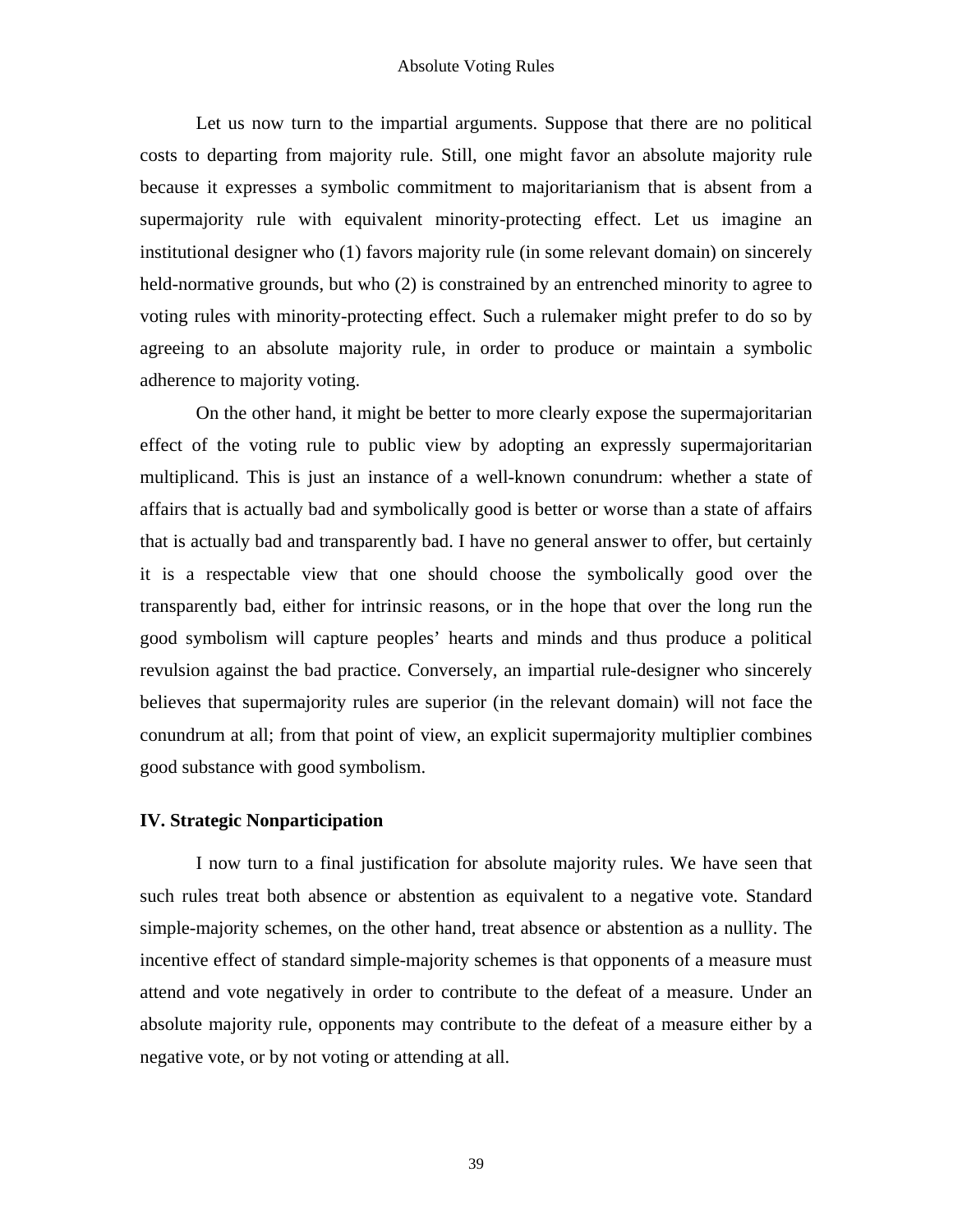Let us now turn to the impartial arguments. Suppose that there are no political costs to departing from majority rule. Still, one might favor an absolute majority rule because it expresses a symbolic commitment to majoritarianism that is absent from a supermajority rule with equivalent minority-protecting effect. Let us imagine an institutional designer who (1) favors majority rule (in some relevant domain) on sincerely held-normative grounds, but who (2) is constrained by an entrenched minority to agree to voting rules with minority-protecting effect. Such a rulemaker might prefer to do so by agreeing to an absolute majority rule, in order to produce or maintain a symbolic adherence to majority voting.

On the other hand, it might be better to more clearly expose the supermajoritarian effect of the voting rule to public view by adopting an expressly supermajoritarian multiplicand. This is just an instance of a well-known conundrum: whether a state of affairs that is actually bad and symbolically good is better or worse than a state of affairs that is actually bad and transparently bad. I have no general answer to offer, but certainly it is a respectable view that one should choose the symbolically good over the transparently bad, either for intrinsic reasons, or in the hope that over the long run the good symbolism will capture peoples' hearts and minds and thus produce a political revulsion against the bad practice. Conversely, an impartial rule-designer who sincerely believes that supermajority rules are superior (in the relevant domain) will not face the conundrum at all; from that point of view, an explicit supermajority multiplier combines good substance with good symbolism.

## IV. Strategic Nonparticipation

I now turn to a final justification for absolute majority rules. We have seen that such rules treat both absence or abstention as equivalent to a negative vote. Standard simple-majority schemes, on the other hand, treat absence or abstention as a nullity. The incentive effect of standard simple-majority schemes is that opponents of a measure must attend and vote negatively in order to contribute to the defeat of a measure. Under an absolute majority rule, opponents may contribute to the defeat of a measure either by a negative vote, or by not voting or attending at all.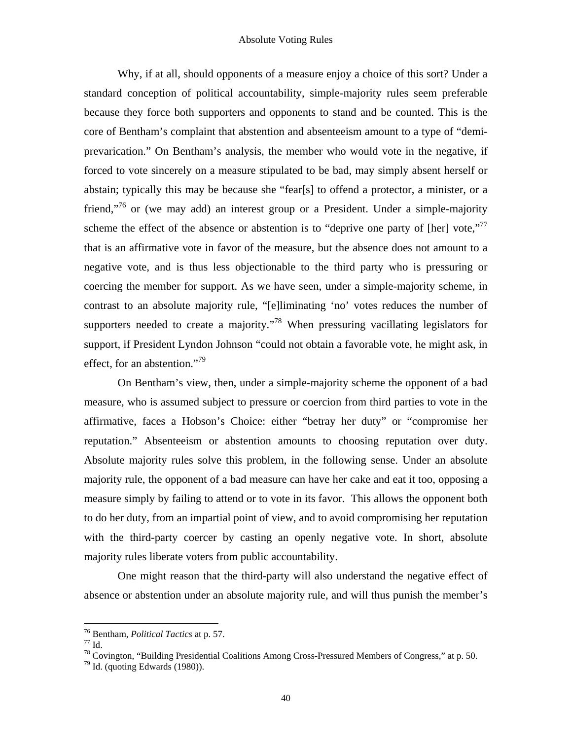Why, if at all, should opponents of a measure enjoy a choice of this sort? Under a standard conception of political accountability, simple-majority rules seem preferable because they force both supporters and opponents to stand and be counted. This is the core of Bentham's complaint that abstention and absenteeism amount to a type of "demi-prevarication." On Bentham's analysis, the member who would vote in the negative, if forced to vote sincerely on a measure stipulated to be bad, may simply absent herself or abstain; typically this may be because she "fear[s] to offend a protector, a minister, or a friend,"[76] or (we may add) an interest group or a President. Under a simple-majority scheme the effect of the absence or abstention is to "deprive one party of [her] vote,"[77] that is an affirmative vote in favor of the measure, but the absence does not amount to a negative vote, and is thus less objectionable to the third party who is pressuring or coercing the member for support. As we have seen, under a simple-majority scheme, in contrast to an absolute majority rule, "[e]liminating 'no' votes reduces the number of supporters needed to create a majority."[78] When pressuring vacillating legislators for support, if President Lyndon Johnson "could not obtain a favorable vote, he might ask, in effect, for an abstention."[79]

On Bentham's view, then, under a simple-majority scheme the opponent of a bad measure, who is assumed subject to pressure or coercion from third parties to vote in the affirmative, faces a Hobson's Choice: either "betray her duty" or "compromise her reputation." Absenteeism or abstention amounts to choosing reputation over duty. Absolute majority rules solve this problem, in the following sense. Under an absolute majority rule, the opponent of a bad measure can have her cake and eat it too, opposing a measure simply by failing to attend or to vote in its favor. This allows the opponent both to do her duty, from an impartial point of view, and to avoid compromising her reputation with the third-party coercer by casting an openly negative vote. In short, absolute majority rules liberate voters from public accountability.

One might reason that the third-party will also understand the negative effect of absence or abstention under an absolute majority rule, and will thus punish the member's

---

[76] Bentham, *Political Tactics* at p. 57.

[77] Id.

[78] Covington, "Building Presidential Coalitions Among Cross-Pressured Members of Congress," at p. 50.

[79] Id. (quoting Edwards (1980)).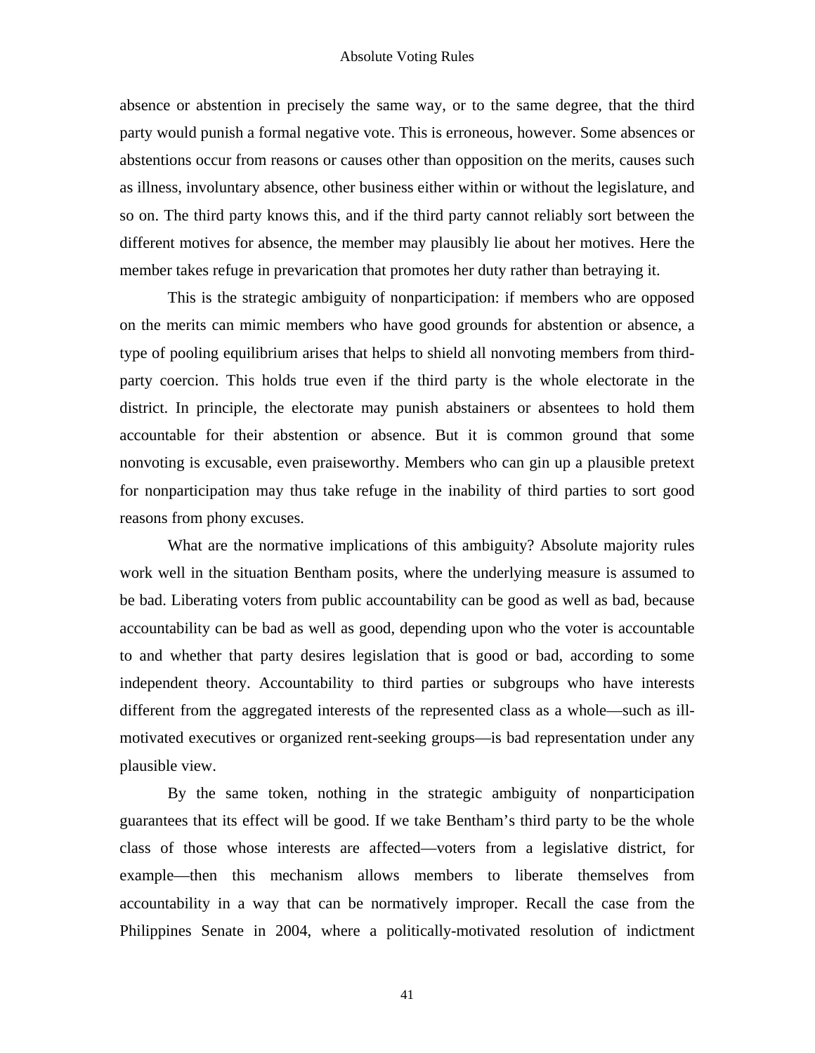absence or abstention in precisely the same way, or to the same degree, that the third party would punish a formal negative vote. This is erroneous, however. Some absences or abstentions occur from reasons or causes other than opposition on the merits, causes such as illness, involuntary absence, other business either within or without the legislature, and so on. The third party knows this, and if the third party cannot reliably sort between the different motives for absence, the member may plausibly lie about her motives. Here the member takes refuge in prevarication that promotes her duty rather than betraying it.

This is the strategic ambiguity of nonparticipation: if members who are opposed on the merits can mimic members who have good grounds for abstention or absence, a type of pooling equilibrium arises that helps to shield all nonvoting members from third-party coercion. This holds true even if the third party is the whole electorate in the district. In principle, the electorate may punish abstainers or absentees to hold them accountable for their abstention or absence. But it is common ground that some nonvoting is excusable, even praiseworthy. Members who can gin up a plausible pretext for nonparticipation may thus take refuge in the inability of third parties to sort good reasons from phony excuses.

What are the normative implications of this ambiguity? Absolute majority rules work well in the situation Bentham posits, where the underlying measure is assumed to be bad. Liberating voters from public accountability can be good as well as bad, because accountability can be bad as well as good, depending upon who the voter is accountable to and whether that party desires legislation that is good or bad, according to some independent theory. Accountability to third parties or subgroups who have interests different from the aggregated interests of the represented class as a whole—such as ill-motivated executives or organized rent-seeking groups—is bad representation under any plausible view.

By the same token, nothing in the strategic ambiguity of nonparticipation guarantees that its effect will be good. If we take Bentham's third party to be the whole class of those whose interests are affected—voters from a legislative district, for example—then this mechanism allows members to liberate themselves from accountability in a way that can be normatively improper. Recall the case from the Philippines Senate in 2004, where a politically-motivated resolution of indictment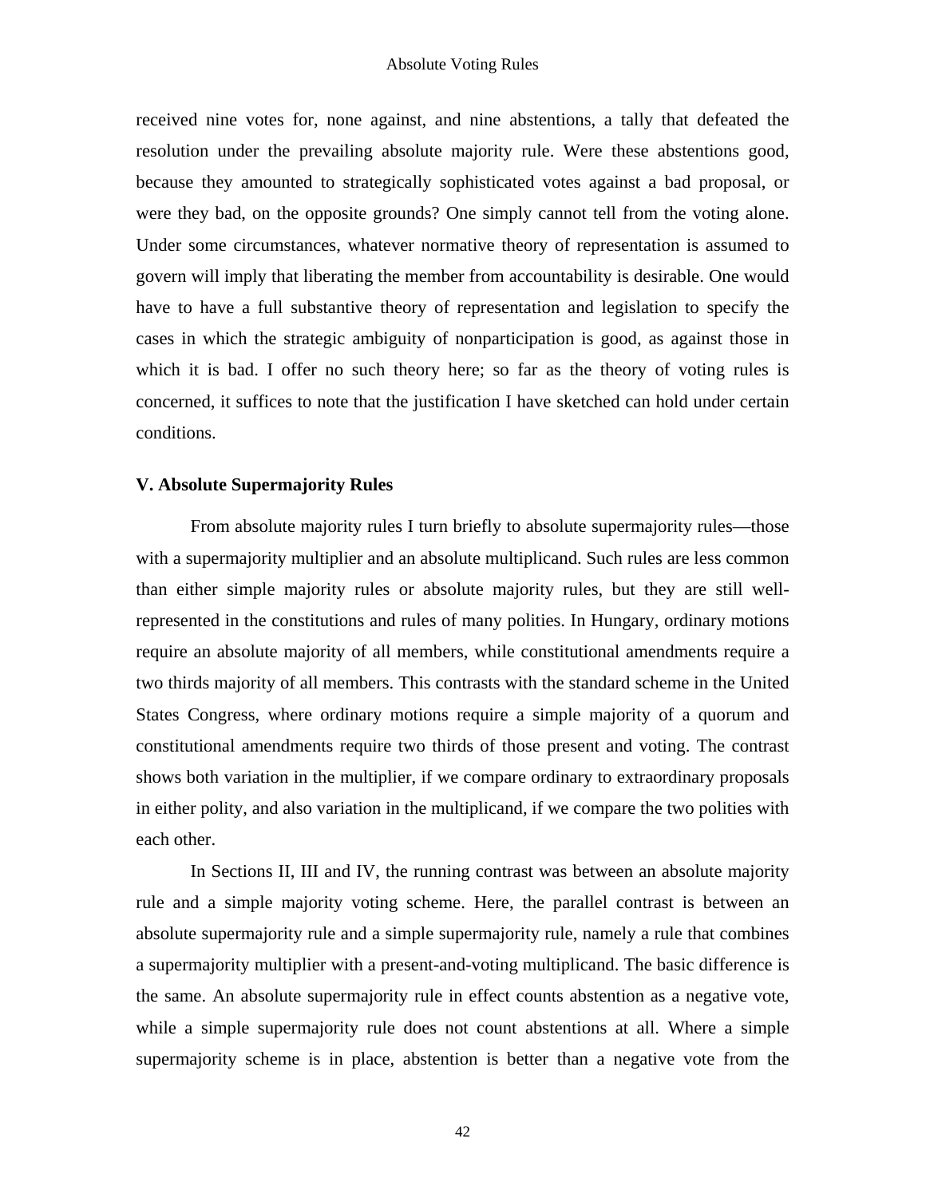received nine votes for, none against, and nine abstentions, a tally that defeated the resolution under the prevailing absolute majority rule. Were these abstentions good, because they amounted to strategically sophisticated votes against a bad proposal, or were they bad, on the opposite grounds? One simply cannot tell from the voting alone. Under some circumstances, whatever normative theory of representation is assumed to govern will imply that liberating the member from accountability is desirable. One would have to have a full substantive theory of representation and legislation to specify the cases in which the strategic ambiguity of nonparticipation is good, as against those in which it is bad. I offer no such theory here; so far as the theory of voting rules is concerned, it suffices to note that the justification I have sketched can hold under certain conditions.

**V. Absolute Supermajority Rules**

From absolute majority rules I turn briefly to absolute supermajority rules—those with a supermajority multiplier and an absolute multiplicand. Such rules are less common than either simple majority rules or absolute majority rules, but they are still well-represented in the constitutions and rules of many polities. In Hungary, ordinary motions require an absolute majority of all members, while constitutional amendments require a two thirds majority of all members. This contrasts with the standard scheme in the United States Congress, where ordinary motions require a simple majority of a quorum and constitutional amendments require two thirds of those present and voting. The contrast shows both variation in the multiplier, if we compare ordinary to extraordinary proposals in either polity, and also variation in the multiplicand, if we compare the two polities with each other.

In Sections II, III and IV, the running contrast was between an absolute majority rule and a simple majority voting scheme. Here, the parallel contrast is between an absolute supermajority rule and a simple supermajority rule, namely a rule that combines a supermajority multiplier with a present-and-voting multiplicand. The basic difference is the same. An absolute supermajority rule in effect counts abstention as a negative vote, while a simple supermajority rule does not count abstentions at all. Where a simple supermajority scheme is in place, abstention is better than a negative vote from the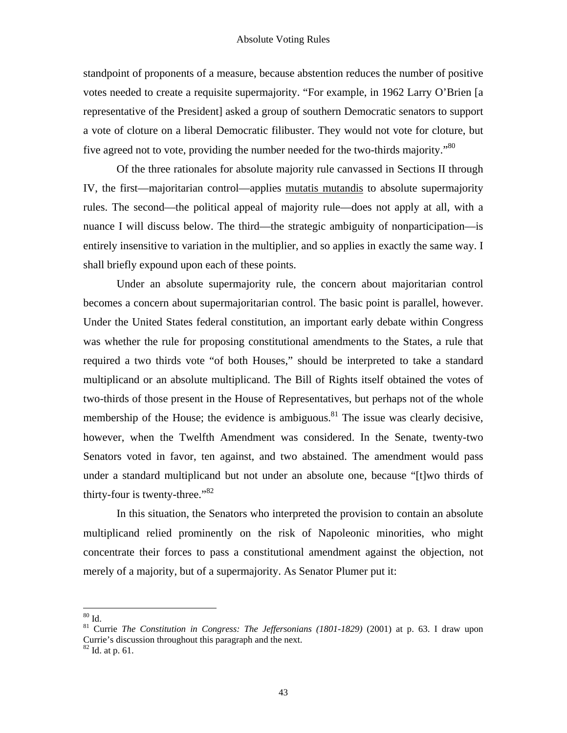standpoint of proponents of a measure, because abstention reduces the number of positive votes needed to create a requisite supermajority. "For example, in 1962 Larry O'Brien [a representative of the President] asked a group of southern Democratic senators to support a vote of cloture on a liberal Democratic filibuster. They would not vote for cloture, but five agreed not to vote, providing the number needed for the two-thirds majority."[80]

Of the three rationales for absolute majority rule canvassed in Sections II through IV, the first—majoritarian control—applies mutatis mutandis to absolute supermajority rules. The second—the political appeal of majority rule—does not apply at all, with a nuance I will discuss below. The third—the strategic ambiguity of nonparticipation—is entirely insensitive to variation in the multiplier, and so applies in exactly the same way. I shall briefly expound upon each of these points.

Under an absolute supermajority rule, the concern about majoritarian control becomes a concern about supermajoritarian control. The basic point is parallel, however. Under the United States federal constitution, an important early debate within Congress was whether the rule for proposing constitutional amendments to the States, a rule that required a two thirds vote "of both Houses," should be interpreted to take a standard multiplicand or an absolute multiplicand. The Bill of Rights itself obtained the votes of two-thirds of those present in the House of Representatives, but perhaps not of the whole membership of the House; the evidence is ambiguous.[81] The issue was clearly decisive, however, when the Twelfth Amendment was considered. In the Senate, twenty-two Senators voted in favor, ten against, and two abstained. The amendment would pass under a standard multiplicand but not under an absolute one, because "[t]wo thirds of thirty-four is twenty-three."[82]

In this situation, the Senators who interpreted the provision to contain an absolute multiplicand relied prominently on the risk of Napoleonic minorities, who might concentrate their forces to pass a constitutional amendment against the objection, not merely of a majority, but of a supermajority. As Senator Plumer put it:

---

[80] Id.

[81] Currie *The Constitution in Congress: The Jeffersonians (1801-1829)* (2001) at p. 63. I draw upon Currie's discussion throughout this paragraph and the next.

[82] Id. at p. 61.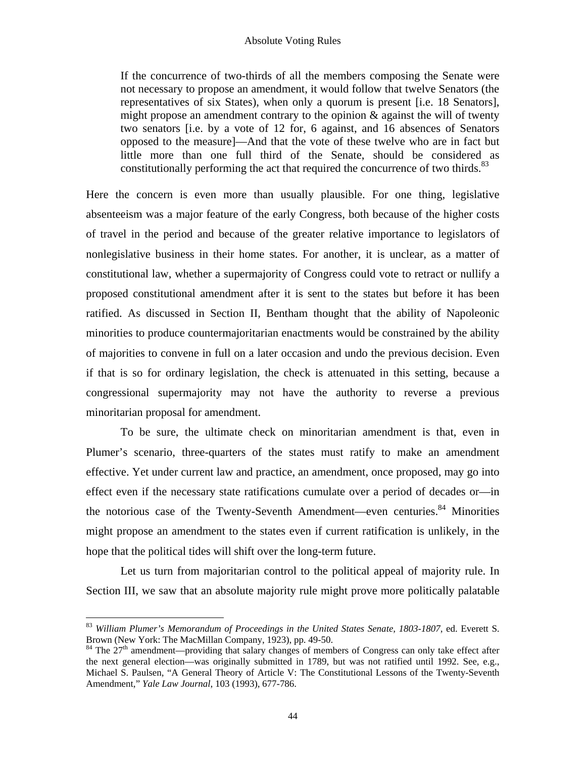> If the concurrence of two-thirds of all the members composing the Senate were not necessary to propose an amendment, it would follow that twelve Senators (the representatives of six States), when only a quorum is present [i.e. 18 Senators], might propose an amendment contrary to the opinion & against the will of twenty two senators [i.e. by a vote of 12 for, 6 against, and 16 absences of Senators opposed to the measure]—And that the vote of these twelve who are in fact but little more than one full third of the Senate, should be considered as constitutionally performing the act that required the concurrence of two thirds.[83]

Here the concern is even more than usually plausible. For one thing, legislative absenteeism was a major feature of the early Congress, both because of the higher costs of travel in the period and because of the greater relative importance to legislators of nonlegislative business in their home states. For another, it is unclear, as a matter of constitutional law, whether a supermajority of Congress could vote to retract or nullify a proposed constitutional amendment after it is sent to the states but before it has been ratified. As discussed in Section II, Bentham thought that the ability of Napoleonic minorities to produce countermajoritarian enactments would be constrained by the ability of majorities to convene in full on a later occasion and undo the previous decision. Even if that is so for ordinary legislation, the check is attenuated in this setting, because a congressional supermajority may not have the authority to reverse a previous minoritarian proposal for amendment.

To be sure, the ultimate check on minoritarian amendment is that, even in Plumer's scenario, three-quarters of the states must ratify to make an amendment effective. Yet under current law and practice, an amendment, once proposed, may go into effect even if the necessary state ratifications cumulate over a period of decades or—in the notorious case of the Twenty-Seventh Amendment—even centuries.[84] Minorities might propose an amendment to the states even if current ratification is unlikely, in the hope that the political tides will shift over the long-term future.

Let us turn from majoritarian control to the political appeal of majority rule. In Section III, we saw that an absolute majority rule might prove more politically palatable

---

[83] *William Plumer's Memorandum of Proceedings in the United States Senate, 1803-1807*, ed. Everett S. Brown (New York: The MacMillan Company, 1923), pp. 49-50.

[84] The 27th amendment—providing that salary changes of members of Congress can only take effect after the next general election—was originally submitted in 1789, but was not ratified until 1992. See, e.g., Michael S. Paulsen, "A General Theory of Article V: The Constitutional Lessons of the Twenty-Seventh Amendment," *Yale Law Journal*, 103 (1993), 677-786.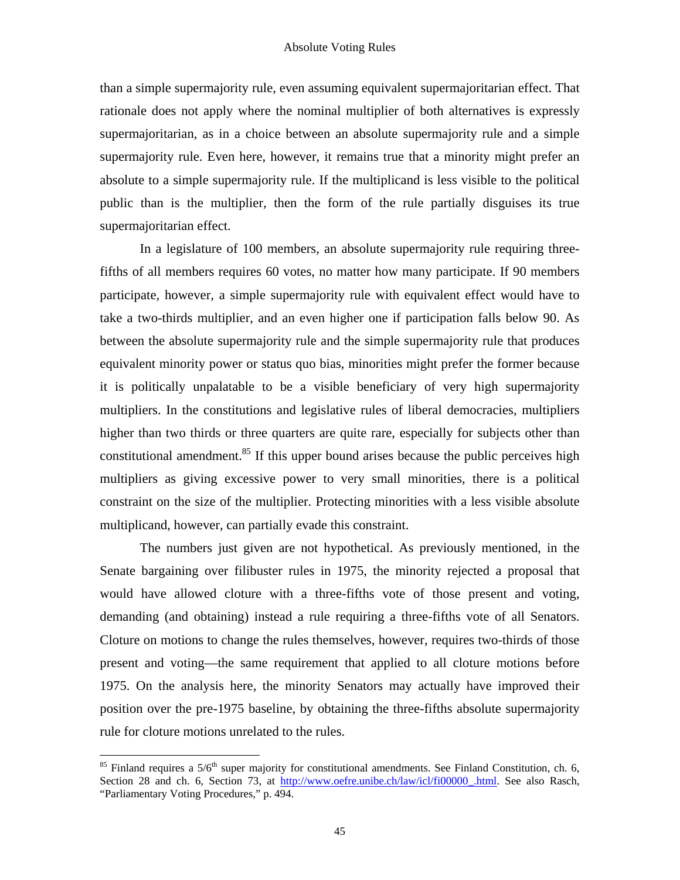than a simple supermajority rule, even assuming equivalent supermajoritarian effect. That rationale does not apply where the nominal multiplier of both alternatives is expressly supermajoritarian, as in a choice between an absolute supermajority rule and a simple supermajority rule. Even here, however, it remains true that a minority might prefer an absolute to a simple supermajority rule. If the multiplicand is less visible to the political public than is the multiplier, then the form of the rule partially disguises its true supermajoritarian effect.

In a legislature of 100 members, an absolute supermajority rule requiring three-fifths of all members requires 60 votes, no matter how many participate. If 90 members participate, however, a simple supermajority rule with equivalent effect would have to take a two-thirds multiplier, and an even higher one if participation falls below 90. As between the absolute supermajority rule and the simple supermajority rule that produces equivalent minority power or status quo bias, minorities might prefer the former because it is politically unpalatable to be a visible beneficiary of very high supermajority multipliers. In the constitutions and legislative rules of liberal democracies, multipliers higher than two thirds or three quarters are quite rare, especially for subjects other than constitutional amendment.[85] If this upper bound arises because the public perceives high multipliers as giving excessive power to very small minorities, there is a political constraint on the size of the multiplier. Protecting minorities with a less visible absolute multiplicand, however, can partially evade this constraint.

The numbers just given are not hypothetical. As previously mentioned, in the Senate bargaining over filibuster rules in 1975, the minority rejected a proposal that would have allowed cloture with a three-fifths vote of those present and voting, demanding (and obtaining) instead a rule requiring a three-fifths vote of all Senators. Cloture on motions to change the rules themselves, however, requires two-thirds of those present and voting—the same requirement that applied to all cloture motions before 1975. On the analysis here, the minority Senators may actually have improved their position over the pre-1975 baseline, by obtaining the three-fifths absolute supermajority rule for cloture motions unrelated to the rules.

---

[85] Finland requires a 5/6th super majority for constitutional amendments. See Finland Constitution, ch. 6, Section 28 and ch. 6, Section 73, at http://www.oefre.unibe.ch/law/icl/fi00000_.html. See also Rasch, "Parliamentary Voting Procedures," p. 494.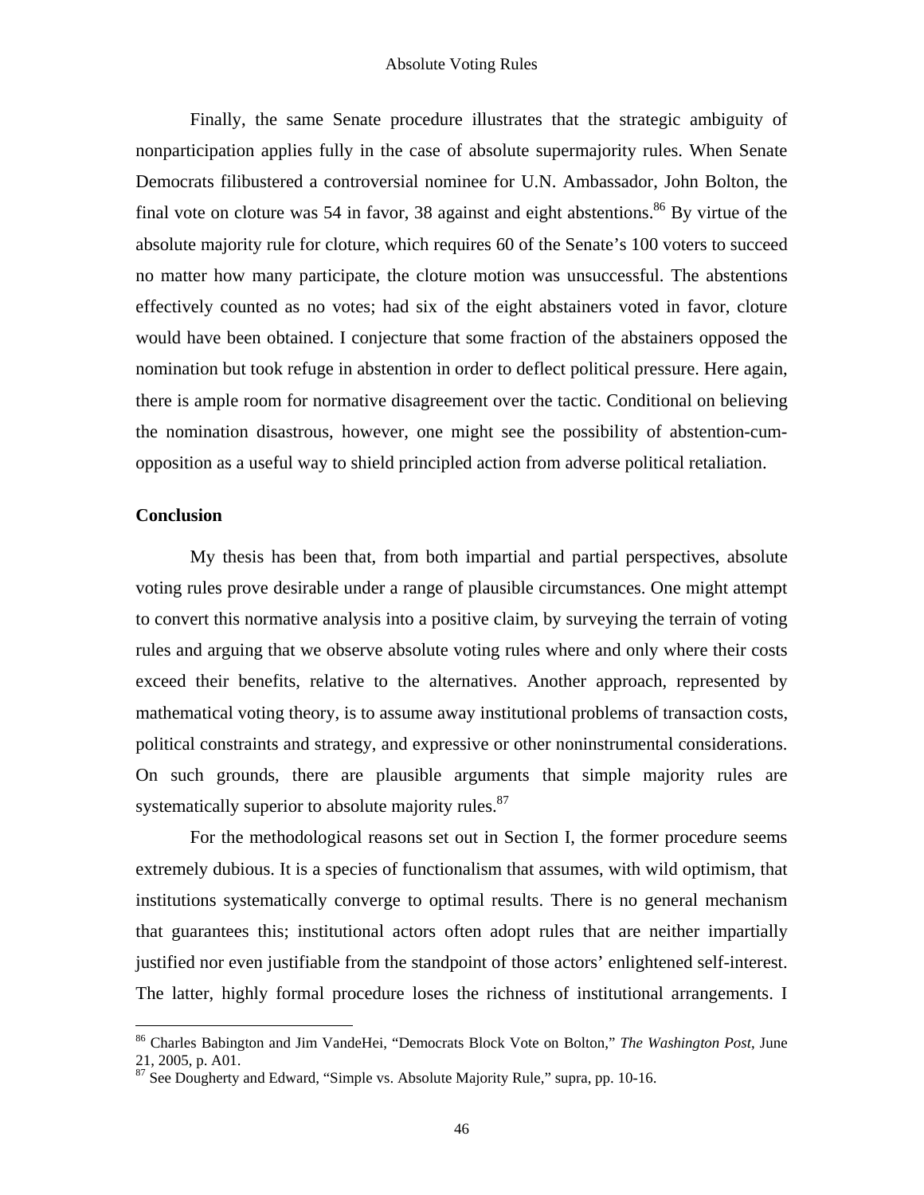Finally, the same Senate procedure illustrates that the strategic ambiguity of nonparticipation applies fully in the case of absolute supermajority rules. When Senate Democrats filibustered a controversial nominee for U.N. Ambassador, John Bolton, the final vote on cloture was 54 in favor, 38 against and eight abstentions.[86] By virtue of the absolute majority rule for cloture, which requires 60 of the Senate's 100 voters to succeed no matter how many participate, the cloture motion was unsuccessful. The abstentions effectively counted as no votes; had six of the eight abstainers voted in favor, cloture would have been obtained. I conjecture that some fraction of the abstainers opposed the nomination but took refuge in abstention in order to deflect political pressure. Here again, there is ample room for normative disagreement over the tactic. Conditional on believing the nomination disastrous, however, one might see the possibility of abstention-cum-opposition as a useful way to shield principled action from adverse political retaliation.

## Conclusion

My thesis has been that, from both impartial and partial perspectives, absolute voting rules prove desirable under a range of plausible circumstances. One might attempt to convert this normative analysis into a positive claim, by surveying the terrain of voting rules and arguing that we observe absolute voting rules where and only where their costs exceed their benefits, relative to the alternatives. Another approach, represented by mathematical voting theory, is to assume away institutional problems of transaction costs, political constraints and strategy, and expressive or other noninstrumental considerations. On such grounds, there are plausible arguments that simple majority rules are systematically superior to absolute majority rules.[87]

For the methodological reasons set out in Section I, the former procedure seems extremely dubious. It is a species of functionalism that assumes, with wild optimism, that institutions systematically converge to optimal results. There is no general mechanism that guarantees this; institutional actors often adopt rules that are neither impartially justified nor even justifiable from the standpoint of those actors' enlightened self-interest. The latter, highly formal procedure loses the richness of institutional arrangements. I

---

[86] Charles Babington and Jim VandeHei, "Democrats Block Vote on Bolton," *The Washington Post*, June 21, 2005, p. A01.

[87] See Dougherty and Edward, "Simple vs. Absolute Majority Rule," supra, pp. 10-16.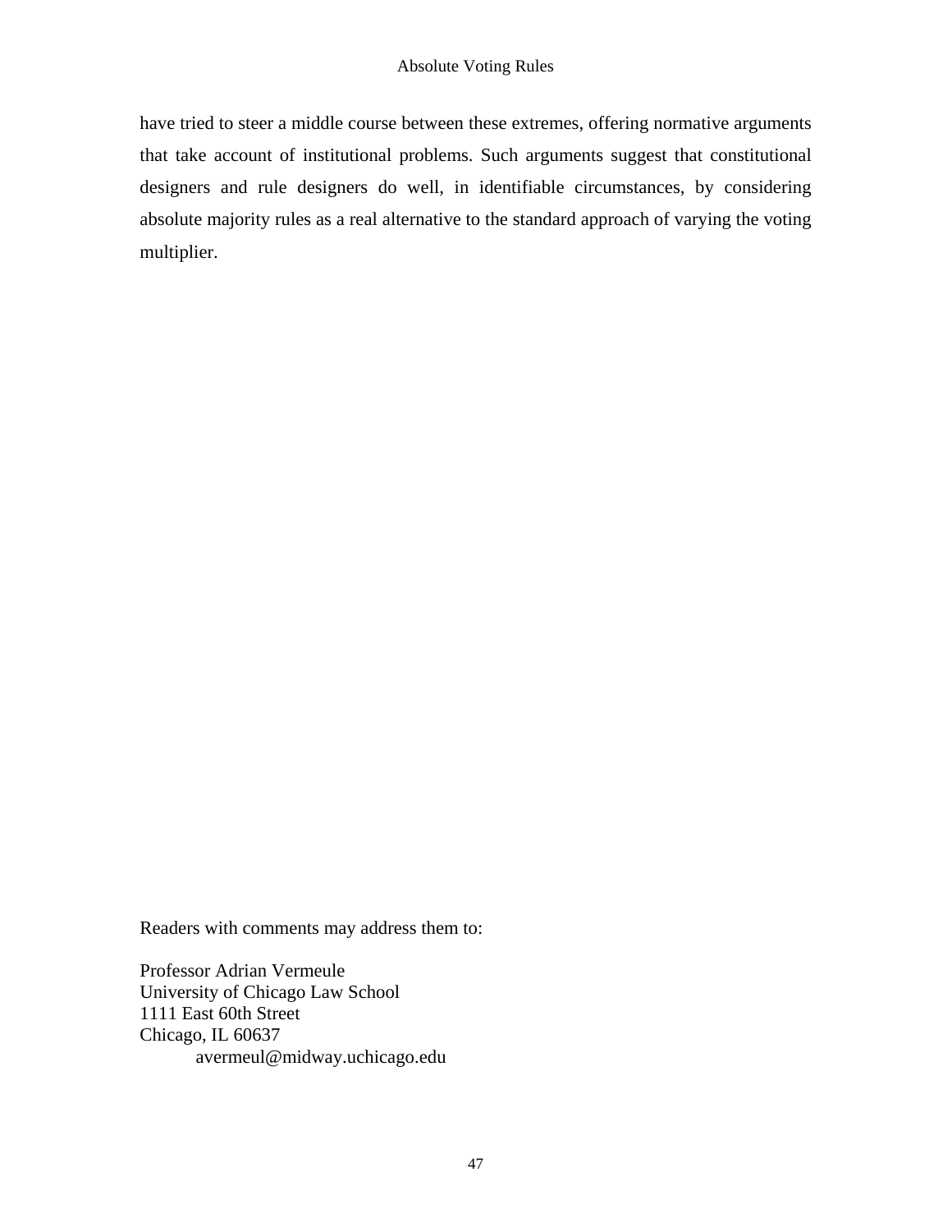have tried to steer a middle course between these extremes, offering normative arguments that take account of institutional problems. Such arguments suggest that constitutional designers and rule designers do well, in identifiable circumstances, by considering absolute majority rules as a real alternative to the standard approach of varying the voting multiplier.

Readers with comments may address them to:

Professor Adrian Vermeule  
University of Chicago Law School  
1111 East 60th Street  
Chicago, IL 60637  
avermeul@midway.uchicago.edu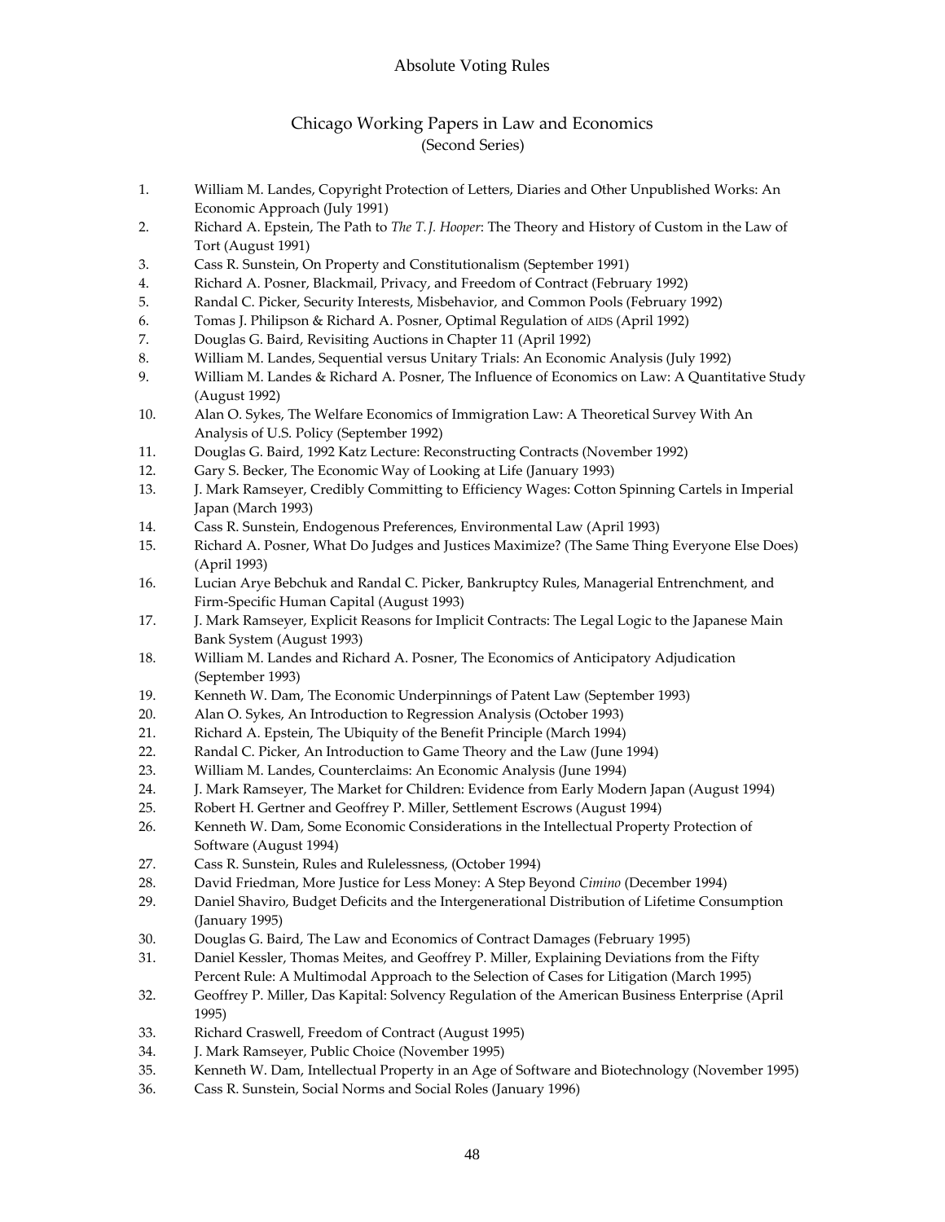## Chicago Working Papers in Law and Economics
(Second Series)

1. William M. Landes, Copyright Protection of Letters, Diaries and Other Unpublished Works: An Economic Approach (July 1991)
2. Richard A. Epstein, The Path to *The T. J. Hooper*: The Theory and History of Custom in the Law of Tort (August 1991)
3. Cass R. Sunstein, On Property and Constitutionalism (September 1991)
4. Richard A. Posner, Blackmail, Privacy, and Freedom of Contract (February 1992)
5. Randal C. Picker, Security Interests, Misbehavior, and Common Pools (February 1992)
6. Tomas J. Philipson & Richard A. Posner, Optimal Regulation of AIDS (April 1992)
7. Douglas G. Baird, Revisiting Auctions in Chapter 11 (April 1992)
8. William M. Landes, Sequential versus Unitary Trials: An Economic Analysis (July 1992)
9. William M. Landes & Richard A. Posner, The Influence of Economics on Law: A Quantitative Study (August 1992)
10. Alan O. Sykes, The Welfare Economics of Immigration Law: A Theoretical Survey With An Analysis of U.S. Policy (September 1992)
11. Douglas G. Baird, 1992 Katz Lecture: Reconstructing Contracts (November 1992)
12. Gary S. Becker, The Economic Way of Looking at Life (January 1993)
13. J. Mark Ramseyer, Credibly Committing to Efficiency Wages: Cotton Spinning Cartels in Imperial Japan (March 1993)
14. Cass R. Sunstein, Endogenous Preferences, Environmental Law (April 1993)
15. Richard A. Posner, What Do Judges and Justices Maximize? (The Same Thing Everyone Else Does) (April 1993)
16. Lucian Arye Bebchuk and Randal C. Picker, Bankruptcy Rules, Managerial Entrenchment, and Firm-Specific Human Capital (August 1993)
17. J. Mark Ramseyer, Explicit Reasons for Implicit Contracts: The Legal Logic to the Japanese Main Bank System (August 1993)
18. William M. Landes and Richard A. Posner, The Economics of Anticipatory Adjudication (September 1993)
19. Kenneth W. Dam, The Economic Underpinnings of Patent Law (September 1993)
20. Alan O. Sykes, An Introduction to Regression Analysis (October 1993)
21. Richard A. Epstein, The Ubiquity of the Benefit Principle (March 1994)
22. Randal C. Picker, An Introduction to Game Theory and the Law (June 1994)
23. William M. Landes, Counterclaims: An Economic Analysis (June 1994)
24. J. Mark Ramseyer, The Market for Children: Evidence from Early Modern Japan (August 1994)
25. Robert H. Gertner and Geoffrey P. Miller, Settlement Escrows (August 1994)
26. Kenneth W. Dam, Some Economic Considerations in the Intellectual Property Protection of Software (August 1994)
27. Cass R. Sunstein, Rules and Rulelessness, (October 1994)
28. David Friedman, More Justice for Less Money: A Step Beyond *Cimino* (December 1994)
29. Daniel Shaviro, Budget Deficits and the Intergenerational Distribution of Lifetime Consumption (January 1995)
30. Douglas G. Baird, The Law and Economics of Contract Damages (February 1995)
31. Daniel Kessler, Thomas Meites, and Geoffrey P. Miller, Explaining Deviations from the Fifty Percent Rule: A Multimodal Approach to the Selection of Cases for Litigation (March 1995)
32. Geoffrey P. Miller, Das Kapital: Solvency Regulation of the American Business Enterprise (April 1995)
33. Richard Craswell, Freedom of Contract (August 1995)
34. J. Mark Ramseyer, Public Choice (November 1995)
35. Kenneth W. Dam, Intellectual Property in an Age of Software and Biotechnology (November 1995)
36. Cass R. Sunstein, Social Norms and Social Roles (January 1996)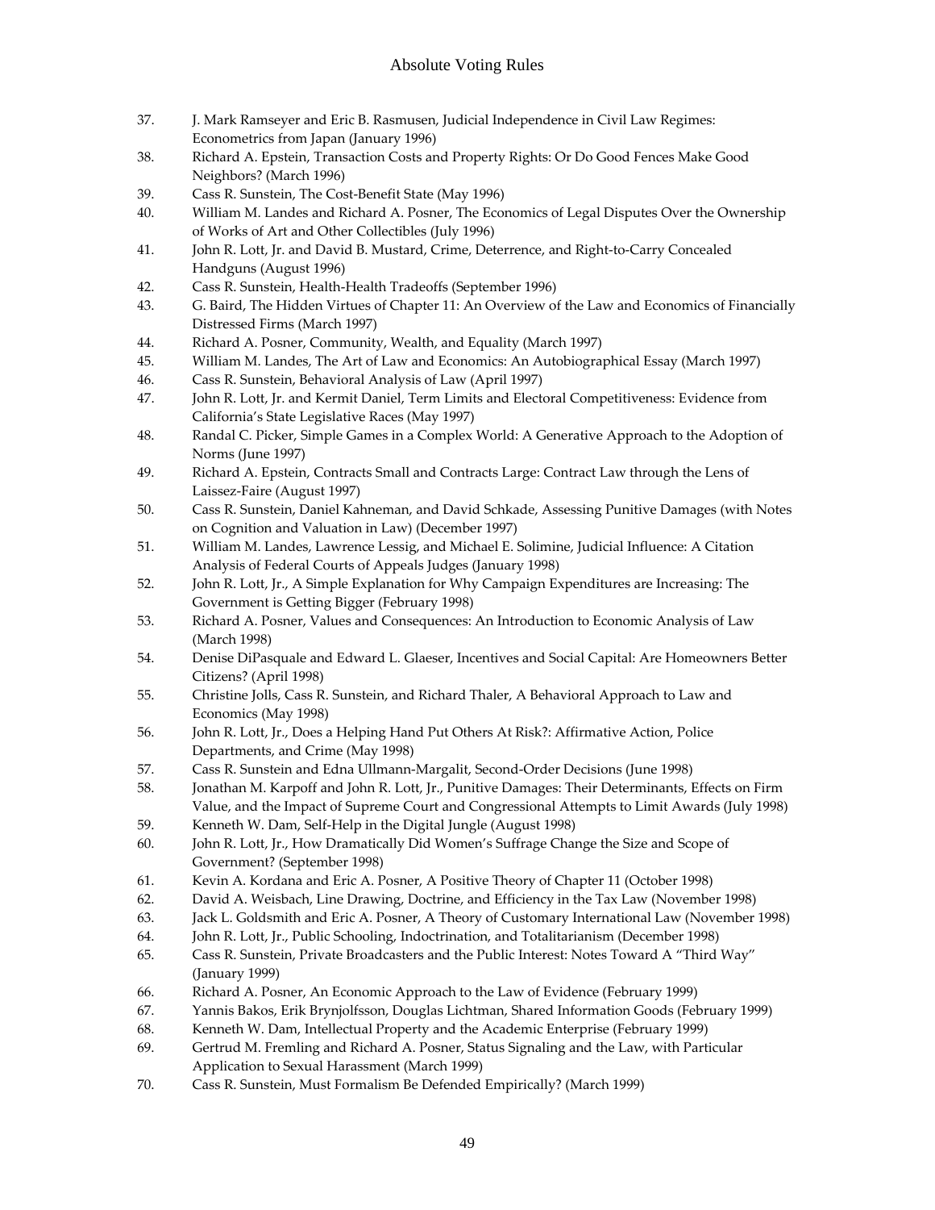37. J. Mark Ramseyer and Eric B. Rasmusen, Judicial Independence in Civil Law Regimes: Econometrics from Japan (January 1996)
38. Richard A. Epstein, Transaction Costs and Property Rights: Or Do Good Fences Make Good Neighbors? (March 1996)
39. Cass R. Sunstein, The Cost-Benefit State (May 1996)
40. William M. Landes and Richard A. Posner, The Economics of Legal Disputes Over the Ownership of Works of Art and Other Collectibles (July 1996)
41. John R. Lott, Jr. and David B. Mustard, Crime, Deterrence, and Right-to-Carry Concealed Handguns (August 1996)
42. Cass R. Sunstein, Health-Health Tradeoffs (September 1996)
43. G. Baird, The Hidden Virtues of Chapter 11: An Overview of the Law and Economics of Financially Distressed Firms (March 1997)
44. Richard A. Posner, Community, Wealth, and Equality (March 1997)
45. William M. Landes, The Art of Law and Economics: An Autobiographical Essay (March 1997)
46. Cass R. Sunstein, Behavioral Analysis of Law (April 1997)
47. John R. Lott, Jr. and Kermit Daniel, Term Limits and Electoral Competitiveness: Evidence from California's State Legislative Races (May 1997)
48. Randal C. Picker, Simple Games in a Complex World: A Generative Approach to the Adoption of Norms (June 1997)
49. Richard A. Epstein, Contracts Small and Contracts Large: Contract Law through the Lens of Laissez-Faire (August 1997)
50. Cass R. Sunstein, Daniel Kahneman, and David Schkade, Assessing Punitive Damages (with Notes on Cognition and Valuation in Law) (December 1997)
51. William M. Landes, Lawrence Lessig, and Michael E. Solimine, Judicial Influence: A Citation Analysis of Federal Courts of Appeals Judges (January 1998)
52. John R. Lott, Jr., A Simple Explanation for Why Campaign Expenditures are Increasing: The Government is Getting Bigger (February 1998)
53. Richard A. Posner, Values and Consequences: An Introduction to Economic Analysis of Law (March 1998)
54. Denise DiPasquale and Edward L. Glaeser, Incentives and Social Capital: Are Homeowners Better Citizens? (April 1998)
55. Christine Jolls, Cass R. Sunstein, and Richard Thaler, A Behavioral Approach to Law and Economics (May 1998)
56. John R. Lott, Jr., Does a Helping Hand Put Others At Risk?: Affirmative Action, Police Departments, and Crime (May 1998)
57. Cass R. Sunstein and Edna Ullmann-Margalit, Second-Order Decisions (June 1998)
58. Jonathan M. Karpoff and John R. Lott, Jr., Punitive Damages: Their Determinants, Effects on Firm Value, and the Impact of Supreme Court and Congressional Attempts to Limit Awards (July 1998)
59. Kenneth W. Dam, Self-Help in the Digital Jungle (August 1998)
60. John R. Lott, Jr., How Dramatically Did Women's Suffrage Change the Size and Scope of Government? (September 1998)
61. Kevin A. Kordana and Eric A. Posner, A Positive Theory of Chapter 11 (October 1998)
62. David A. Weisbach, Line Drawing, Doctrine, and Efficiency in the Tax Law (November 1998)
63. Jack L. Goldsmith and Eric A. Posner, A Theory of Customary International Law (November 1998)
64. John R. Lott, Jr., Public Schooling, Indoctrination, and Totalitarianism (December 1998)
65. Cass R. Sunstein, Private Broadcasters and the Public Interest: Notes Toward A "Third Way" (January 1999)
66. Richard A. Posner, An Economic Approach to the Law of Evidence (February 1999)
67. Yannis Bakos, Erik Brynjolfsson, Douglas Lichtman, Shared Information Goods (February 1999)
68. Kenneth W. Dam, Intellectual Property and the Academic Enterprise (February 1999)
69. Gertrud M. Fremling and Richard A. Posner, Status Signaling and the Law, with Particular Application to Sexual Harassment (March 1999)
70. Cass R. Sunstein, Must Formalism Be Defended Empirically? (March 1999)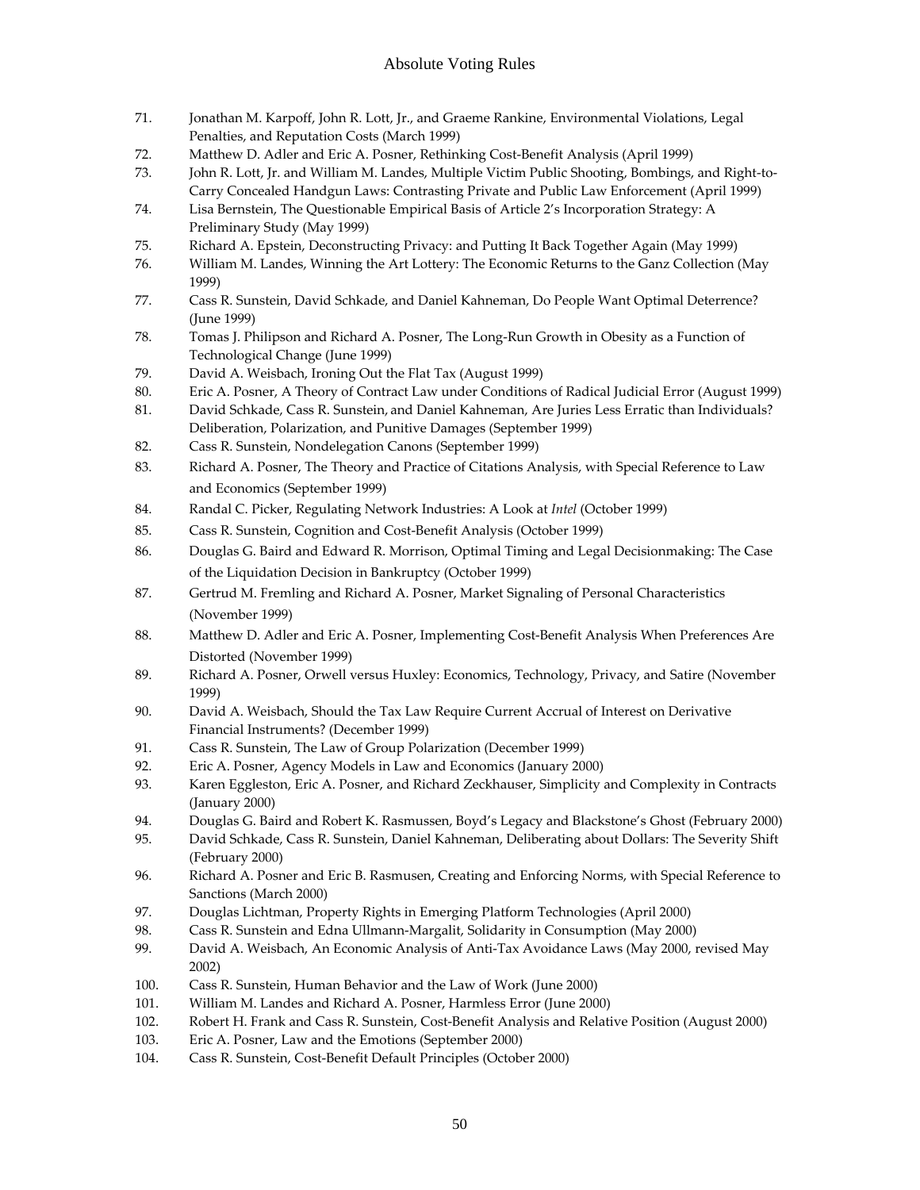71. Jonathan M. Karpoff, John R. Lott, Jr., and Graeme Rankine, Environmental Violations, Legal Penalties, and Reputation Costs (March 1999)
72. Matthew D. Adler and Eric A. Posner, Rethinking Cost-Benefit Analysis (April 1999)
73. John R. Lott, Jr. and William M. Landes, Multiple Victim Public Shooting, Bombings, and Right-to-Carry Concealed Handgun Laws: Contrasting Private and Public Law Enforcement (April 1999)
74. Lisa Bernstein, The Questionable Empirical Basis of Article 2's Incorporation Strategy: A Preliminary Study (May 1999)
75. Richard A. Epstein, Deconstructing Privacy: and Putting It Back Together Again (May 1999)
76. William M. Landes, Winning the Art Lottery: The Economic Returns to the Ganz Collection (May 1999)
77. Cass R. Sunstein, David Schkade, and Daniel Kahneman, Do People Want Optimal Deterrence? (June 1999)
78. Tomas J. Philipson and Richard A. Posner, The Long-Run Growth in Obesity as a Function of Technological Change (June 1999)
79. David A. Weisbach, Ironing Out the Flat Tax (August 1999)
80. Eric A. Posner, A Theory of Contract Law under Conditions of Radical Judicial Error (August 1999)
81. David Schkade, Cass R. Sunstein, and Daniel Kahneman, Are Juries Less Erratic than Individuals? Deliberation, Polarization, and Punitive Damages (September 1999)
82. Cass R. Sunstein, Nondelegation Canons (September 1999)
83. Richard A. Posner, The Theory and Practice of Citations Analysis, with Special Reference to Law and Economics (September 1999)
84. Randal C. Picker, Regulating Network Industries: A Look at *Intel* (October 1999)
85. Cass R. Sunstein, Cognition and Cost-Benefit Analysis (October 1999)
86. Douglas G. Baird and Edward R. Morrison, Optimal Timing and Legal Decisionmaking: The Case of the Liquidation Decision in Bankruptcy (October 1999)
87. Gertrud M. Fremling and Richard A. Posner, Market Signaling of Personal Characteristics (November 1999)
88. Matthew D. Adler and Eric A. Posner, Implementing Cost-Benefit Analysis When Preferences Are Distorted (November 1999)
89. Richard A. Posner, Orwell versus Huxley: Economics, Technology, Privacy, and Satire (November 1999)
90. David A. Weisbach, Should the Tax Law Require Current Accrual of Interest on Derivative Financial Instruments? (December 1999)
91. Cass R. Sunstein, The Law of Group Polarization (December 1999)
92. Eric A. Posner, Agency Models in Law and Economics (January 2000)
93. Karen Eggleston, Eric A. Posner, and Richard Zeckhauser, Simplicity and Complexity in Contracts (January 2000)
94. Douglas G. Baird and Robert K. Rasmussen, Boyd's Legacy and Blackstone's Ghost (February 2000)
95. David Schkade, Cass R. Sunstein, Daniel Kahneman, Deliberating about Dollars: The Severity Shift (February 2000)
96. Richard A. Posner and Eric B. Rasmusen, Creating and Enforcing Norms, with Special Reference to Sanctions (March 2000)
97. Douglas Lichtman, Property Rights in Emerging Platform Technologies (April 2000)
98. Cass R. Sunstein and Edna Ullmann-Margalit, Solidarity in Consumption (May 2000)
99. David A. Weisbach, An Economic Analysis of Anti-Tax Avoidance Laws (May 2000, revised May 2002)
100. Cass R. Sunstein, Human Behavior and the Law of Work (June 2000)
101. William M. Landes and Richard A. Posner, Harmless Error (June 2000)
102. Robert H. Frank and Cass R. Sunstein, Cost-Benefit Analysis and Relative Position (August 2000)
103. Eric A. Posner, Law and the Emotions (September 2000)
104. Cass R. Sunstein, Cost-Benefit Default Principles (October 2000)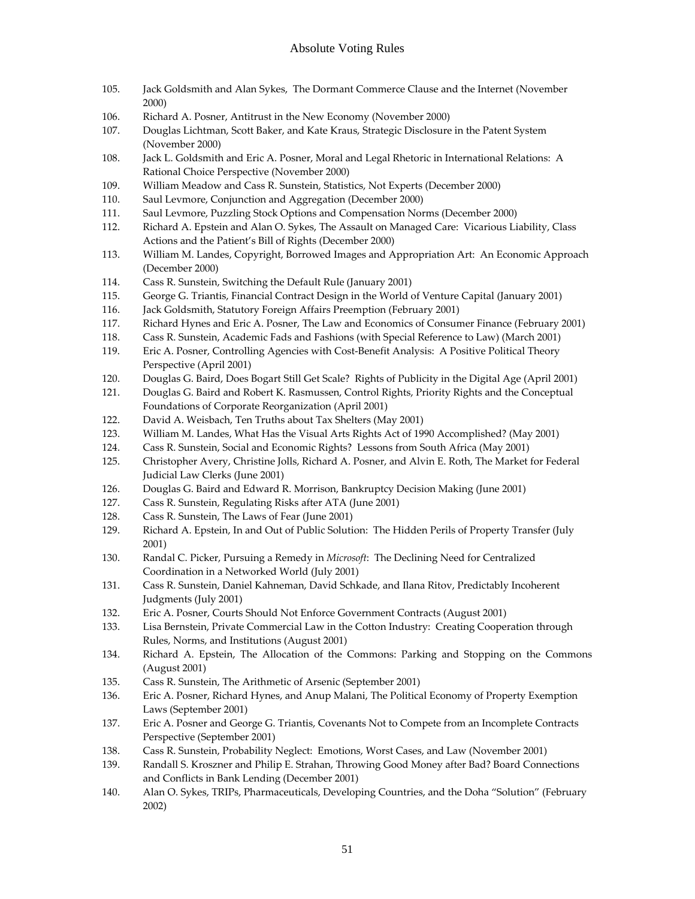105. Jack Goldsmith and Alan Sykes, The Dormant Commerce Clause and the Internet (November 2000)
106. Richard A. Posner, Antitrust in the New Economy (November 2000)
107. Douglas Lichtman, Scott Baker, and Kate Kraus, Strategic Disclosure in the Patent System (November 2000)
108. Jack L. Goldsmith and Eric A. Posner, Moral and Legal Rhetoric in International Relations: A Rational Choice Perspective (November 2000)
109. William Meadow and Cass R. Sunstein, Statistics, Not Experts (December 2000)
110. Saul Levmore, Conjunction and Aggregation (December 2000)
111. Saul Levmore, Puzzling Stock Options and Compensation Norms (December 2000)
112. Richard A. Epstein and Alan O. Sykes, The Assault on Managed Care: Vicarious Liability, Class Actions and the Patient's Bill of Rights (December 2000)
113. William M. Landes, Copyright, Borrowed Images and Appropriation Art: An Economic Approach (December 2000)
114. Cass R. Sunstein, Switching the Default Rule (January 2001)
115. George G. Triantis, Financial Contract Design in the World of Venture Capital (January 2001)
116. Jack Goldsmith, Statutory Foreign Affairs Preemption (February 2001)
117. Richard Hynes and Eric A. Posner, The Law and Economics of Consumer Finance (February 2001)
118. Cass R. Sunstein, Academic Fads and Fashions (with Special Reference to Law) (March 2001)
119. Eric A. Posner, Controlling Agencies with Cost-Benefit Analysis: A Positive Political Theory Perspective (April 2001)
120. Douglas G. Baird, Does Bogart Still Get Scale? Rights of Publicity in the Digital Age (April 2001)
121. Douglas G. Baird and Robert K. Rasmussen, Control Rights, Priority Rights and the Conceptual Foundations of Corporate Reorganization (April 2001)
122. David A. Weisbach, Ten Truths about Tax Shelters (May 2001)
123. William M. Landes, What Has the Visual Arts Rights Act of 1990 Accomplished? (May 2001)
124. Cass R. Sunstein, Social and Economic Rights? Lessons from South Africa (May 2001)
125. Christopher Avery, Christine Jolls, Richard A. Posner, and Alvin E. Roth, The Market for Federal Judicial Law Clerks (June 2001)
126. Douglas G. Baird and Edward R. Morrison, Bankruptcy Decision Making (June 2001)
127. Cass R. Sunstein, Regulating Risks after ATA (June 2001)
128. Cass R. Sunstein, The Laws of Fear (June 2001)
129. Richard A. Epstein, In and Out of Public Solution: The Hidden Perils of Property Transfer (July 2001)
130. Randal C. Picker, Pursuing a Remedy in *Microsoft*: The Declining Need for Centralized Coordination in a Networked World (July 2001)
131. Cass R. Sunstein, Daniel Kahneman, David Schkade, and Ilana Ritov, Predictably Incoherent Judgments (July 2001)
132. Eric A. Posner, Courts Should Not Enforce Government Contracts (August 2001)
133. Lisa Bernstein, Private Commercial Law in the Cotton Industry: Creating Cooperation through Rules, Norms, and Institutions (August 2001)
134. Richard A. Epstein, The Allocation of the Commons: Parking and Stopping on the Commons (August 2001)
135. Cass R. Sunstein, The Arithmetic of Arsenic (September 2001)
136. Eric A. Posner, Richard Hynes, and Anup Malani, The Political Economy of Property Exemption Laws (September 2001)
137. Eric A. Posner and George G. Triantis, Covenants Not to Compete from an Incomplete Contracts Perspective (September 2001)
138. Cass R. Sunstein, Probability Neglect: Emotions, Worst Cases, and Law (November 2001)
139. Randall S. Kroszner and Philip E. Strahan, Throwing Good Money after Bad? Board Connections and Conflicts in Bank Lending (December 2001)
140. Alan O. Sykes, TRIPs, Pharmaceuticals, Developing Countries, and the Doha "Solution" (February 2002)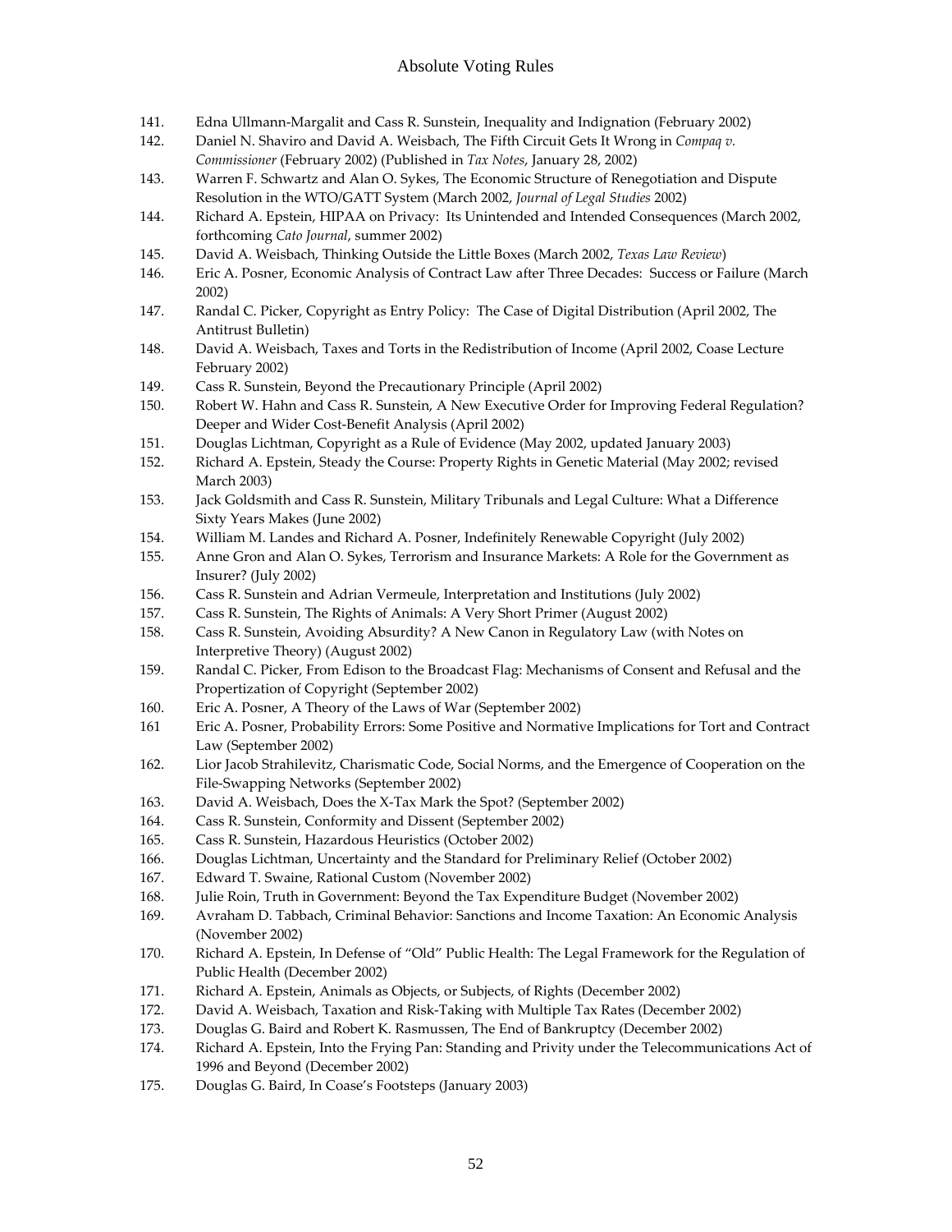141. Edna Ullmann-Margalit and Cass R. Sunstein, Inequality and Indignation (February 2002)
142. Daniel N. Shaviro and David A. Weisbach, The Fifth Circuit Gets It Wrong in *Compaq v. Commissioner* (February 2002) (Published in *Tax Notes*, January 28, 2002)
143. Warren F. Schwartz and Alan O. Sykes, The Economic Structure of Renegotiation and Dispute Resolution in the WTO/GATT System (March 2002, *Journal of Legal Studies* 2002)
144. Richard A. Epstein, HIPAA on Privacy: Its Unintended and Intended Consequences (March 2002, forthcoming *Cato Journal*, summer 2002)
145. David A. Weisbach, Thinking Outside the Little Boxes (March 2002, *Texas Law Review*)
146. Eric A. Posner, Economic Analysis of Contract Law after Three Decades: Success or Failure (March 2002)
147. Randal C. Picker, Copyright as Entry Policy: The Case of Digital Distribution (April 2002, The Antitrust Bulletin)
148. David A. Weisbach, Taxes and Torts in the Redistribution of Income (April 2002, Coase Lecture February 2002)
149. Cass R. Sunstein, Beyond the Precautionary Principle (April 2002)
150. Robert W. Hahn and Cass R. Sunstein, A New Executive Order for Improving Federal Regulation? Deeper and Wider Cost-Benefit Analysis (April 2002)
151. Douglas Lichtman, Copyright as a Rule of Evidence (May 2002, updated January 2003)
152. Richard A. Epstein, Steady the Course: Property Rights in Genetic Material (May 2002; revised March 2003)
153. Jack Goldsmith and Cass R. Sunstein, Military Tribunals and Legal Culture: What a Difference Sixty Years Makes (June 2002)
154. William M. Landes and Richard A. Posner, Indefinitely Renewable Copyright (July 2002)
155. Anne Gron and Alan O. Sykes, Terrorism and Insurance Markets: A Role for the Government as Insurer? (July 2002)
156. Cass R. Sunstein and Adrian Vermeule, Interpretation and Institutions (July 2002)
157. Cass R. Sunstein, The Rights of Animals: A Very Short Primer (August 2002)
158. Cass R. Sunstein, Avoiding Absurdity? A New Canon in Regulatory Law (with Notes on Interpretive Theory) (August 2002)
159. Randal C. Picker, From Edison to the Broadcast Flag: Mechanisms of Consent and Refusal and the Propertization of Copyright (September 2002)
160. Eric A. Posner, A Theory of the Laws of War (September 2002)
161 Eric A. Posner, Probability Errors: Some Positive and Normative Implications for Tort and Contract Law (September 2002)
162. Lior Jacob Strahilevitz, Charismatic Code, Social Norms, and the Emergence of Cooperation on the File-Swapping Networks (September 2002)
163. David A. Weisbach, Does the X-Tax Mark the Spot? (September 2002)
164. Cass R. Sunstein, Conformity and Dissent (September 2002)
165. Cass R. Sunstein, Hazardous Heuristics (October 2002)
166. Douglas Lichtman, Uncertainty and the Standard for Preliminary Relief (October 2002)
167. Edward T. Swaine, Rational Custom (November 2002)
168. Julie Roin, Truth in Government: Beyond the Tax Expenditure Budget (November 2002)
169. Avraham D. Tabbach, Criminal Behavior: Sanctions and Income Taxation: An Economic Analysis (November 2002)
170. Richard A. Epstein, In Defense of "Old" Public Health: The Legal Framework for the Regulation of Public Health (December 2002)
171. Richard A. Epstein, Animals as Objects, or Subjects, of Rights (December 2002)
172. David A. Weisbach, Taxation and Risk-Taking with Multiple Tax Rates (December 2002)
173. Douglas G. Baird and Robert K. Rasmussen, The End of Bankruptcy (December 2002)
174. Richard A. Epstein, Into the Frying Pan: Standing and Privity under the Telecommunications Act of 1996 and Beyond (December 2002)
175. Douglas G. Baird, In Coase's Footsteps (January 2003)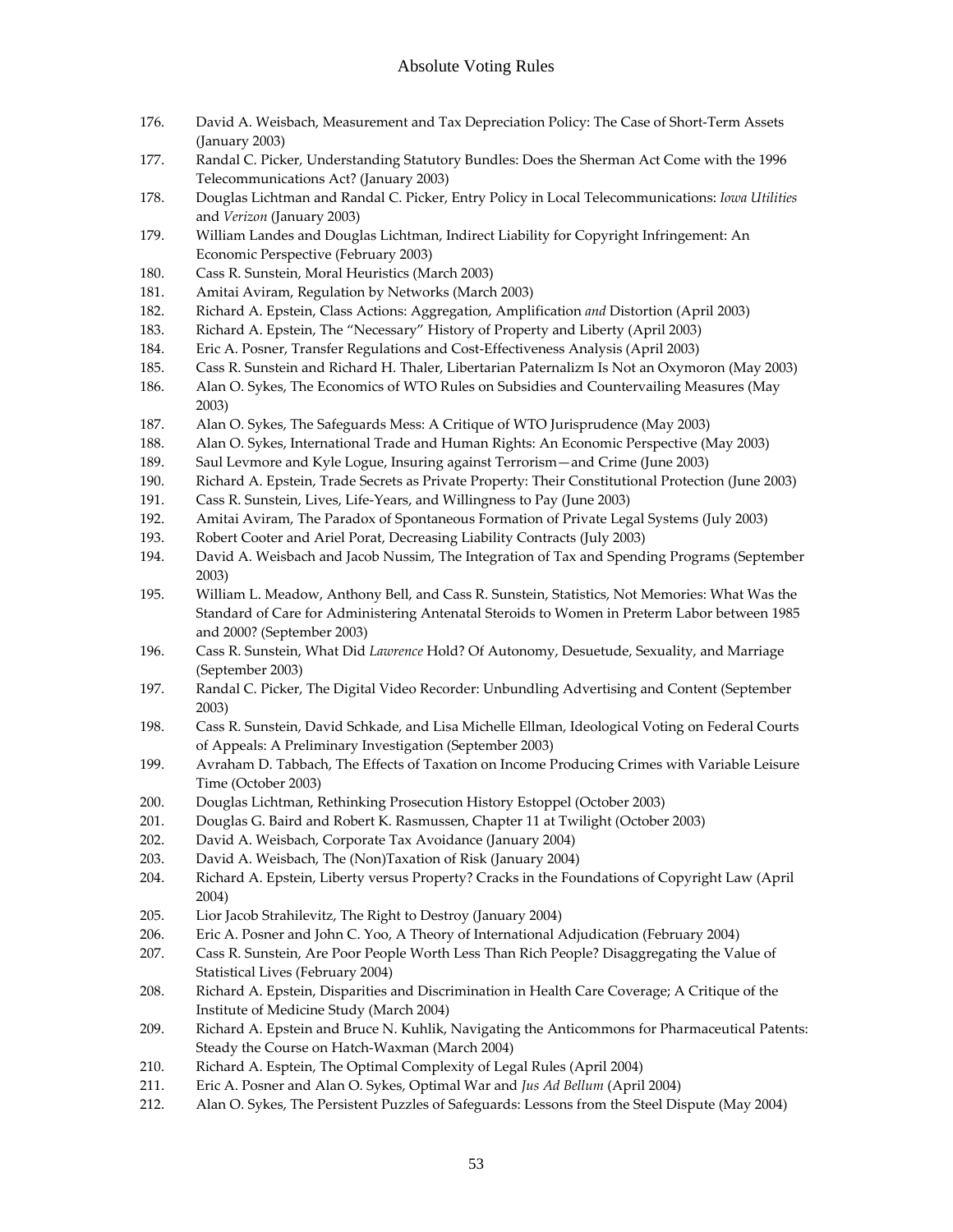176. David A. Weisbach, Measurement and Tax Depreciation Policy: The Case of Short-Term Assets (January 2003)
177. Randal C. Picker, Understanding Statutory Bundles: Does the Sherman Act Come with the 1996 Telecommunications Act? (January 2003)
178. Douglas Lichtman and Randal C. Picker, Entry Policy in Local Telecommunications: *Iowa Utilities* and *Verizon* (January 2003)
179. William Landes and Douglas Lichtman, Indirect Liability for Copyright Infringement: An Economic Perspective (February 2003)
180. Cass R. Sunstein, Moral Heuristics (March 2003)
181. Amitai Aviram, Regulation by Networks (March 2003)
182. Richard A. Epstein, Class Actions: Aggregation, Amplification *and* Distortion (April 2003)
183. Richard A. Epstein, The "Necessary" History of Property and Liberty (April 2003)
184. Eric A. Posner, Transfer Regulations and Cost-Effectiveness Analysis (April 2003)
185. Cass R. Sunstein and Richard H. Thaler, Libertarian Paternalizm Is Not an Oxymoron (May 2003)
186. Alan O. Sykes, The Economics of WTO Rules on Subsidies and Countervailing Measures (May 2003)
187. Alan O. Sykes, The Safeguards Mess: A Critique of WTO Jurisprudence (May 2003)
188. Alan O. Sykes, International Trade and Human Rights: An Economic Perspective (May 2003)
189. Saul Levmore and Kyle Logue, Insuring against Terrorism—and Crime (June 2003)
190. Richard A. Epstein, Trade Secrets as Private Property: Their Constitutional Protection (June 2003)
191. Cass R. Sunstein, Lives, Life-Years, and Willingness to Pay (June 2003)
192. Amitai Aviram, The Paradox of Spontaneous Formation of Private Legal Systems (July 2003)
193. Robert Cooter and Ariel Porat, Decreasing Liability Contracts (July 2003)
194. David A. Weisbach and Jacob Nussim, The Integration of Tax and Spending Programs (September 2003)
195. William L. Meadow, Anthony Bell, and Cass R. Sunstein, Statistics, Not Memories: What Was the Standard of Care for Administering Antenatal Steroids to Women in Preterm Labor between 1985 and 2000? (September 2003)
196. Cass R. Sunstein, What Did *Lawrence* Hold? Of Autonomy, Desuetude, Sexuality, and Marriage (September 2003)
197. Randal C. Picker, The Digital Video Recorder: Unbundling Advertising and Content (September 2003)
198. Cass R. Sunstein, David Schkade, and Lisa Michelle Ellman, Ideological Voting on Federal Courts of Appeals: A Preliminary Investigation (September 2003)
199. Avraham D. Tabbach, The Effects of Taxation on Income Producing Crimes with Variable Leisure Time (October 2003)
200. Douglas Lichtman, Rethinking Prosecution History Estoppel (October 2003)
201. Douglas G. Baird and Robert K. Rasmussen, Chapter 11 at Twilight (October 2003)
202. David A. Weisbach, Corporate Tax Avoidance (January 2004)
203. David A. Weisbach, The (Non)Taxation of Risk (January 2004)
204. Richard A. Epstein, Liberty versus Property? Cracks in the Foundations of Copyright Law (April 2004)
205. Lior Jacob Strahilevitz, The Right to Destroy (January 2004)
206. Eric A. Posner and John C. Yoo, A Theory of International Adjudication (February 2004)
207. Cass R. Sunstein, Are Poor People Worth Less Than Rich People? Disaggregating the Value of Statistical Lives (February 2004)
208. Richard A. Epstein, Disparities and Discrimination in Health Care Coverage; A Critique of the Institute of Medicine Study (March 2004)
209. Richard A. Epstein and Bruce N. Kuhlik, Navigating the Anticommons for Pharmaceutical Patents: Steady the Course on Hatch-Waxman (March 2004)
210. Richard A. Esptein, The Optimal Complexity of Legal Rules (April 2004)
211. Eric A. Posner and Alan O. Sykes, Optimal War and *Jus Ad Bellum* (April 2004)
212. Alan O. Sykes, The Persistent Puzzles of Safeguards: Lessons from the Steel Dispute (May 2004)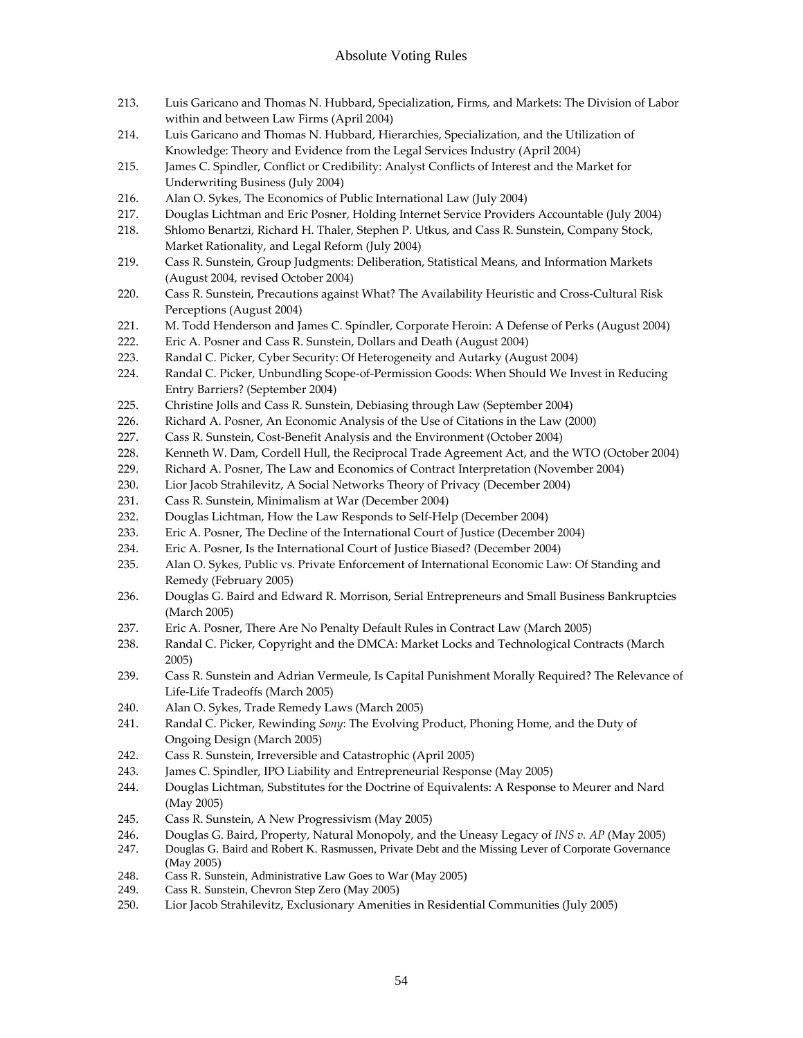213. Luis Garicano and Thomas N. Hubbard, Specialization, Firms, and Markets: The Division of Labor within and between Law Firms (April 2004)
214. Luis Garicano and Thomas N. Hubbard, Hierarchies, Specialization, and the Utilization of Knowledge: Theory and Evidence from the Legal Services Industry (April 2004)
215. James C. Spindler, Conflict or Credibility: Analyst Conflicts of Interest and the Market for Underwriting Business (July 2004)
216. Alan O. Sykes, The Economics of Public International Law (July 2004)
217. Douglas Lichtman and Eric Posner, Holding Internet Service Providers Accountable (July 2004)
218. Shlomo Benartzi, Richard H. Thaler, Stephen P. Utkus, and Cass R. Sunstein, Company Stock, Market Rationality, and Legal Reform (July 2004)
219. Cass R. Sunstein, Group Judgments: Deliberation, Statistical Means, and Information Markets (August 2004, revised October 2004)
220. Cass R. Sunstein, Precautions against What? The Availability Heuristic and Cross-Cultural Risk Perceptions (August 2004)
221. M. Todd Henderson and James C. Spindler, Corporate Heroin: A Defense of Perks (August 2004)
222. Eric A. Posner and Cass R. Sunstein, Dollars and Death (August 2004)
223. Randal C. Picker, Cyber Security: Of Heterogeneity and Autarky (August 2004)
224. Randal C. Picker, Unbundling Scope-of-Permission Goods: When Should We Invest in Reducing Entry Barriers? (September 2004)
225. Christine Jolls and Cass R. Sunstein, Debiasing through Law (September 2004)
226. Richard A. Posner, An Economic Analysis of the Use of Citations in the Law (2000)
227. Cass R. Sunstein, Cost-Benefit Analysis and the Environment (October 2004)
228. Kenneth W. Dam, Cordell Hull, the Reciprocal Trade Agreement Act, and the WTO (October 2004)
229. Richard A. Posner, The Law and Economics of Contract Interpretation (November 2004)
230. Lior Jacob Strahilevitz, A Social Networks Theory of Privacy (December 2004)
231. Cass R. Sunstein, Minimalism at War (December 2004)
232. Douglas Lichtman, How the Law Responds to Self-Help (December 2004)
233. Eric A. Posner, The Decline of the International Court of Justice (December 2004)
234. Eric A. Posner, Is the International Court of Justice Biased? (December 2004)
235. Alan O. Sykes, Public vs. Private Enforcement of International Economic Law: Of Standing and Remedy (February 2005)
236. Douglas G. Baird and Edward R. Morrison, Serial Entrepreneurs and Small Business Bankruptcies (March 2005)
237. Eric A. Posner, There Are No Penalty Default Rules in Contract Law (March 2005)
238. Randal C. Picker, Copyright and the DMCA: Market Locks and Technological Contracts (March 2005)
239. Cass R. Sunstein and Adrian Vermeule, Is Capital Punishment Morally Required? The Relevance of Life-Life Tradeoffs (March 2005)
240. Alan O. Sykes, Trade Remedy Laws (March 2005)
241. Randal C. Picker, Rewinding *Sony*: The Evolving Product, Phoning Home, and the Duty of Ongoing Design (March 2005)
242. Cass R. Sunstein, Irreversible and Catastrophic (April 2005)
243. James C. Spindler, IPO Liability and Entrepreneurial Response (May 2005)
244. Douglas Lichtman, Substitutes for the Doctrine of Equivalents: A Response to Meurer and Nard (May 2005)
245. Cass R. Sunstein, A New Progressivism (May 2005)
246. Douglas G. Baird, Property, Natural Monopoly, and the Uneasy Legacy of *INS v. AP* (May 2005)
247. Douglas G. Baird and Robert K. Rasmussen, Private Debt and the Missing Lever of Corporate Governance (May 2005)
248. Cass R. Sunstein, Administrative Law Goes to War (May 2005)
249. Cass R. Sunstein, Chevron Step Zero (May 2005)
250. Lior Jacob Strahilevitz, Exclusionary Amenities in Residential Communities (July 2005)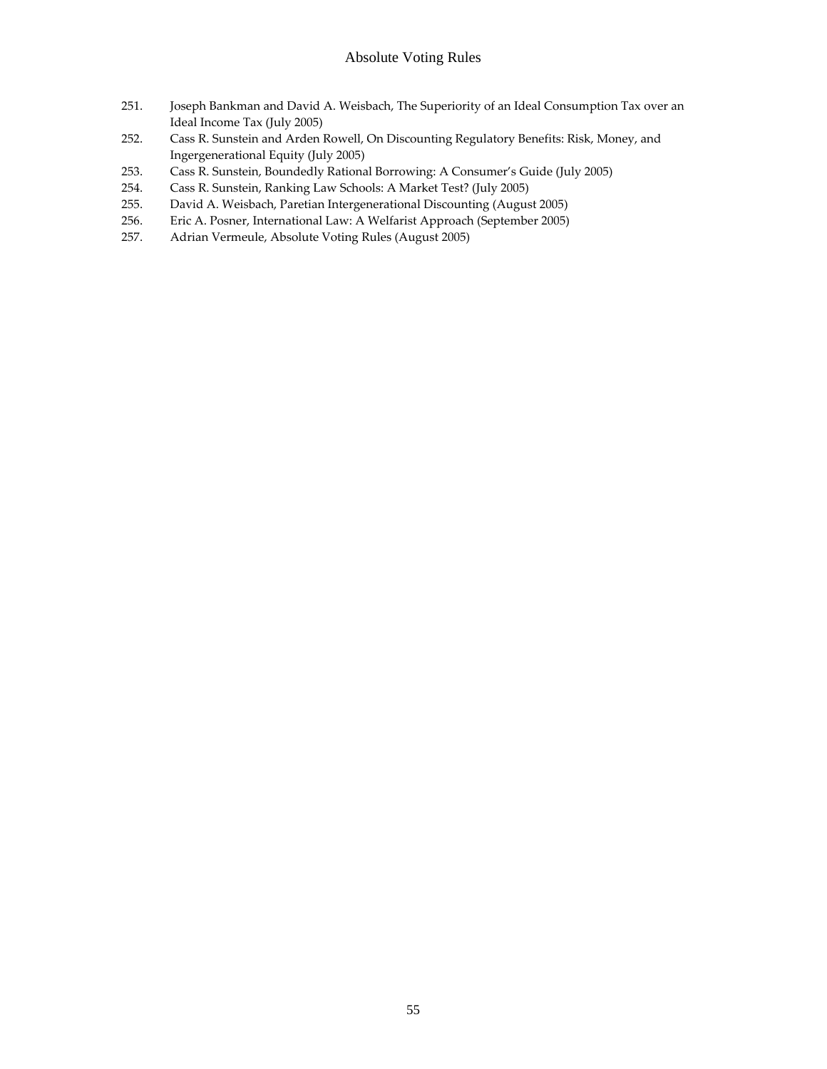251. Joseph Bankman and David A. Weisbach, The Superiority of an Ideal Consumption Tax over an Ideal Income Tax (July 2005)
252. Cass R. Sunstein and Arden Rowell, On Discounting Regulatory Benefits: Risk, Money, and Ingergenerational Equity (July 2005)
253. Cass R. Sunstein, Boundedly Rational Borrowing: A Consumer's Guide (July 2005)
254. Cass R. Sunstein, Ranking Law Schools: A Market Test? (July 2005)
255. David A. Weisbach, Paretian Intergenerational Discounting (August 2005)
256. Eric A. Posner, International Law: A Welfarist Approach (September 2005)
257. Adrian Vermeule, Absolute Voting Rules (August 2005)